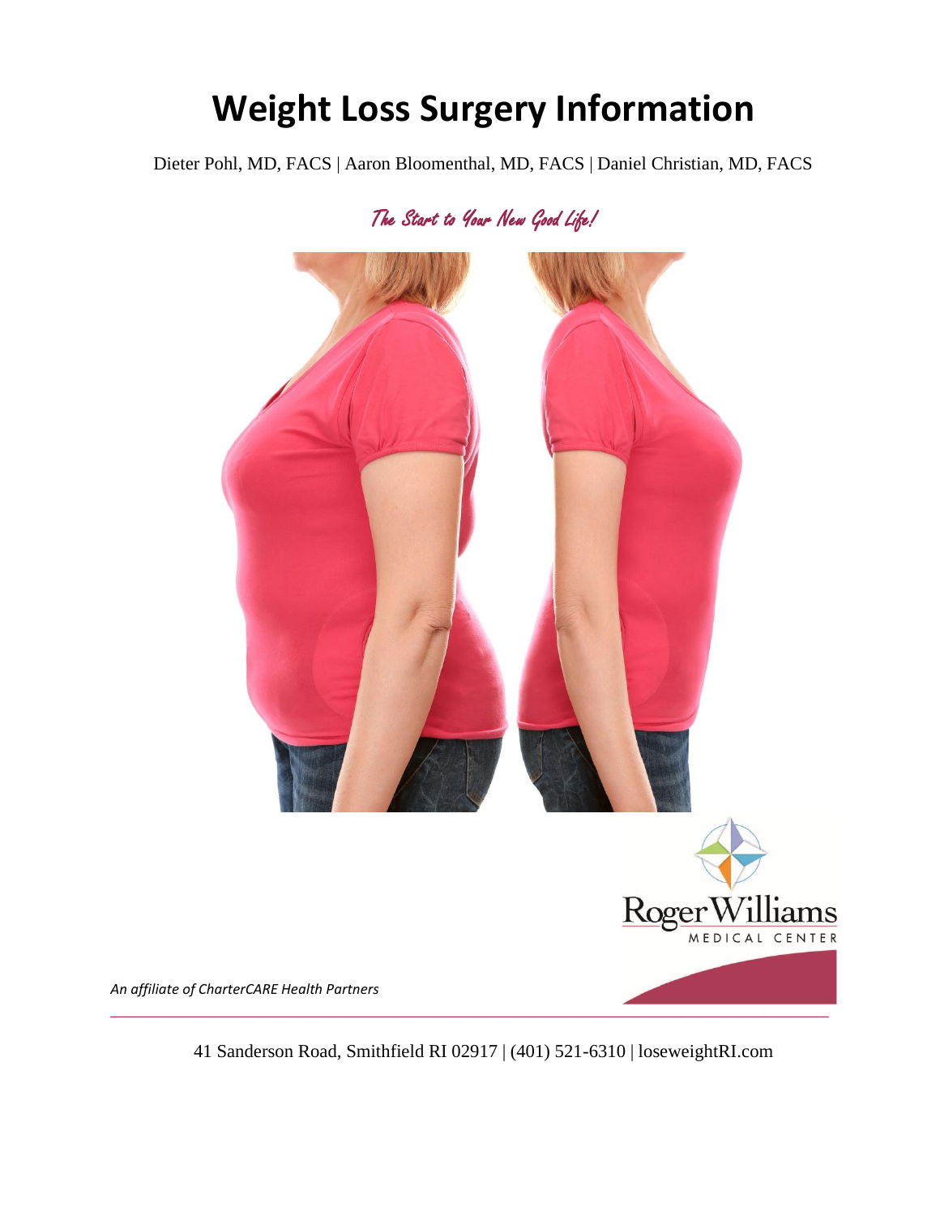# Weight Loss Surgery Information

Dieter Pohl, MD, FACS | Aaron Bloomenthal, MD, FACS | Daniel Christian, MD, FACS

*The Start to Your New Good Life!*

Roger Williams MEDICAL CENTER

*An affiliate of CharterCARE Health Partners*

41 Sanderson Road, Smithfield RI 02917 | (401) 521-6310 | loseweightRI.com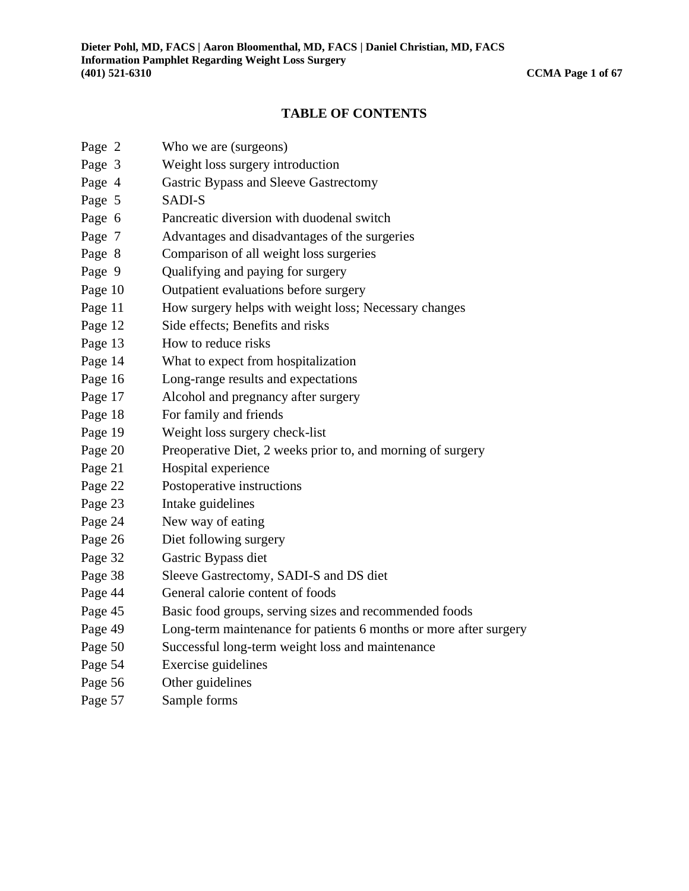# TABLE OF CONTENTS

| | |
|---|---|
| Page 2 | Who we are (surgeons) |
| Page 3 | Weight loss surgery introduction |
| Page 4 | Gastric Bypass and Sleeve Gastrectomy |
| Page 5 | SADI-S |
| Page 6 | Pancreatic diversion with duodenal switch |
| Page 7 | Advantages and disadvantages of the surgeries |
| Page 8 | Comparison of all weight loss surgeries |
| Page 9 | Qualifying and paying for surgery |
| Page 10 | Outpatient evaluations before surgery |
| Page 11 | How surgery helps with weight loss; Necessary changes |
| Page 12 | Side effects; Benefits and risks |
| Page 13 | How to reduce risks |
| Page 14 | What to expect from hospitalization |
| Page 16 | Long-range results and expectations |
| Page 17 | Alcohol and pregnancy after surgery |
| Page 18 | For family and friends |
| Page 19 | Weight loss surgery check-list |
| Page 20 | Preoperative Diet, 2 weeks prior to, and morning of surgery |
| Page 21 | Hospital experience |
| Page 22 | Postoperative instructions |
| Page 23 | Intake guidelines |
| Page 24 | New way of eating |
| Page 26 | Diet following surgery |
| Page 32 | Gastric Bypass diet |
| Page 38 | Sleeve Gastrectomy, SADI-S and DS diet |
| Page 44 | General calorie content of foods |
| Page 45 | Basic food groups, serving sizes and recommended foods |
| Page 49 | Long-term maintenance for patients 6 months or more after surgery |
| Page 50 | Successful long-term weight loss and maintenance |
| Page 54 | Exercise guidelines |
| Page 56 | Other guidelines |
| Page 57 | Sample forms |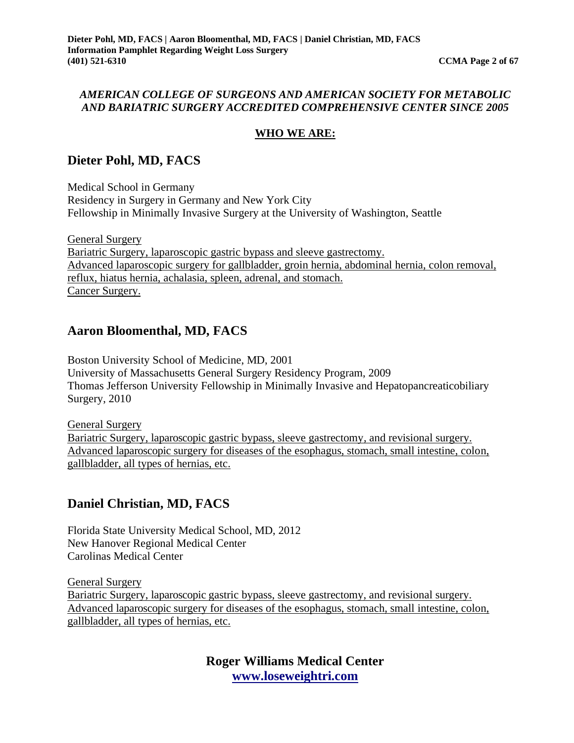*AMERICAN COLLEGE OF SURGEONS AND AMERICAN SOCIETY FOR METABOLIC AND BARIATRIC SURGERY ACCREDITED COMPREHENSIVE CENTER SINCE 2005*

**WHO WE ARE:**

## Dieter Pohl, MD, FACS

Medical School in Germany
Residency in Surgery in Germany and New York City
Fellowship in Minimally Invasive Surgery at the University of Washington, Seattle

General Surgery
Bariatric Surgery, laparoscopic gastric bypass and sleeve gastrectomy.
Advanced laparoscopic surgery for gallbladder, groin hernia, abdominal hernia, colon removal, reflux, hiatus hernia, achalasia, spleen, adrenal, and stomach.
Cancer Surgery.

## Aaron Bloomenthal, MD, FACS

Boston University School of Medicine, MD, 2001
University of Massachusetts General Surgery Residency Program, 2009
Thomas Jefferson University Fellowship in Minimally Invasive and Hepatopancreaticobiliary Surgery, 2010

General Surgery
Bariatric Surgery, laparoscopic gastric bypass, sleeve gastrectomy, and revisional surgery.
Advanced laparoscopic surgery for diseases of the esophagus, stomach, small intestine, colon, gallbladder, all types of hernias, etc.

## Daniel Christian, MD, FACS

Florida State University Medical School, MD, 2012
New Hanover Regional Medical Center
Carolinas Medical Center

General Surgery
Bariatric Surgery, laparoscopic gastric bypass, sleeve gastrectomy, and revisional surgery.
Advanced laparoscopic surgery for diseases of the esophagus, stomach, small intestine, colon, gallbladder, all types of hernias, etc.

**Roger Williams Medical Center**
**www.loseweightri.com**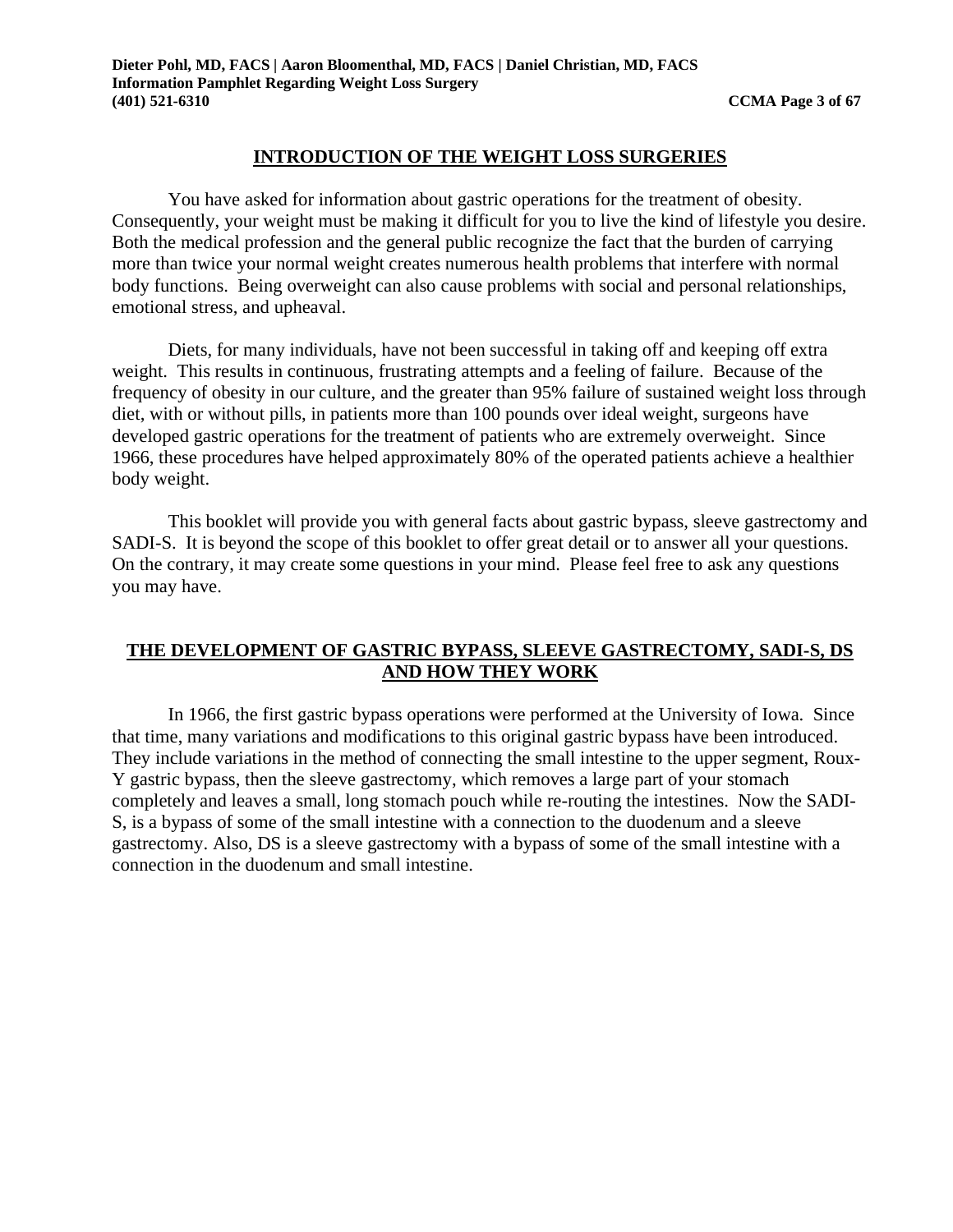## INTRODUCTION OF THE WEIGHT LOSS SURGERIES

You have asked for information about gastric operations for the treatment of obesity. Consequently, your weight must be making it difficult for you to live the kind of lifestyle you desire. Both the medical profession and the general public recognize the fact that the burden of carrying more than twice your normal weight creates numerous health problems that interfere with normal body functions. Being overweight can also cause problems with social and personal relationships, emotional stress, and upheaval.

Diets, for many individuals, have not been successful in taking off and keeping off extra weight. This results in continuous, frustrating attempts and a feeling of failure. Because of the frequency of obesity in our culture, and the greater than 95% failure of sustained weight loss through diet, with or without pills, in patients more than 100 pounds over ideal weight, surgeons have developed gastric operations for the treatment of patients who are extremely overweight. Since 1966, these procedures have helped approximately 80% of the operated patients achieve a healthier body weight.

This booklet will provide you with general facts about gastric bypass, sleeve gastrectomy and SADI-S. It is beyond the scope of this booklet to offer great detail or to answer all your questions. On the contrary, it may create some questions in your mind. Please feel free to ask any questions you may have.

## THE DEVELOPMENT OF GASTRIC BYPASS, SLEEVE GASTRECTOMY, SADI-S, DS AND HOW THEY WORK

In 1966, the first gastric bypass operations were performed at the University of Iowa. Since that time, many variations and modifications to this original gastric bypass have been introduced. They include variations in the method of connecting the small intestine to the upper segment, Roux-Y gastric bypass, then the sleeve gastrectomy, which removes a large part of your stomach completely and leaves a small, long stomach pouch while re-routing the intestines. Now the SADI-S, is a bypass of some of the small intestine with a connection to the duodenum and a sleeve gastrectomy. Also, DS is a sleeve gastrectomy with a bypass of some of the small intestine with a connection in the duodenum and small intestine.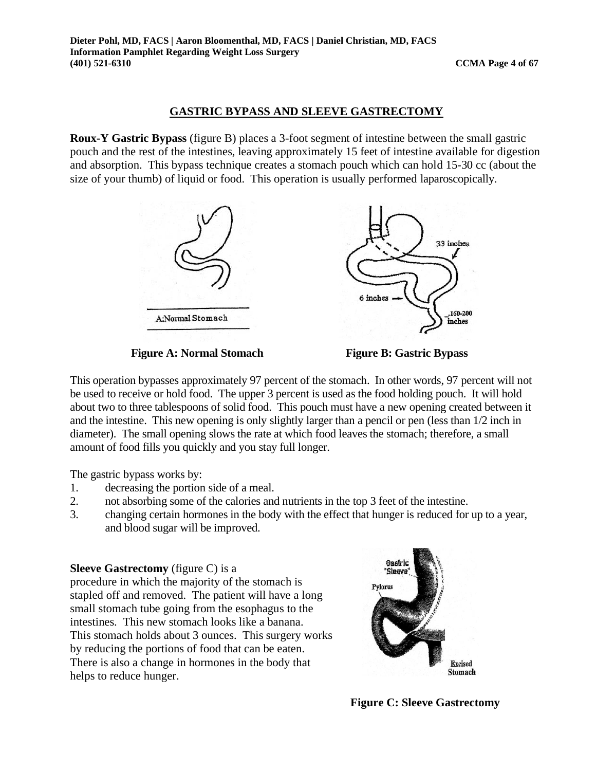## GASTRIC BYPASS AND SLEEVE GASTRECTOMY

**Roux-Y Gastric Bypass** (figure B) places a 3-foot segment of intestine between the small gastric pouch and the rest of the intestines, leaving approximately 15 feet of intestine available for digestion and absorption. This bypass technique creates a stomach pouch which can hold 15-30 cc (about the size of your thumb) of liquid or food. This operation is usually performed laparoscopically.

**Figure A: Normal Stomach**

**Figure B: Gastric Bypass**

This operation bypasses approximately 97 percent of the stomach. In other words, 97 percent will not be used to receive or hold food. The upper 3 percent is used as the food holding pouch. It will hold about two to three tablespoons of solid food. This pouch must have a new opening created between it and the intestine. This new opening is only slightly larger than a pencil or pen (less than 1/2 inch in diameter). The small opening slows the rate at which food leaves the stomach; therefore, a small amount of food fills you quickly and you stay full longer.

The gastric bypass works by:

1. decreasing the portion side of a meal.
2. not absorbing some of the calories and nutrients in the top 3 feet of the intestine.
3. changing certain hormones in the body with the effect that hunger is reduced for up to a year, and blood sugar will be improved.

**Sleeve Gastrectomy** (figure C) is a procedure in which the majority of the stomach is stapled off and removed. The patient will have a long small stomach tube going from the esophagus to the intestines. This new stomach looks like a banana. This stomach holds about 3 ounces. This surgery works by reducing the portions of food that can be eaten. There is also a change in hormones in the body that helps to reduce hunger.

**Figure C: Sleeve Gastrectomy**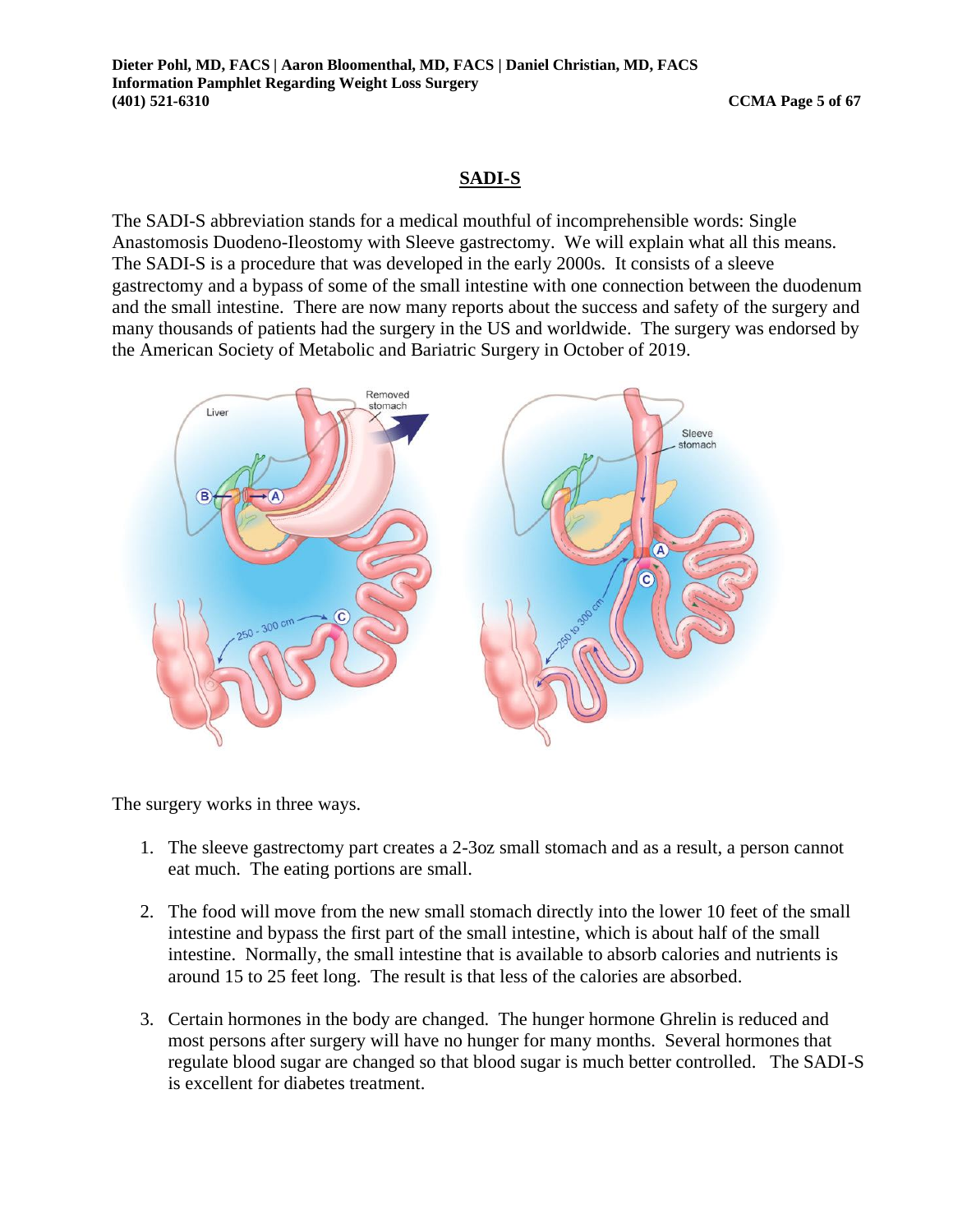## SADI-S

The SADI-S abbreviation stands for a medical mouthful of incomprehensible words: Single Anastomosis Duodeno-Ileostomy with Sleeve gastrectomy. We will explain what all this means. The SADI-S is a procedure that was developed in the early 2000s. It consists of a sleeve gastrectomy and a bypass of some of the small intestine with one connection between the duodenum and the small intestine. There are now many reports about the success and safety of the surgery and many thousands of patients had the surgery in the US and worldwide. The surgery was endorsed by the American Society of Metabolic and Bariatric Surgery in October of 2019.

The surgery works in three ways.

1. The sleeve gastrectomy part creates a 2-3oz small stomach and as a result, a person cannot eat much. The eating portions are small.

2. The food will move from the new small stomach directly into the lower 10 feet of the small intestine and bypass the first part of the small intestine, which is about half of the small intestine. Normally, the small intestine that is available to absorb calories and nutrients is around 15 to 25 feet long. The result is that less of the calories are absorbed.

3. Certain hormones in the body are changed. The hunger hormone Ghrelin is reduced and most persons after surgery will have no hunger for many months. Several hormones that regulate blood sugar are changed so that blood sugar is much better controlled. The SADI-S is excellent for diabetes treatment.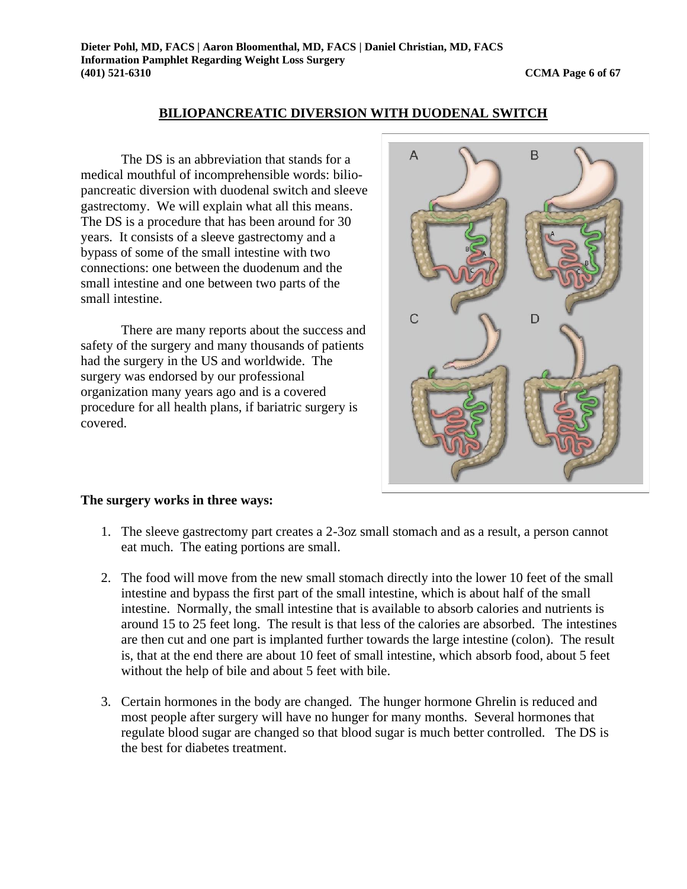## BILIOPANCREATIC DIVERSION WITH DUODENAL SWITCH

The DS is an abbreviation that stands for a medical mouthful of incomprehensible words: bilio-pancreatic diversion with duodenal switch and sleeve gastrectomy. We will explain what all this means. The DS is a procedure that has been around for 30 years. It consists of a sleeve gastrectomy and a bypass of some of the small intestine with two connections: one between the duodenum and the small intestine and one between two parts of the small intestine.

There are many reports about the success and safety of the surgery and many thousands of patients had the surgery in the US and worldwide. The surgery was endorsed by our professional organization many years ago and is a covered procedure for all health plans, if bariatric surgery is covered.

**The surgery works in three ways:**

1. The sleeve gastrectomy part creates a 2-3oz small stomach and as a result, a person cannot eat much. The eating portions are small.

2. The food will move from the new small stomach directly into the lower 10 feet of the small intestine and bypass the first part of the small intestine, which is about half of the small intestine. Normally, the small intestine that is available to absorb calories and nutrients is around 15 to 25 feet long. The result is that less of the calories are absorbed. The intestines are then cut and one part is implanted further towards the large intestine (colon). The result is, that at the end there are about 10 feet of small intestine, which absorb food, about 5 feet without the help of bile and about 5 feet with bile.

3. Certain hormones in the body are changed. The hunger hormone Ghrelin is reduced and most people after surgery will have no hunger for many months. Several hormones that regulate blood sugar are changed so that blood sugar is much better controlled. The DS is the best for diabetes treatment.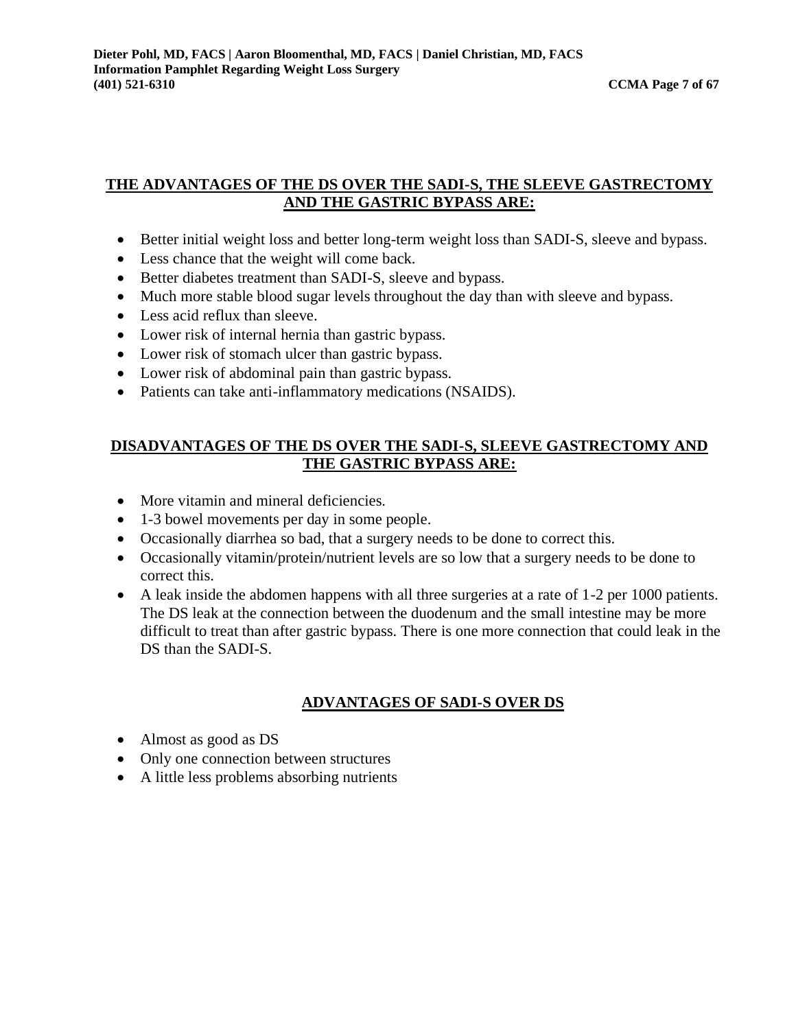## THE ADVANTAGES OF THE DS OVER THE SADI-S, THE SLEEVE GASTRECTOMY AND THE GASTRIC BYPASS ARE:

- Better initial weight loss and better long-term weight loss than SADI-S, sleeve and bypass.
- Less chance that the weight will come back.
- Better diabetes treatment than SADI-S, sleeve and bypass.
- Much more stable blood sugar levels throughout the day than with sleeve and bypass.
- Less acid reflux than sleeve.
- Lower risk of internal hernia than gastric bypass.
- Lower risk of stomach ulcer than gastric bypass.
- Lower risk of abdominal pain than gastric bypass.
- Patients can take anti-inflammatory medications (NSAIDS).

## DISADVANTAGES OF THE DS OVER THE SADI-S, SLEEVE GASTRECTOMY AND THE GASTRIC BYPASS ARE:

- More vitamin and mineral deficiencies.
- 1-3 bowel movements per day in some people.
- Occasionally diarrhea so bad, that a surgery needs to be done to correct this.
- Occasionally vitamin/protein/nutrient levels are so low that a surgery needs to be done to correct this.
- A leak inside the abdomen happens with all three surgeries at a rate of 1-2 per 1000 patients. The DS leak at the connection between the duodenum and the small intestine may be more difficult to treat than after gastric bypass. There is one more connection that could leak in the DS than the SADI-S.

## ADVANTAGES OF SADI-S OVER DS

- Almost as good as DS
- Only one connection between structures
- A little less problems absorbing nutrients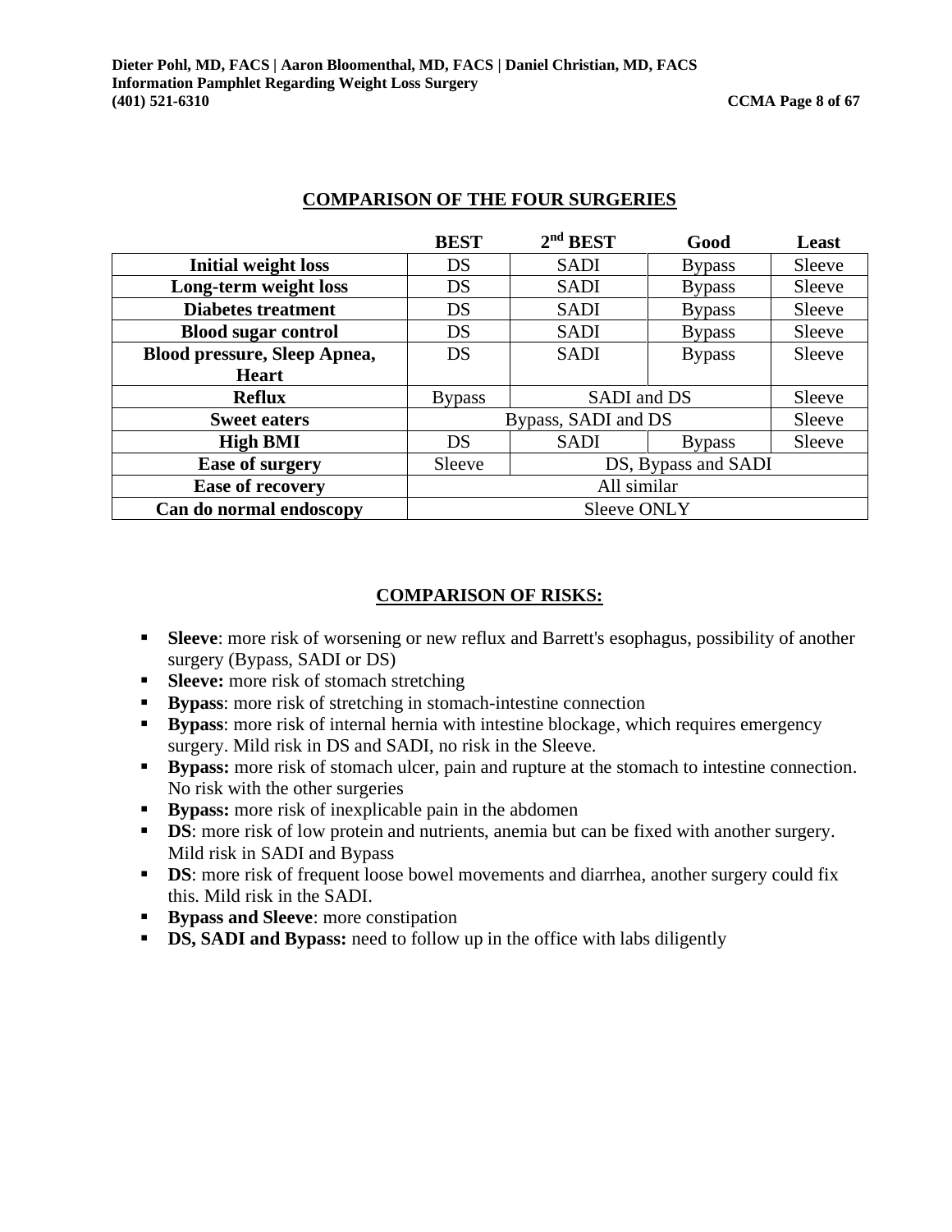## COMPARISON OF THE FOUR SURGERIES

| | BEST | 2nd BEST | Good | Least |
|---|---|---|---|---|
| **Initial weight loss** | DS | SADI | Bypass | Sleeve |
| **Long-term weight loss** | DS | SADI | Bypass | Sleeve |
| **Diabetes treatment** | DS | SADI | Bypass | Sleeve |
| **Blood sugar control** | DS | SADI | Bypass | Sleeve |
| **Blood pressure, Sleep Apnea, Heart** | DS | SADI | Bypass | Sleeve |
| **Reflux** | Bypass | SADI and DS | | Sleeve |
| **Sweet eaters** | Bypass, SADI and DS | | | Sleeve |
| **High BMI** | DS | SADI | Bypass | Sleeve |
| **Ease of surgery** | Sleeve | DS, Bypass and SADI | | |
| **Ease of recovery** | All similar | | | |
| **Can do normal endoscopy** | Sleeve ONLY | | | |

## COMPARISON OF RISKS:

- **Sleeve**: more risk of worsening or new reflux and Barrett's esophagus, possibility of another surgery (Bypass, SADI or DS)
- **Sleeve:** more risk of stomach stretching
- **Bypass**: more risk of stretching in stomach-intestine connection
- **Bypass**: more risk of internal hernia with intestine blockage, which requires emergency surgery. Mild risk in DS and SADI, no risk in the Sleeve.
- **Bypass:** more risk of stomach ulcer, pain and rupture at the stomach to intestine connection. No risk with the other surgeries
- **Bypass:** more risk of inexplicable pain in the abdomen
- **DS**: more risk of low protein and nutrients, anemia but can be fixed with another surgery. Mild risk in SADI and Bypass
- **DS**: more risk of frequent loose bowel movements and diarrhea, another surgery could fix this. Mild risk in the SADI.
- **Bypass and Sleeve**: more constipation
- **DS, SADI and Bypass:** need to follow up in the office with labs diligently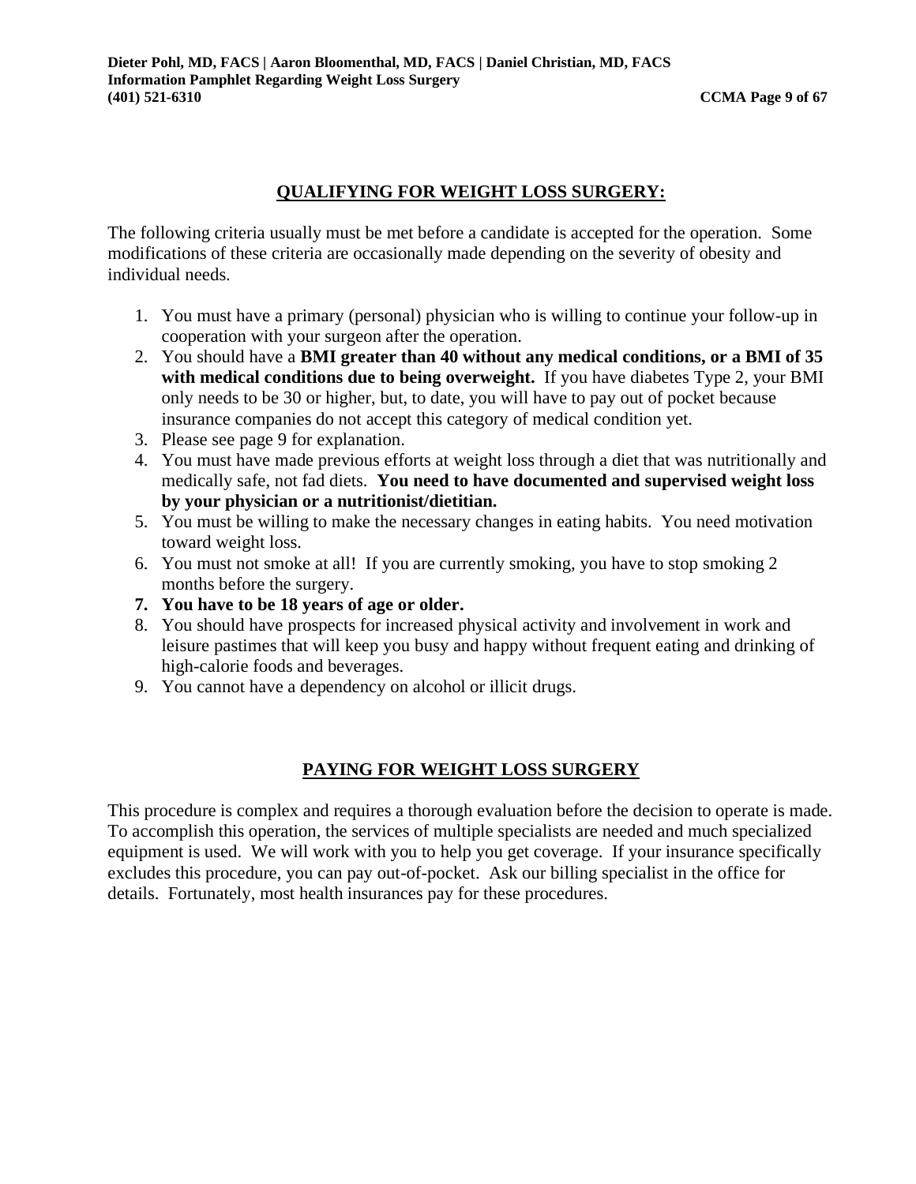## QUALIFYING FOR WEIGHT LOSS SURGERY:

The following criteria usually must be met before a candidate is accepted for the operation. Some modifications of these criteria are occasionally made depending on the severity of obesity and individual needs.

1. You must have a primary (personal) physician who is willing to continue your follow-up in cooperation with your surgeon after the operation.
2. You should have a **BMI greater than 40 without any medical conditions, or a BMI of 35 with medical conditions due to being overweight.** If you have diabetes Type 2, your BMI only needs to be 30 or higher, but, to date, you will have to pay out of pocket because insurance companies do not accept this category of medical condition yet.
3. Please see page 9 for explanation.
4. You must have made previous efforts at weight loss through a diet that was nutritionally and medically safe, not fad diets. **You need to have documented and supervised weight loss by your physician or a nutritionist/dietitian.**
5. You must be willing to make the necessary changes in eating habits. You need motivation toward weight loss.
6. You must not smoke at all! If you are currently smoking, you have to stop smoking 2 months before the surgery.
7. **You have to be 18 years of age or older.**
8. You should have prospects for increased physical activity and involvement in work and leisure pastimes that will keep you busy and happy without frequent eating and drinking of high-calorie foods and beverages.
9. You cannot have a dependency on alcohol or illicit drugs.

## PAYING FOR WEIGHT LOSS SURGERY

This procedure is complex and requires a thorough evaluation before the decision to operate is made. To accomplish this operation, the services of multiple specialists are needed and much specialized equipment is used. We will work with you to help you get coverage. If your insurance specifically excludes this procedure, you can pay out-of-pocket. Ask our billing specialist in the office for details. Fortunately, most health insurances pay for these procedures.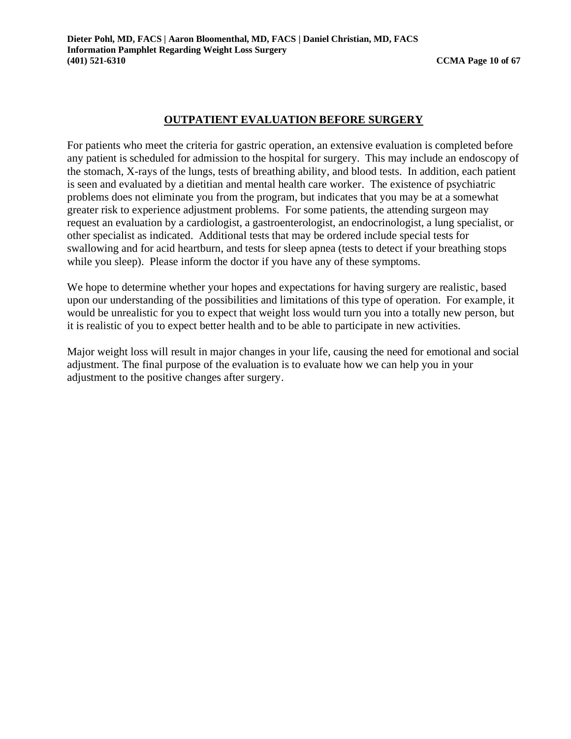## OUTPATIENT EVALUATION BEFORE SURGERY

For patients who meet the criteria for gastric operation, an extensive evaluation is completed before any patient is scheduled for admission to the hospital for surgery. This may include an endoscopy of the stomach, X-rays of the lungs, tests of breathing ability, and blood tests. In addition, each patient is seen and evaluated by a dietitian and mental health care worker. The existence of psychiatric problems does not eliminate you from the program, but indicates that you may be at a somewhat greater risk to experience adjustment problems. For some patients, the attending surgeon may request an evaluation by a cardiologist, a gastroenterologist, an endocrinologist, a lung specialist, or other specialist as indicated. Additional tests that may be ordered include special tests for swallowing and for acid heartburn, and tests for sleep apnea (tests to detect if your breathing stops while you sleep). Please inform the doctor if you have any of these symptoms.

We hope to determine whether your hopes and expectations for having surgery are realistic, based upon our understanding of the possibilities and limitations of this type of operation. For example, it would be unrealistic for you to expect that weight loss would turn you into a totally new person, but it is realistic of you to expect better health and to be able to participate in new activities.

Major weight loss will result in major changes in your life, causing the need for emotional and social adjustment. The final purpose of the evaluation is to evaluate how we can help you in your adjustment to the positive changes after surgery.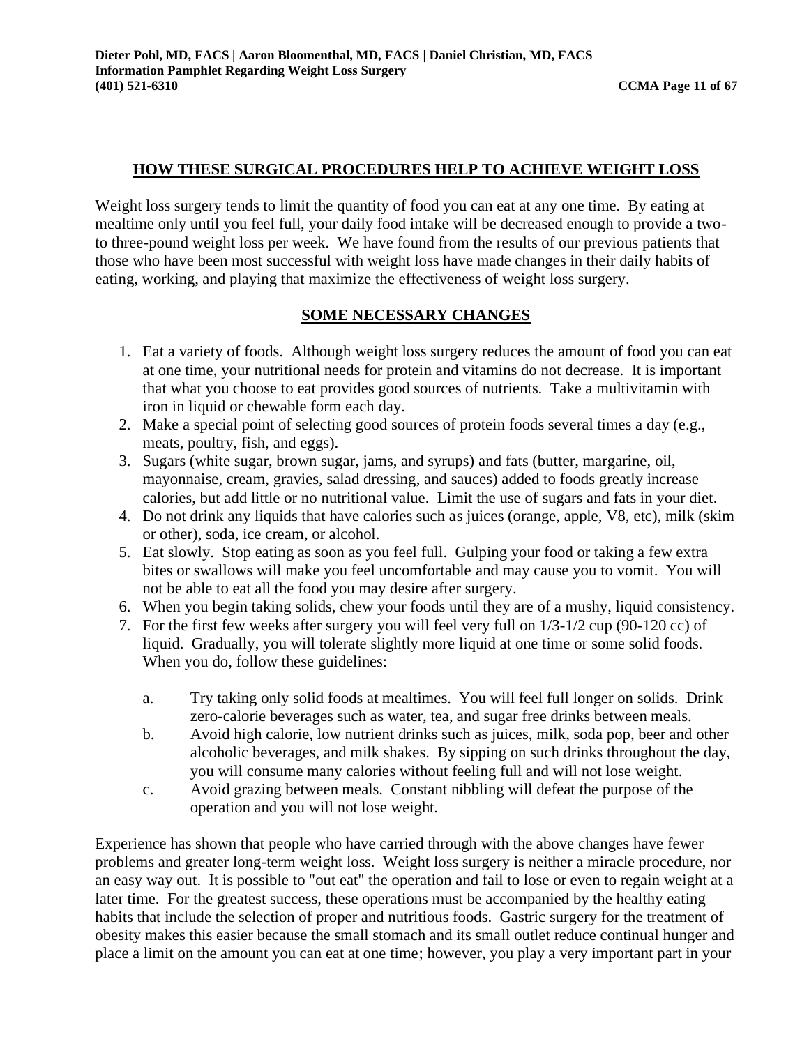## HOW THESE SURGICAL PROCEDURES HELP TO ACHIEVE WEIGHT LOSS

Weight loss surgery tends to limit the quantity of food you can eat at any one time. By eating at mealtime only until you feel full, your daily food intake will be decreased enough to provide a two- to three-pound weight loss per week. We have found from the results of our previous patients that those who have been most successful with weight loss have made changes in their daily habits of eating, working, and playing that maximize the effectiveness of weight loss surgery.

## SOME NECESSARY CHANGES

1. Eat a variety of foods. Although weight loss surgery reduces the amount of food you can eat at one time, your nutritional needs for protein and vitamins do not decrease. It is important that what you choose to eat provides good sources of nutrients. Take a multivitamin with iron in liquid or chewable form each day.
2. Make a special point of selecting good sources of protein foods several times a day (e.g., meats, poultry, fish, and eggs).
3. Sugars (white sugar, brown sugar, jams, and syrups) and fats (butter, margarine, oil, mayonnaise, cream, gravies, salad dressing, and sauces) added to foods greatly increase calories, but add little or no nutritional value. Limit the use of sugars and fats in your diet.
4. Do not drink any liquids that have calories such as juices (orange, apple, V8, etc), milk (skim or other), soda, ice cream, or alcohol.
5. Eat slowly. Stop eating as soon as you feel full. Gulping your food or taking a few extra bites or swallows will make you feel uncomfortable and may cause you to vomit. You will not be able to eat all the food you may desire after surgery.
6. When you begin taking solids, chew your foods until they are of a mushy, liquid consistency.
7. For the first few weeks after surgery you will feel very full on 1/3-1/2 cup (90-120 cc) of liquid. Gradually, you will tolerate slightly more liquid at one time or some solid foods. When you do, follow these guidelines:

   a. Try taking only solid foods at mealtimes. You will feel full longer on solids. Drink zero-calorie beverages such as water, tea, and sugar free drinks between meals.

   b. Avoid high calorie, low nutrient drinks such as juices, milk, soda pop, beer and other alcoholic beverages, and milk shakes. By sipping on such drinks throughout the day, you will consume many calories without feeling full and will not lose weight.

   c. Avoid grazing between meals. Constant nibbling will defeat the purpose of the operation and you will not lose weight.

Experience has shown that people who have carried through with the above changes have fewer problems and greater long-term weight loss. Weight loss surgery is neither a miracle procedure, nor an easy way out. It is possible to "out eat" the operation and fail to lose or even to regain weight at a later time. For the greatest success, these operations must be accompanied by the healthy eating habits that include the selection of proper and nutritious foods. Gastric surgery for the treatment of obesity makes this easier because the small stomach and its small outlet reduce continual hunger and place a limit on the amount you can eat at one time; however, you play a very important part in your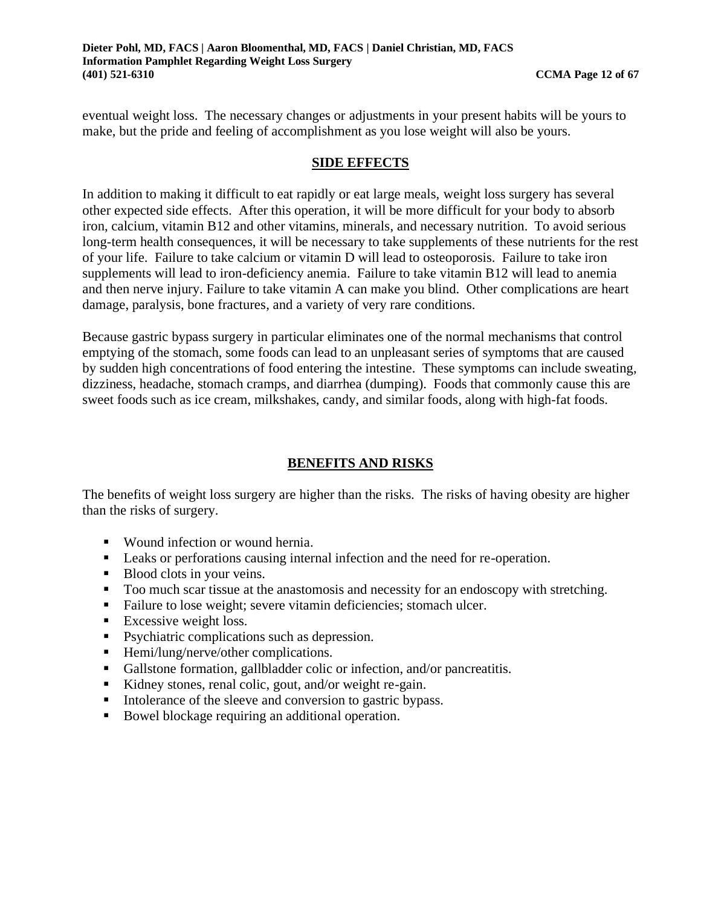eventual weight loss. The necessary changes or adjustments in your present habits will be yours to make, but the pride and feeling of accomplishment as you lose weight will also be yours.

## SIDE EFFECTS

In addition to making it difficult to eat rapidly or eat large meals, weight loss surgery has several other expected side effects. After this operation, it will be more difficult for your body to absorb iron, calcium, vitamin B12 and other vitamins, minerals, and necessary nutrition. To avoid serious long-term health consequences, it will be necessary to take supplements of these nutrients for the rest of your life. Failure to take calcium or vitamin D will lead to osteoporosis. Failure to take iron supplements will lead to iron-deficiency anemia. Failure to take vitamin B12 will lead to anemia and then nerve injury. Failure to take vitamin A can make you blind. Other complications are heart damage, paralysis, bone fractures, and a variety of very rare conditions.

Because gastric bypass surgery in particular eliminates one of the normal mechanisms that control emptying of the stomach, some foods can lead to an unpleasant series of symptoms that are caused by sudden high concentrations of food entering the intestine. These symptoms can include sweating, dizziness, headache, stomach cramps, and diarrhea (dumping). Foods that commonly cause this are sweet foods such as ice cream, milkshakes, candy, and similar foods, along with high-fat foods.

## BENEFITS AND RISKS

The benefits of weight loss surgery are higher than the risks. The risks of having obesity are higher than the risks of surgery.

- Wound infection or wound hernia.
- Leaks or perforations causing internal infection and the need for re-operation.
- Blood clots in your veins.
- Too much scar tissue at the anastomosis and necessity for an endoscopy with stretching.
- Failure to lose weight; severe vitamin deficiencies; stomach ulcer.
- Excessive weight loss.
- Psychiatric complications such as depression.
- Hemi/lung/nerve/other complications.
- Gallstone formation, gallbladder colic or infection, and/or pancreatitis.
- Kidney stones, renal colic, gout, and/or weight re-gain.
- Intolerance of the sleeve and conversion to gastric bypass.
- Bowel blockage requiring an additional operation.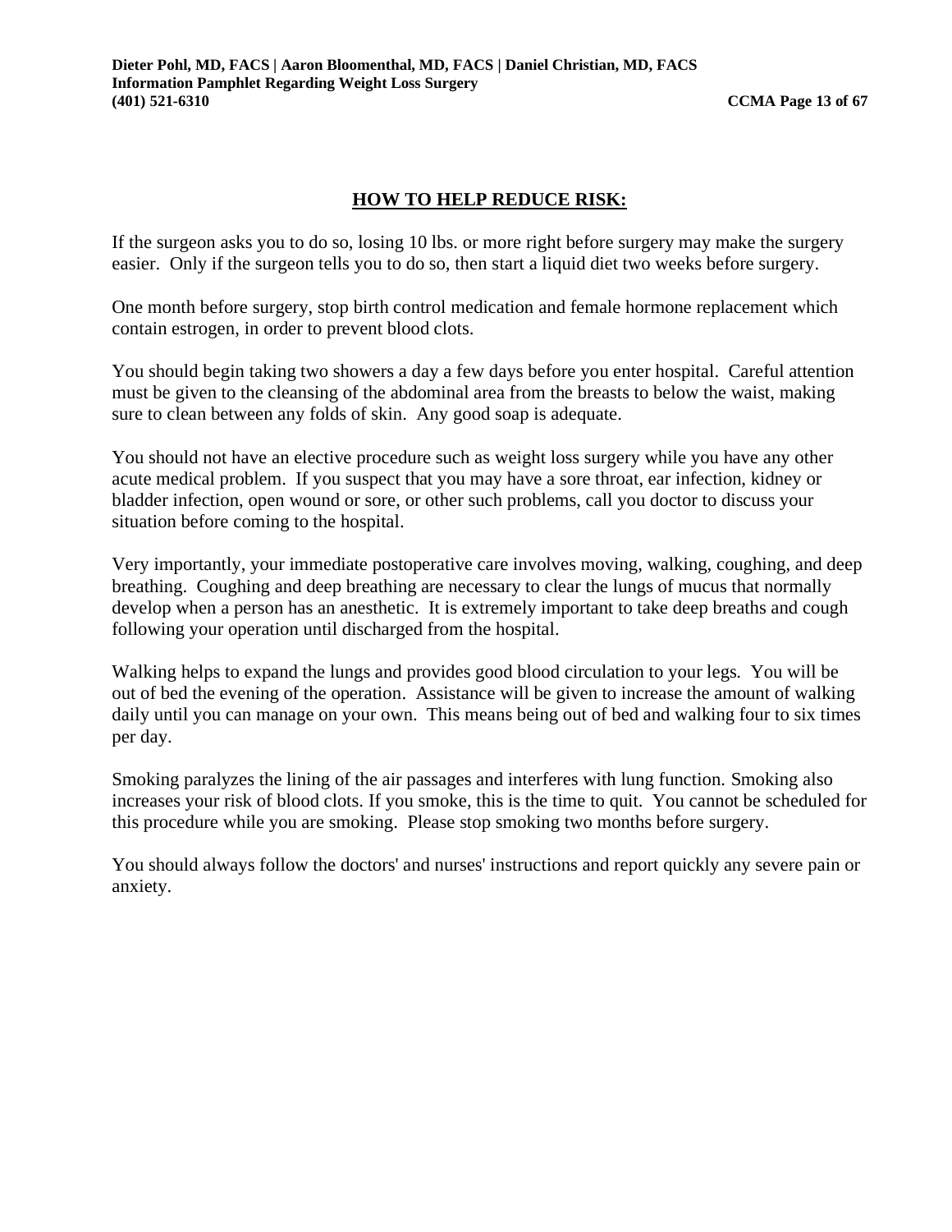## HOW TO HELP REDUCE RISK:

If the surgeon asks you to do so, losing 10 lbs. or more right before surgery may make the surgery easier. Only if the surgeon tells you to do so, then start a liquid diet two weeks before surgery.

One month before surgery, stop birth control medication and female hormone replacement which contain estrogen, in order to prevent blood clots.

You should begin taking two showers a day a few days before you enter hospital. Careful attention must be given to the cleansing of the abdominal area from the breasts to below the waist, making sure to clean between any folds of skin. Any good soap is adequate.

You should not have an elective procedure such as weight loss surgery while you have any other acute medical problem. If you suspect that you may have a sore throat, ear infection, kidney or bladder infection, open wound or sore, or other such problems, call you doctor to discuss your situation before coming to the hospital.

Very importantly, your immediate postoperative care involves moving, walking, coughing, and deep breathing. Coughing and deep breathing are necessary to clear the lungs of mucus that normally develop when a person has an anesthetic. It is extremely important to take deep breaths and cough following your operation until discharged from the hospital.

Walking helps to expand the lungs and provides good blood circulation to your legs. You will be out of bed the evening of the operation. Assistance will be given to increase the amount of walking daily until you can manage on your own. This means being out of bed and walking four to six times per day.

Smoking paralyzes the lining of the air passages and interferes with lung function. Smoking also increases your risk of blood clots. If you smoke, this is the time to quit. You cannot be scheduled for this procedure while you are smoking. Please stop smoking two months before surgery.

You should always follow the doctors' and nurses' instructions and report quickly any severe pain or anxiety.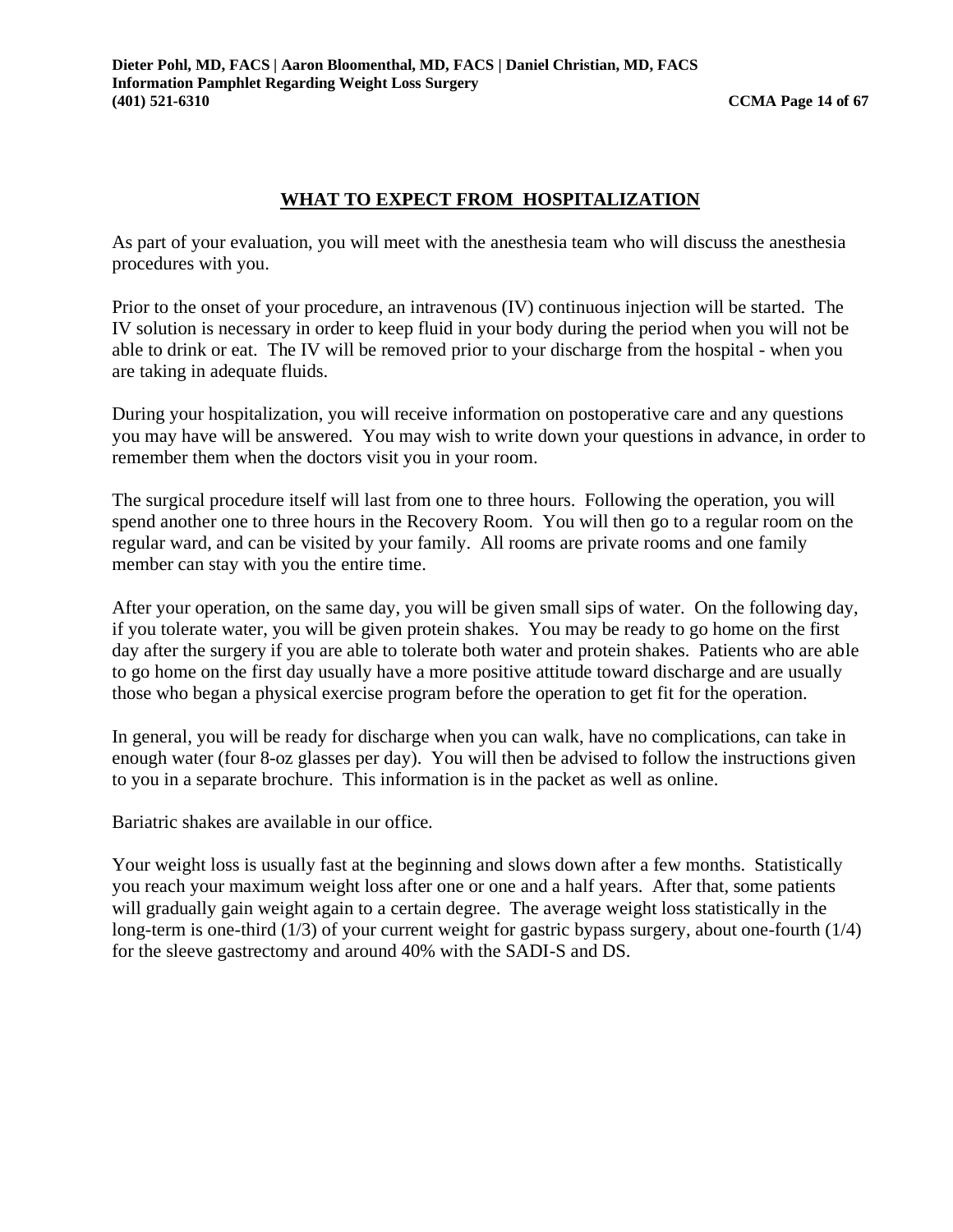## WHAT TO EXPECT FROM HOSPITALIZATION

As part of your evaluation, you will meet with the anesthesia team who will discuss the anesthesia procedures with you.

Prior to the onset of your procedure, an intravenous (IV) continuous injection will be started. The IV solution is necessary in order to keep fluid in your body during the period when you will not be able to drink or eat. The IV will be removed prior to your discharge from the hospital - when you are taking in adequate fluids.

During your hospitalization, you will receive information on postoperative care and any questions you may have will be answered. You may wish to write down your questions in advance, in order to remember them when the doctors visit you in your room.

The surgical procedure itself will last from one to three hours. Following the operation, you will spend another one to three hours in the Recovery Room. You will then go to a regular room on the regular ward, and can be visited by your family. All rooms are private rooms and one family member can stay with you the entire time.

After your operation, on the same day, you will be given small sips of water. On the following day, if you tolerate water, you will be given protein shakes. You may be ready to go home on the first day after the surgery if you are able to tolerate both water and protein shakes. Patients who are able to go home on the first day usually have a more positive attitude toward discharge and are usually those who began a physical exercise program before the operation to get fit for the operation.

In general, you will be ready for discharge when you can walk, have no complications, can take in enough water (four 8-oz glasses per day). You will then be advised to follow the instructions given to you in a separate brochure. This information is in the packet as well as online.

Bariatric shakes are available in our office.

Your weight loss is usually fast at the beginning and slows down after a few months. Statistically you reach your maximum weight loss after one or one and a half years. After that, some patients will gradually gain weight again to a certain degree. The average weight loss statistically in the long-term is one-third (1/3) of your current weight for gastric bypass surgery, about one-fourth (1/4) for the sleeve gastrectomy and around 40% with the SADI-S and DS.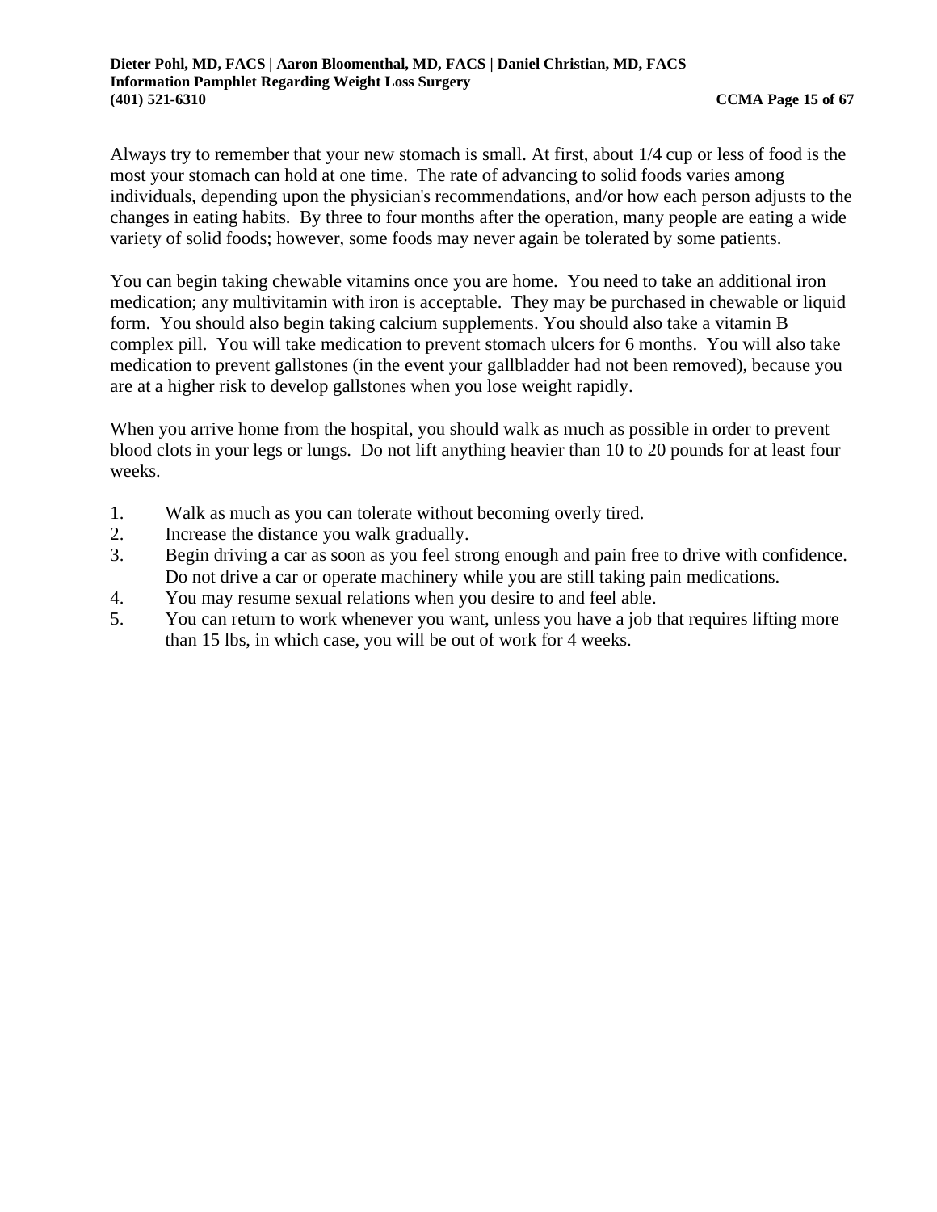Always try to remember that your new stomach is small. At first, about 1/4 cup or less of food is the most your stomach can hold at one time. The rate of advancing to solid foods varies among individuals, depending upon the physician's recommendations, and/or how each person adjusts to the changes in eating habits. By three to four months after the operation, many people are eating a wide variety of solid foods; however, some foods may never again be tolerated by some patients.

You can begin taking chewable vitamins once you are home. You need to take an additional iron medication; any multivitamin with iron is acceptable. They may be purchased in chewable or liquid form. You should also begin taking calcium supplements. You should also take a vitamin B complex pill. You will take medication to prevent stomach ulcers for 6 months. You will also take medication to prevent gallstones (in the event your gallbladder had not been removed), because you are at a higher risk to develop gallstones when you lose weight rapidly.

When you arrive home from the hospital, you should walk as much as possible in order to prevent blood clots in your legs or lungs. Do not lift anything heavier than 10 to 20 pounds for at least four weeks.

1. Walk as much as you can tolerate without becoming overly tired.
2. Increase the distance you walk gradually.
3. Begin driving a car as soon as you feel strong enough and pain free to drive with confidence. Do not drive a car or operate machinery while you are still taking pain medications.
4. You may resume sexual relations when you desire to and feel able.
5. You can return to work whenever you want, unless you have a job that requires lifting more than 15 lbs, in which case, you will be out of work for 4 weeks.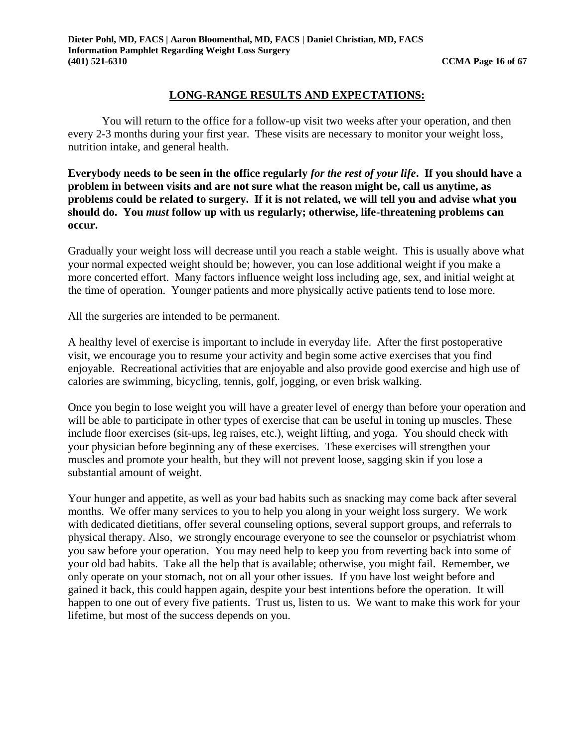## LONG-RANGE RESULTS AND EXPECTATIONS:

You will return to the office for a follow-up visit two weeks after your operation, and then every 2-3 months during your first year. These visits are necessary to monitor your weight loss, nutrition intake, and general health.

**Everybody needs to be seen in the office regularly *for the rest of your life*. If you should have a problem in between visits and are not sure what the reason might be, call us anytime, as problems could be related to surgery. If it is not related, we will tell you and advise what you should do. You *must* follow up with us regularly; otherwise, life-threatening problems can occur.**

Gradually your weight loss will decrease until you reach a stable weight. This is usually above what your normal expected weight should be; however, you can lose additional weight if you make a more concerted effort. Many factors influence weight loss including age, sex, and initial weight at the time of operation. Younger patients and more physically active patients tend to lose more.

All the surgeries are intended to be permanent.

A healthy level of exercise is important to include in everyday life. After the first postoperative visit, we encourage you to resume your activity and begin some active exercises that you find enjoyable. Recreational activities that are enjoyable and also provide good exercise and high use of calories are swimming, bicycling, tennis, golf, jogging, or even brisk walking.

Once you begin to lose weight you will have a greater level of energy than before your operation and will be able to participate in other types of exercise that can be useful in toning up muscles. These include floor exercises (sit-ups, leg raises, etc.), weight lifting, and yoga. You should check with your physician before beginning any of these exercises. These exercises will strengthen your muscles and promote your health, but they will not prevent loose, sagging skin if you lose a substantial amount of weight.

Your hunger and appetite, as well as your bad habits such as snacking may come back after several months. We offer many services to you to help you along in your weight loss surgery. We work with dedicated dietitians, offer several counseling options, several support groups, and referrals to physical therapy. Also, we strongly encourage everyone to see the counselor or psychiatrist whom you saw before your operation. You may need help to keep you from reverting back into some of your old bad habits. Take all the help that is available; otherwise, you might fail. Remember, we only operate on your stomach, not on all your other issues. If you have lost weight before and gained it back, this could happen again, despite your best intentions before the operation. It will happen to one out of every five patients. Trust us, listen to us. We want to make this work for your lifetime, but most of the success depends on you.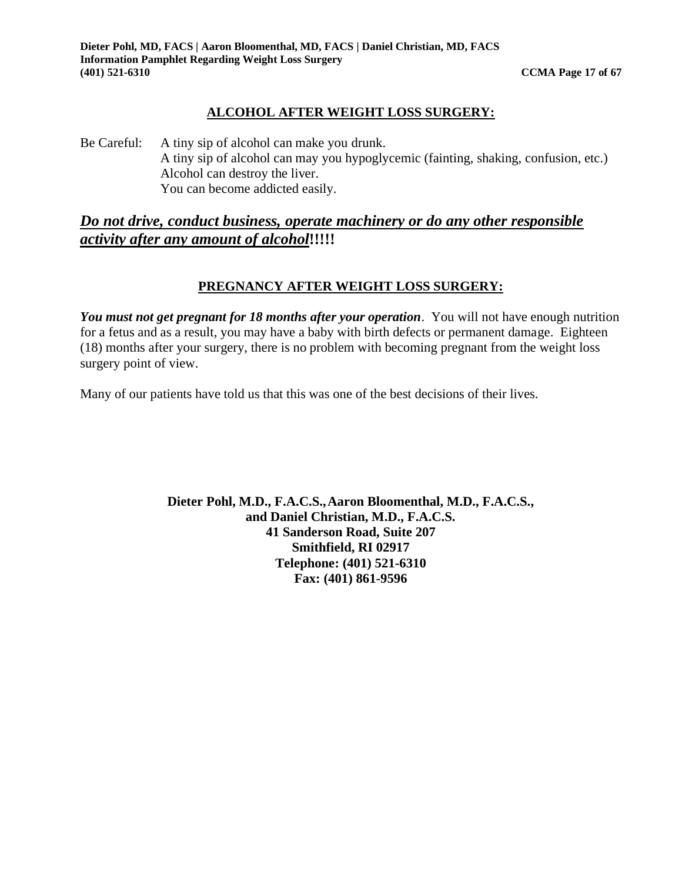## ALCOHOL AFTER WEIGHT LOSS SURGERY:

Be Careful:
- A tiny sip of alcohol can make you drunk.
- A tiny sip of alcohol can may you hypoglycemic (fainting, shaking, confusion, etc.)
- Alcohol can destroy the liver.
- You can become addicted easily.

***Do not drive, conduct business, operate machinery or do any other responsible activity after any amount of alcohol*!!!!!**

## PREGNANCY AFTER WEIGHT LOSS SURGERY:

***You must not get pregnant for 18 months after your operation***. You will not have enough nutrition for a fetus and as a result, you may have a baby with birth defects or permanent damage. Eighteen (18) months after your surgery, there is no problem with becoming pregnant from the weight loss surgery point of view.

Many of our patients have told us that this was one of the best decisions of their lives.

**Dieter Pohl, M.D., F.A.C.S., Aaron Bloomenthal, M.D., F.A.C.S.,**
**and Daniel Christian, M.D., F.A.C.S.**
**41 Sanderson Road, Suite 207**
**Smithfield, RI 02917**
**Telephone: (401) 521-6310**
**Fax: (401) 861-9596**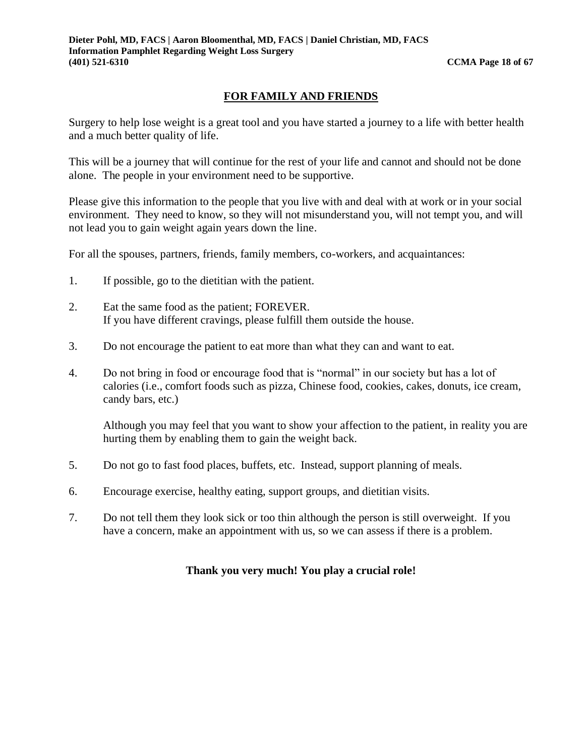## FOR FAMILY AND FRIENDS

Surgery to help lose weight is a great tool and you have started a journey to a life with better health and a much better quality of life.

This will be a journey that will continue for the rest of your life and cannot and should not be done alone. The people in your environment need to be supportive.

Please give this information to the people that you live with and deal with at work or in your social environment. They need to know, so they will not misunderstand you, will not tempt you, and will not lead you to gain weight again years down the line.

For all the spouses, partners, friends, family members, co-workers, and acquaintances:

1. If possible, go to the dietitian with the patient.

2. Eat the same food as the patient; FOREVER.
   If you have different cravings, please fulfill them outside the house.

3. Do not encourage the patient to eat more than what they can and want to eat.

4. Do not bring in food or encourage food that is "normal" in our society but has a lot of calories (i.e., comfort foods such as pizza, Chinese food, cookies, cakes, donuts, ice cream, candy bars, etc.)

   Although you may feel that you want to show your affection to the patient, in reality you are hurting them by enabling them to gain the weight back.

5. Do not go to fast food places, buffets, etc. Instead, support planning of meals.

6. Encourage exercise, healthy eating, support groups, and dietitian visits.

7. Do not tell them they look sick or too thin although the person is still overweight. If you have a concern, make an appointment with us, so we can assess if there is a problem.

**Thank you very much! You play a crucial role!**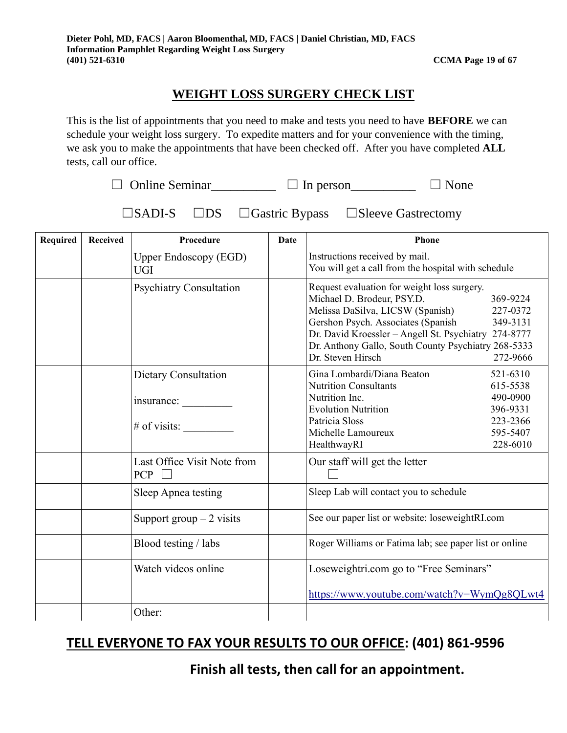## WEIGHT LOSS SURGERY CHECK LIST

This is the list of appointments that you need to make and tests you need to have **BEFORE** we can schedule your weight loss surgery. To expedite matters and for your convenience with the timing, we ask you to make the appointments that have been checked off. After you have completed **ALL** tests, call our office.

☐ Online Seminar__________ ☐ In person__________ ☐ None

☐SADI-S ☐DS ☐Gastric Bypass ☐Sleeve Gastrectomy

| Required | Received | Procedure | Date | Phone |
|---|---|---|---|---|
| | | Upper Endoscopy (EGD)<br>UGI | | Instructions received by mail.<br>You will get a call from the hospital with schedule |
| | | Psychiatry Consultation | | Request evaluation for weight loss surgery.<br>Michael D. Brodeur, PSY.D. 369-9224<br>Melissa DaSilva, LICSW (Spanish) 227-0372<br>Gershon Psych. Associates (Spanish 349-3131<br>Dr. David Kroessler – Angell St. Psychiatry 274-8777<br>Dr. Anthony Gallo, South County Psychiatry 268-5333<br>Dr. Steven Hirsch 272-9666 |
| | | Dietary Consultation<br><br>insurance: _________<br><br># of visits: _________ | | Gina Lombardi/Diana Beaton 521-6310<br>Nutrition Consultants 615-5538<br>Nutrition Inc. 490-0900<br>Evolution Nutrition 396-9331<br>Patricia Sloss 223-2366<br>Michelle Lamoureux 595-5407<br>HealthwayRI 228-6010 |
| | | Last Office Visit Note from PCP ☐ | | Our staff will get the letter<br>☐ |
| | | Sleep Apnea testing | | Sleep Lab will contact you to schedule |
| | | Support group – 2 visits | | See our paper list or website: loseweightRI.com |
| | | Blood testing / labs | | Roger Williams or Fatima lab; see paper list or online |
| | | Watch videos online | | Loseweightri.com go to "Free Seminars"<br><br>https://www.youtube.com/watch?v=WymQg8QLwt4 |
| | | Other: | | |

**<u>TELL EVERYONE TO FAX YOUR RESULTS TO OUR OFFICE</u>: (401) 861-9596**

**Finish all tests, then call for an appointment.**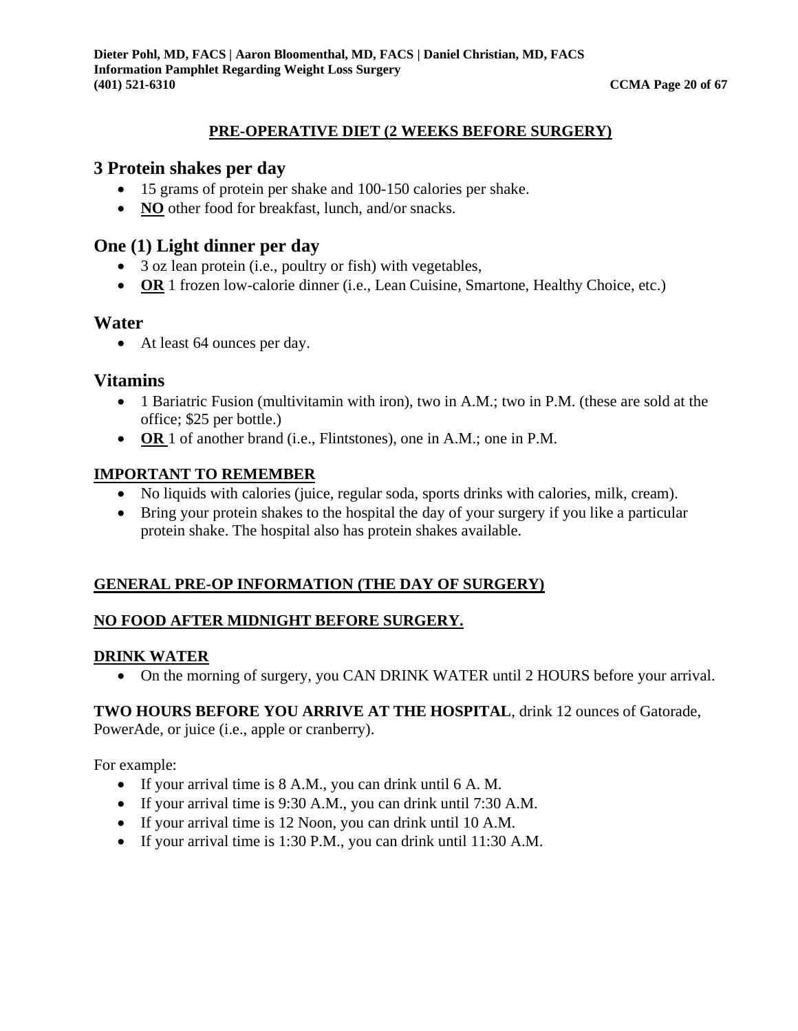## PRE-OPERATIVE DIET (2 WEEKS BEFORE SURGERY)

### 3 Protein shakes per day

- 15 grams of protein per shake and 100-150 calories per shake.
- **NO** other food for breakfast, lunch, and/or snacks.

### One (1) Light dinner per day

- 3 oz lean protein (i.e., poultry or fish) with vegetables,
- **OR** 1 frozen low-calorie dinner (i.e., Lean Cuisine, Smartone, Healthy Choice, etc.)

### Water

- At least 64 ounces per day.

### Vitamins

- 1 Bariatric Fusion (multivitamin with iron), two in A.M.; two in P.M. (these are sold at the office; $25 per bottle.)
- **OR** 1 of another brand (i.e., Flintstones), one in A.M.; one in P.M.

**IMPORTANT TO REMEMBER**

- No liquids with calories (juice, regular soda, sports drinks with calories, milk, cream).
- Bring your protein shakes to the hospital the day of your surgery if you like a particular protein shake. The hospital also has protein shakes available.

**GENERAL PRE-OP INFORMATION (THE DAY OF SURGERY)**

**NO FOOD AFTER MIDNIGHT BEFORE SURGERY.**

**DRINK WATER**

- On the morning of surgery, you CAN DRINK WATER until 2 HOURS before your arrival.

**TWO HOURS BEFORE YOU ARRIVE AT THE HOSPITAL**, drink 12 ounces of Gatorade, PowerAde, or juice (i.e., apple or cranberry).

For example:

- If your arrival time is 8 A.M., you can drink until 6 A. M.
- If your arrival time is 9:30 A.M., you can drink until 7:30 A.M.
- If your arrival time is 12 Noon, you can drink until 10 A.M.
- If your arrival time is 1:30 P.M., you can drink until 11:30 A.M.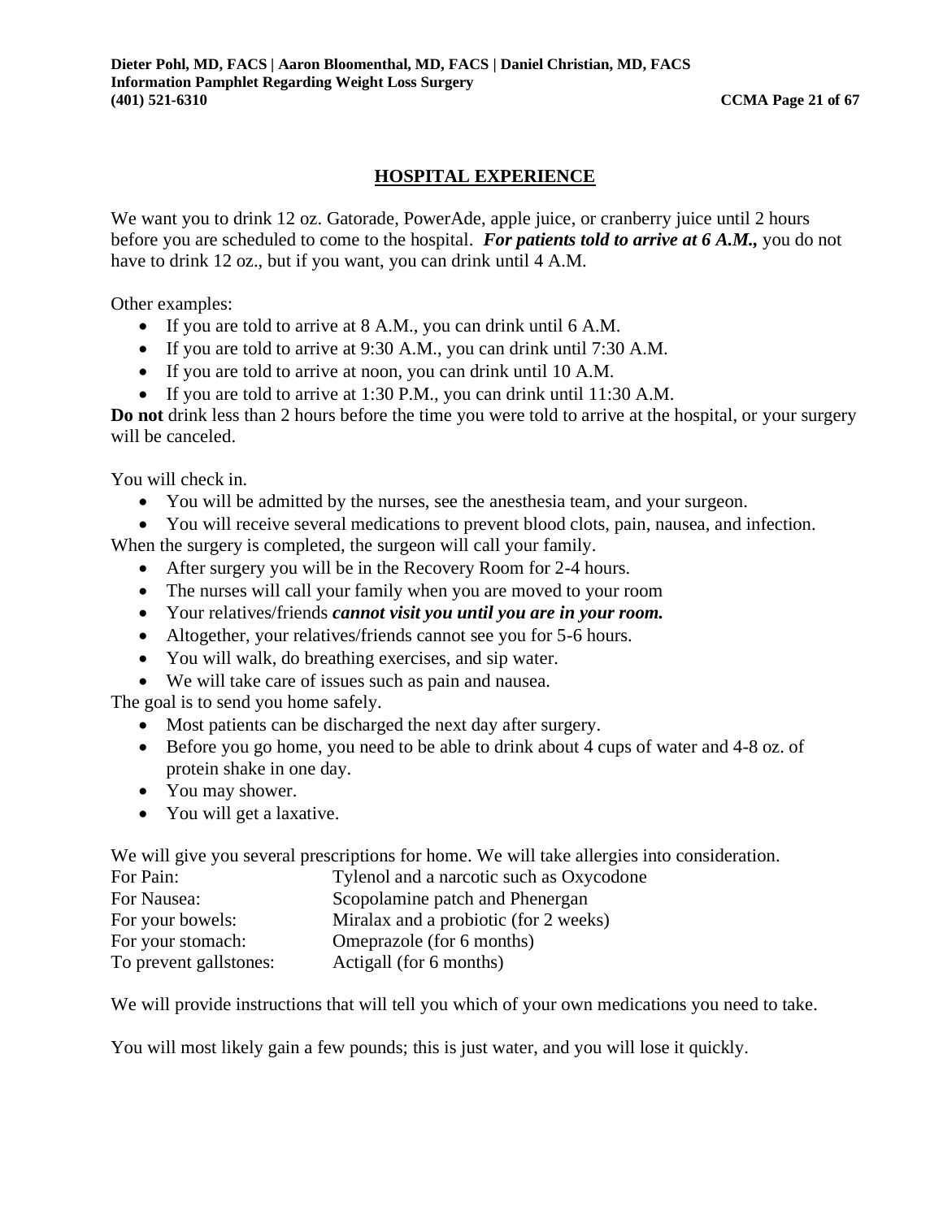## HOSPITAL EXPERIENCE

We want you to drink 12 oz. Gatorade, PowerAde, apple juice, or cranberry juice until 2 hours before you are scheduled to come to the hospital. ***For patients told to arrive at 6 A.M.,*** you do not have to drink 12 oz., but if you want, you can drink until 4 A.M.

Other examples:

- If you are told to arrive at 8 A.M., you can drink until 6 A.M.
- If you are told to arrive at 9:30 A.M., you can drink until 7:30 A.M.
- If you are told to arrive at noon, you can drink until 10 A.M.
- If you are told to arrive at 1:30 P.M., you can drink until 11:30 A.M.

**Do not** drink less than 2 hours before the time you were told to arrive at the hospital, or your surgery will be canceled.

You will check in.

- You will be admitted by the nurses, see the anesthesia team, and your surgeon.
- You will receive several medications to prevent blood clots, pain, nausea, and infection.

When the surgery is completed, the surgeon will call your family.

- After surgery you will be in the Recovery Room for 2-4 hours.
- The nurses will call your family when you are moved to your room
- Your relatives/friends ***cannot visit you until you are in your room.***
- Altogether, your relatives/friends cannot see you for 5-6 hours.
- You will walk, do breathing exercises, and sip water.
- We will take care of issues such as pain and nausea.

The goal is to send you home safely.

- Most patients can be discharged the next day after surgery.
- Before you go home, you need to be able to drink about 4 cups of water and 4-8 oz. of protein shake in one day.
- You may shower.
- You will get a laxative.

We will give you several prescriptions for home. We will take allergies into consideration.

| | |
|---|---|
| For Pain: | Tylenol and a narcotic such as Oxycodone |
| For Nausea: | Scopolamine patch and Phenergan |
| For your bowels: | Miralax and a probiotic (for 2 weeks) |
| For your stomach: | Omeprazole (for 6 months) |
| To prevent gallstones: | Actigall (for 6 months) |

We will provide instructions that will tell you which of your own medications you need to take.

You will most likely gain a few pounds; this is just water, and you will lose it quickly.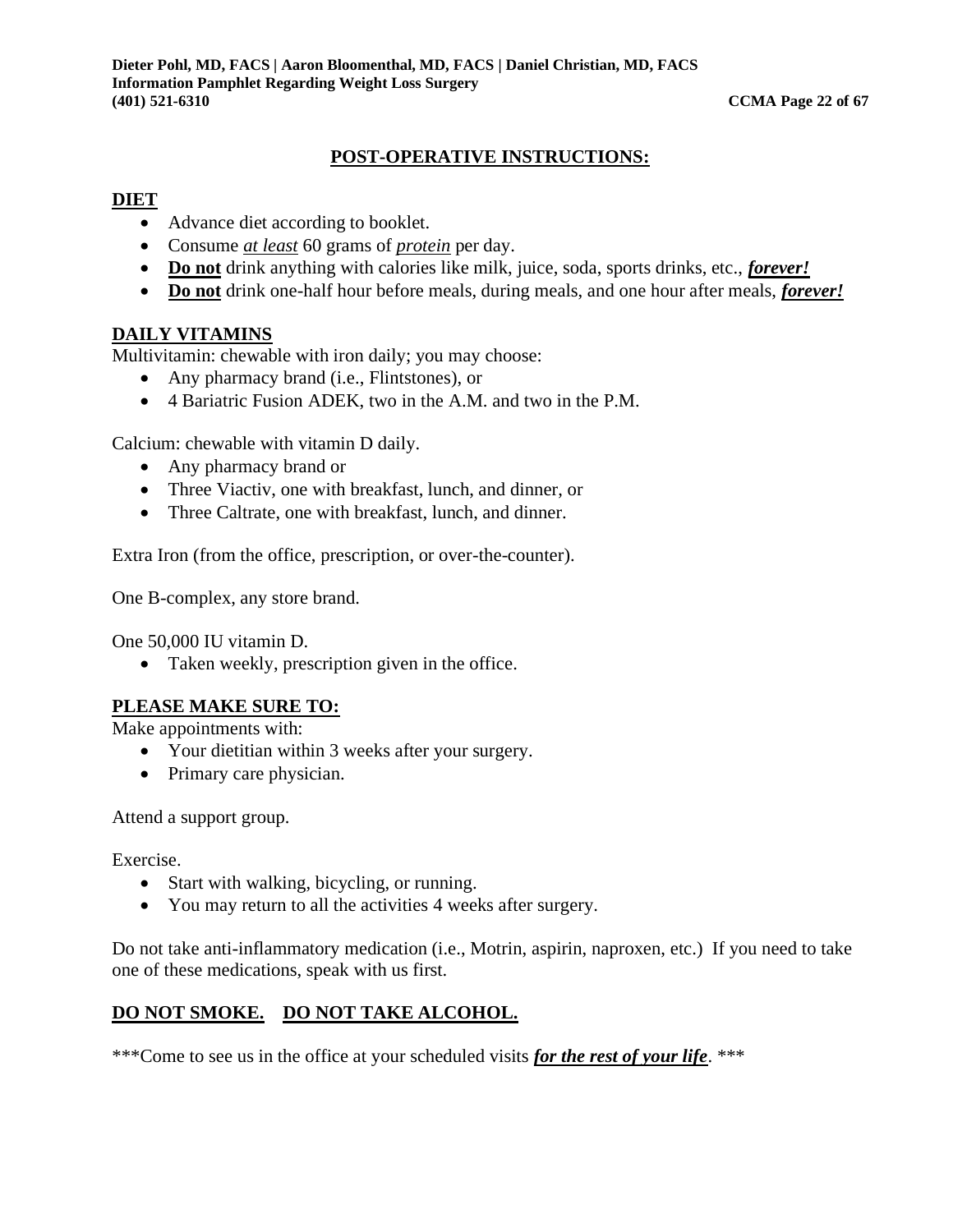# POST-OPERATIVE INSTRUCTIONS:

## DIET

- Advance diet according to booklet.
- Consume *at least* 60 grams of *protein* per day.
- **Do not** drink anything with calories like milk, juice, soda, sports drinks, etc., ***forever!***
- **Do not** drink one-half hour before meals, during meals, and one hour after meals, ***forever!***

## DAILY VITAMINS

Multivitamin: chewable with iron daily; you may choose:

- Any pharmacy brand (i.e., Flintstones), or
- 4 Bariatric Fusion ADEK, two in the A.M. and two in the P.M.

Calcium: chewable with vitamin D daily.

- Any pharmacy brand or
- Three Viactiv, one with breakfast, lunch, and dinner, or
- Three Caltrate, one with breakfast, lunch, and dinner.

Extra Iron (from the office, prescription, or over-the-counter).

One B-complex, any store brand.

One 50,000 IU vitamin D.

- Taken weekly, prescription given in the office.

## PLEASE MAKE SURE TO:

Make appointments with:

- Your dietitian within 3 weeks after your surgery.
- Primary care physician.

Attend a support group.

Exercise.

- Start with walking, bicycling, or running.
- You may return to all the activities 4 weeks after surgery.

Do not take anti-inflammatory medication (i.e., Motrin, aspirin, naproxen, etc.) If you need to take one of these medications, speak with us first.

## DO NOT SMOKE. DO NOT TAKE ALCOHOL.

***Come to see us in the office at your scheduled visits ***for the rest of your life***. ***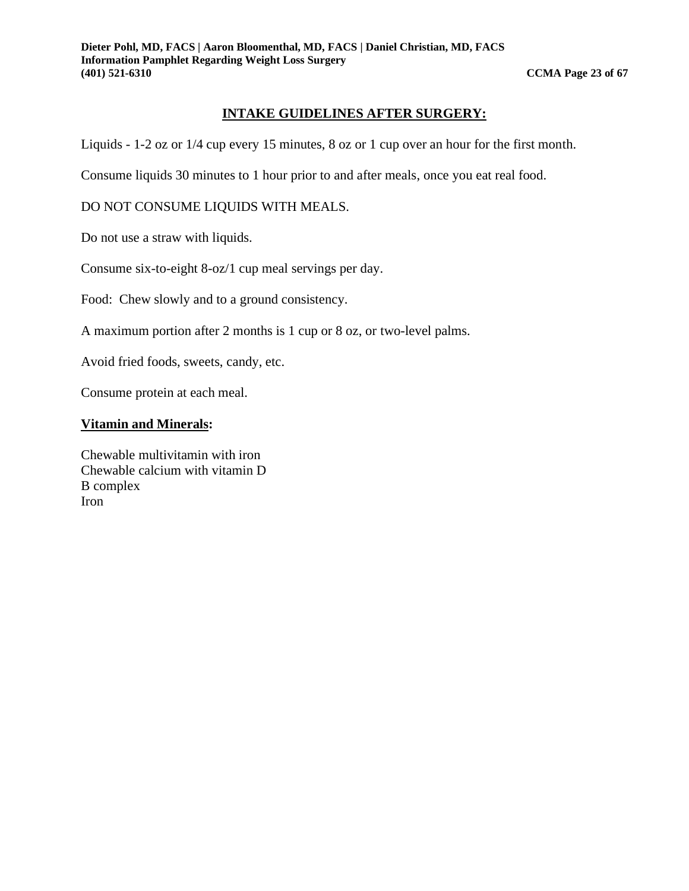## INTAKE GUIDELINES AFTER SURGERY:

Liquids - 1-2 oz or 1/4 cup every 15 minutes, 8 oz or 1 cup over an hour for the first month.

Consume liquids 30 minutes to 1 hour prior to and after meals, once you eat real food.

DO NOT CONSUME LIQUIDS WITH MEALS.

Do not use a straw with liquids.

Consume six-to-eight 8-oz/1 cup meal servings per day.

Food: Chew slowly and to a ground consistency.

A maximum portion after 2 months is 1 cup or 8 oz, or two-level palms.

Avoid fried foods, sweets, candy, etc.

Consume protein at each meal.

### Vitamin and Minerals:

Chewable multivitamin with iron
Chewable calcium with vitamin D
B complex
Iron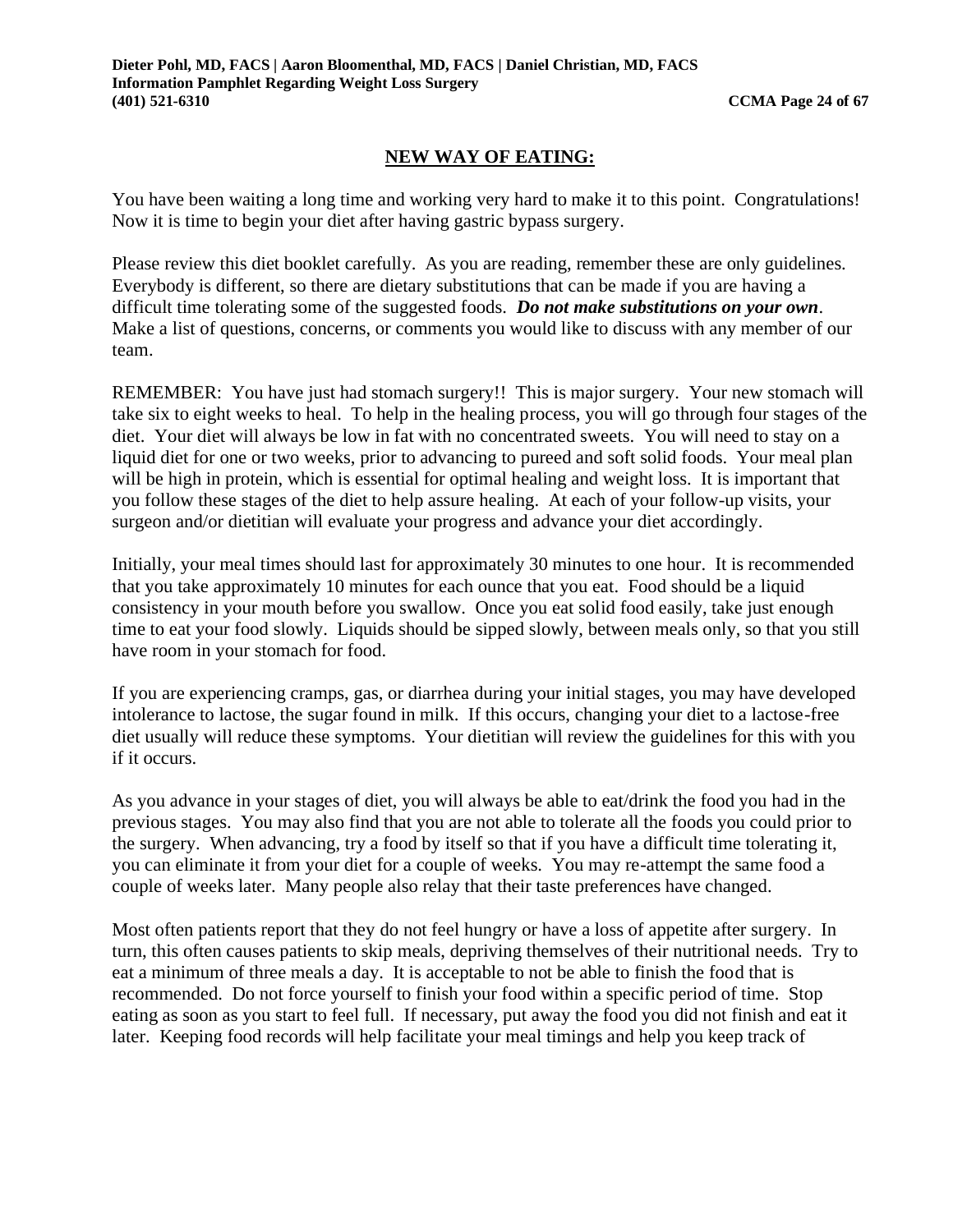## NEW WAY OF EATING:

You have been waiting a long time and working very hard to make it to this point. Congratulations! Now it is time to begin your diet after having gastric bypass surgery.

Please review this diet booklet carefully. As you are reading, remember these are only guidelines. Everybody is different, so there are dietary substitutions that can be made if you are having a difficult time tolerating some of the suggested foods. ***Do not make substitutions on your own***. Make a list of questions, concerns, or comments you would like to discuss with any member of our team.

REMEMBER: You have just had stomach surgery!! This is major surgery. Your new stomach will take six to eight weeks to heal. To help in the healing process, you will go through four stages of the diet. Your diet will always be low in fat with no concentrated sweets. You will need to stay on a liquid diet for one or two weeks, prior to advancing to pureed and soft solid foods. Your meal plan will be high in protein, which is essential for optimal healing and weight loss. It is important that you follow these stages of the diet to help assure healing. At each of your follow-up visits, your surgeon and/or dietitian will evaluate your progress and advance your diet accordingly.

Initially, your meal times should last for approximately 30 minutes to one hour. It is recommended that you take approximately 10 minutes for each ounce that you eat. Food should be a liquid consistency in your mouth before you swallow. Once you eat solid food easily, take just enough time to eat your food slowly. Liquids should be sipped slowly, between meals only, so that you still have room in your stomach for food.

If you are experiencing cramps, gas, or diarrhea during your initial stages, you may have developed intolerance to lactose, the sugar found in milk. If this occurs, changing your diet to a lactose-free diet usually will reduce these symptoms. Your dietitian will review the guidelines for this with you if it occurs.

As you advance in your stages of diet, you will always be able to eat/drink the food you had in the previous stages. You may also find that you are not able to tolerate all the foods you could prior to the surgery. When advancing, try a food by itself so that if you have a difficult time tolerating it, you can eliminate it from your diet for a couple of weeks. You may re-attempt the same food a couple of weeks later. Many people also relay that their taste preferences have changed.

Most often patients report that they do not feel hungry or have a loss of appetite after surgery. In turn, this often causes patients to skip meals, depriving themselves of their nutritional needs. Try to eat a minimum of three meals a day. It is acceptable to not be able to finish the food that is recommended. Do not force yourself to finish your food within a specific period of time. Stop eating as soon as you start to feel full. If necessary, put away the food you did not finish and eat it later. Keeping food records will help facilitate your meal timings and help you keep track of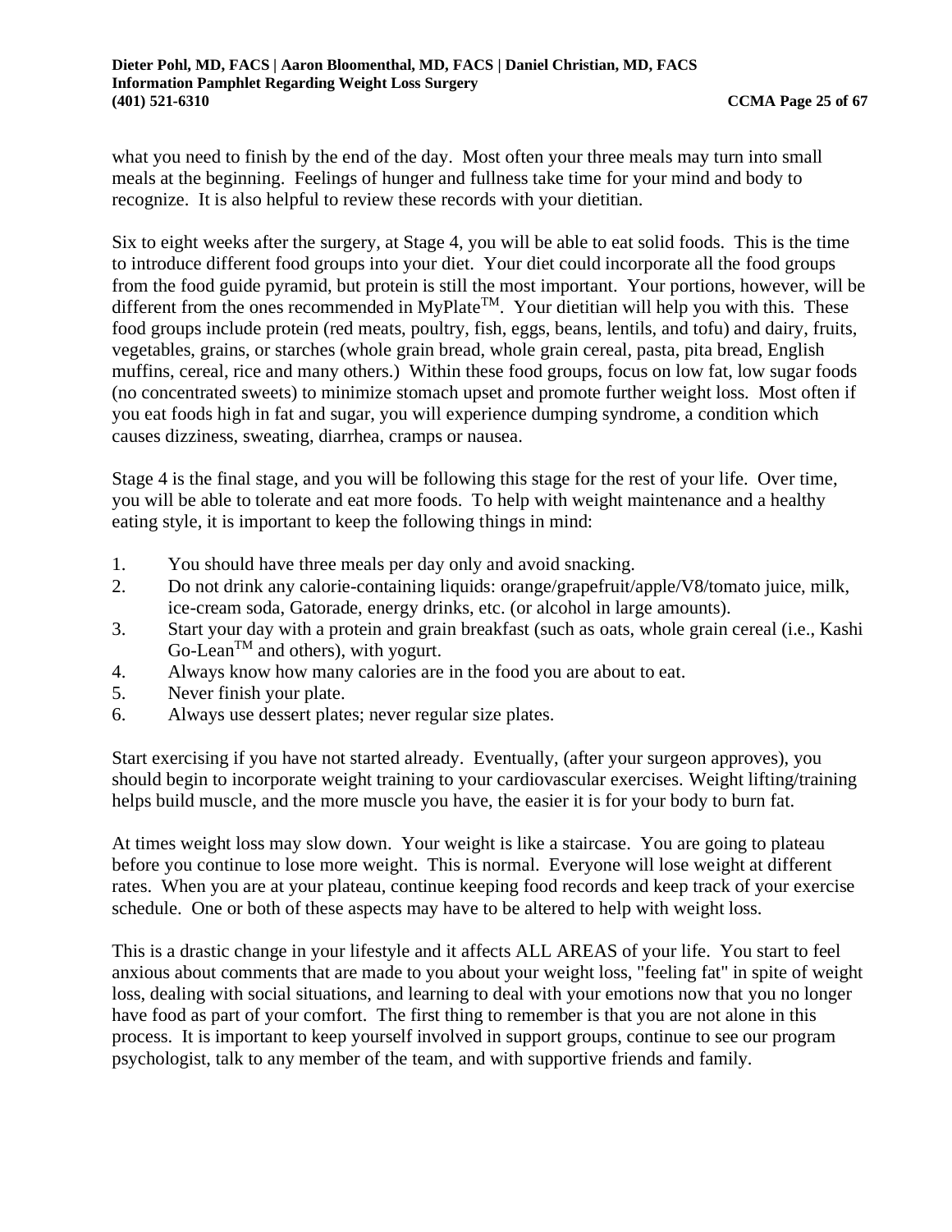what you need to finish by the end of the day. Most often your three meals may turn into small meals at the beginning. Feelings of hunger and fullness take time for your mind and body to recognize. It is also helpful to review these records with your dietitian.

Six to eight weeks after the surgery, at Stage 4, you will be able to eat solid foods. This is the time to introduce different food groups into your diet. Your diet could incorporate all the food groups from the food guide pyramid, but protein is still the most important. Your portions, however, will be different from the ones recommended in MyPlate™. Your dietitian will help you with this. These food groups include protein (red meats, poultry, fish, eggs, beans, lentils, and tofu) and dairy, fruits, vegetables, grains, or starches (whole grain bread, whole grain cereal, pasta, pita bread, English muffins, cereal, rice and many others.) Within these food groups, focus on low fat, low sugar foods (no concentrated sweets) to minimize stomach upset and promote further weight loss. Most often if you eat foods high in fat and sugar, you will experience dumping syndrome, a condition which causes dizziness, sweating, diarrhea, cramps or nausea.

Stage 4 is the final stage, and you will be following this stage for the rest of your life. Over time, you will be able to tolerate and eat more foods. To help with weight maintenance and a healthy eating style, it is important to keep the following things in mind:

1. You should have three meals per day only and avoid snacking.
2. Do not drink any calorie-containing liquids: orange/grapefruit/apple/V8/tomato juice, milk, ice-cream soda, Gatorade, energy drinks, etc. (or alcohol in large amounts).
3. Start your day with a protein and grain breakfast (such as oats, whole grain cereal (i.e., Kashi Go-Lean™ and others), with yogurt.
4. Always know how many calories are in the food you are about to eat.
5. Never finish your plate.
6. Always use dessert plates; never regular size plates.

Start exercising if you have not started already. Eventually, (after your surgeon approves), you should begin to incorporate weight training to your cardiovascular exercises. Weight lifting/training helps build muscle, and the more muscle you have, the easier it is for your body to burn fat.

At times weight loss may slow down. Your weight is like a staircase. You are going to plateau before you continue to lose more weight. This is normal. Everyone will lose weight at different rates. When you are at your plateau, continue keeping food records and keep track of your exercise schedule. One or both of these aspects may have to be altered to help with weight loss.

This is a drastic change in your lifestyle and it affects ALL AREAS of your life. You start to feel anxious about comments that are made to you about your weight loss, "feeling fat" in spite of weight loss, dealing with social situations, and learning to deal with your emotions now that you no longer have food as part of your comfort. The first thing to remember is that you are not alone in this process. It is important to keep yourself involved in support groups, continue to see our program psychologist, talk to any member of the team, and with supportive friends and family.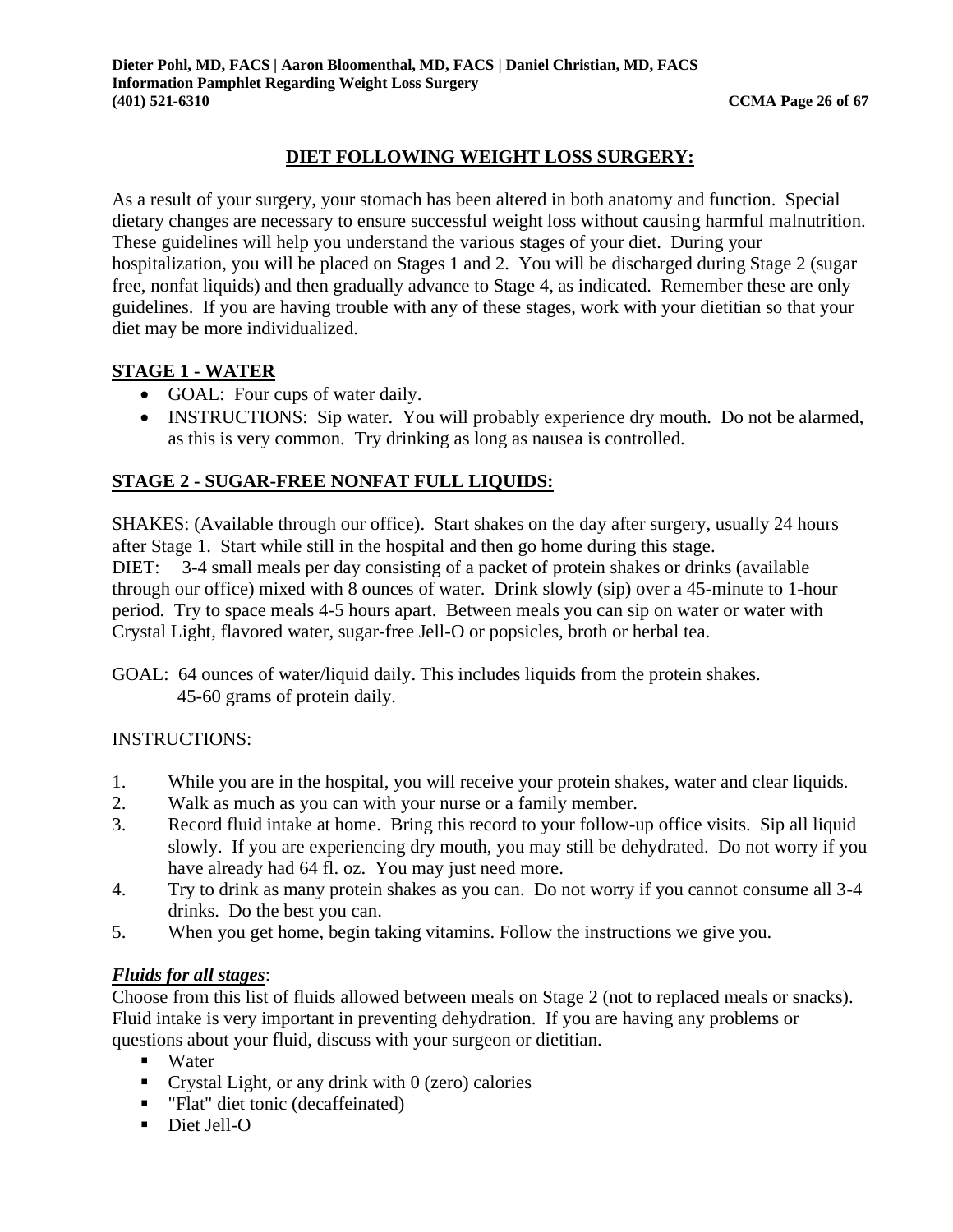## DIET FOLLOWING WEIGHT LOSS SURGERY:

As a result of your surgery, your stomach has been altered in both anatomy and function. Special dietary changes are necessary to ensure successful weight loss without causing harmful malnutrition. These guidelines will help you understand the various stages of your diet. During your hospitalization, you will be placed on Stages 1 and 2. You will be discharged during Stage 2 (sugar free, nonfat liquids) and then gradually advance to Stage 4, as indicated. Remember these are only guidelines. If you are having trouble with any of these stages, work with your dietitian so that your diet may be more individualized.

### STAGE 1 - WATER

- GOAL: Four cups of water daily.
- INSTRUCTIONS: Sip water. You will probably experience dry mouth. Do not be alarmed, as this is very common. Try drinking as long as nausea is controlled.

### STAGE 2 - SUGAR-FREE NONFAT FULL LIQUIDS:

SHAKES: (Available through our office). Start shakes on the day after surgery, usually 24 hours after Stage 1. Start while still in the hospital and then go home during this stage.
DIET: 3-4 small meals per day consisting of a packet of protein shakes or drinks (available through our office) mixed with 8 ounces of water. Drink slowly (sip) over a 45-minute to 1-hour period. Try to space meals 4-5 hours apart. Between meals you can sip on water or water with Crystal Light, flavored water, sugar-free Jell-O or popsicles, broth or herbal tea.

GOAL: 64 ounces of water/liquid daily. This includes liquids from the protein shakes.
45-60 grams of protein daily.

INSTRUCTIONS:

1. While you are in the hospital, you will receive your protein shakes, water and clear liquids.
2. Walk as much as you can with your nurse or a family member.
3. Record fluid intake at home. Bring this record to your follow-up office visits. Sip all liquid slowly. If you are experiencing dry mouth, you may still be dehydrated. Do not worry if you have already had 64 fl. oz. You may just need more.
4. Try to drink as many protein shakes as you can. Do not worry if you cannot consume all 3-4 drinks. Do the best you can.
5. When you get home, begin taking vitamins. Follow the instructions we give you.

***Fluids for all stages***:
Choose from this list of fluids allowed between meals on Stage 2 (not to replaced meals or snacks). Fluid intake is very important in preventing dehydration. If you are having any problems or questions about your fluid, discuss with your surgeon or dietitian.

- Water
- Crystal Light, or any drink with 0 (zero) calories
- "Flat" diet tonic (decaffeinated)
- Diet Jell-O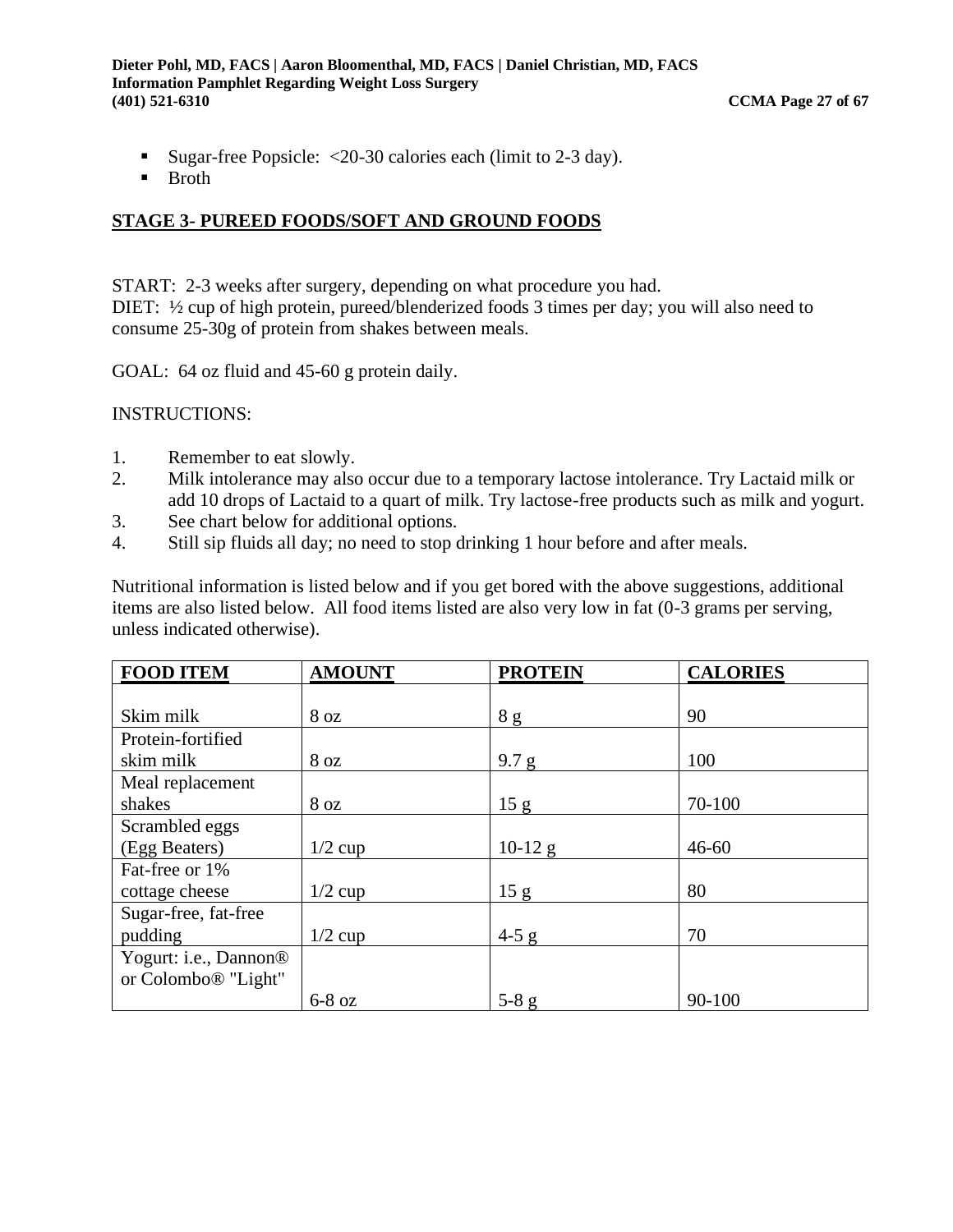- Sugar-free Popsicle:  <20-30 calories each (limit to 2-3 day).
- Broth

## STAGE 3- PUREED FOODS/SOFT AND GROUND FOODS

START:  2-3 weeks after surgery, depending on what procedure you had.
DIET:  ½ cup of high protein, pureed/blenderized foods 3 times per day; you will also need to consume 25-30g of protein from shakes between meals.

GOAL:  64 oz fluid and 45-60 g protein daily.

INSTRUCTIONS:

1. Remember to eat slowly.
2. Milk intolerance may also occur due to a temporary lactose intolerance. Try Lactaid milk or add 10 drops of Lactaid to a quart of milk. Try lactose-free products such as milk and yogurt.
3. See chart below for additional options.
4. Still sip fluids all day; no need to stop drinking 1 hour before and after meals.

Nutritional information is listed below and if you get bored with the above suggestions, additional items are also listed below.  All food items listed are also very low in fat (0-3 grams per serving, unless indicated otherwise).

| FOOD ITEM | AMOUNT | PROTEIN | CALORIES |
|---|---|---|---|
| Skim milk | 8 oz | 8 g | 90 |
| Protein-fortified skim milk | 8 oz | 9.7 g | 100 |
| Meal replacement shakes | 8 oz | 15 g | 70-100 |
| Scrambled eggs (Egg Beaters) | 1/2 cup | 10-12 g | 46-60 |
| Fat-free or 1% cottage cheese | 1/2 cup | 15 g | 80 |
| Sugar-free, fat-free pudding | 1/2 cup | 4-5 g | 70 |
| Yogurt: i.e., Dannon® or Colombo® "Light" | 6-8 oz | 5-8 g | 90-100 |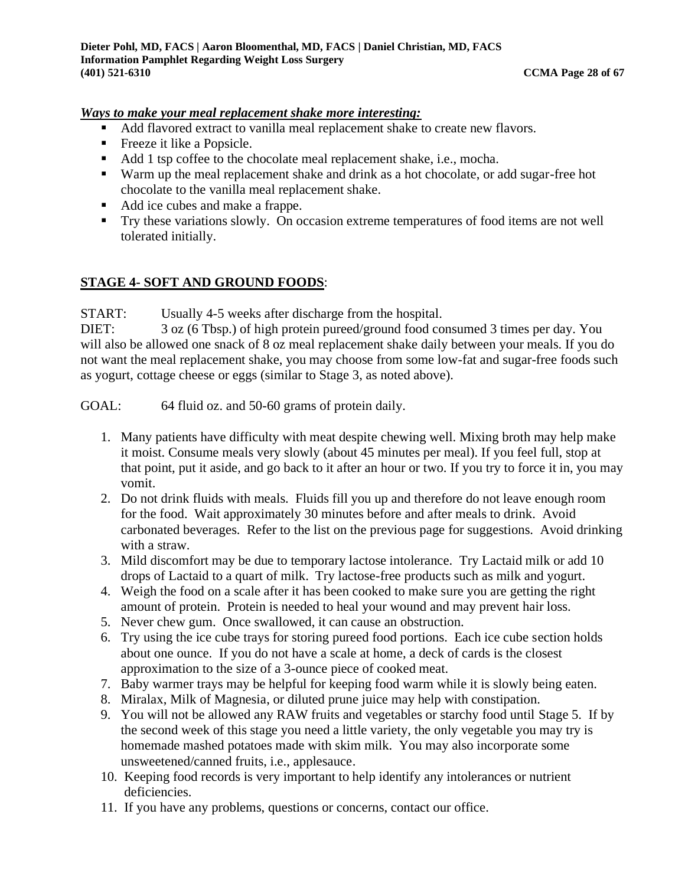***Ways to make your meal replacement shake more interesting:***

- Add flavored extract to vanilla meal replacement shake to create new flavors.
- Freeze it like a Popsicle.
- Add 1 tsp coffee to the chocolate meal replacement shake, i.e., mocha.
- Warm up the meal replacement shake and drink as a hot chocolate, or add sugar-free hot chocolate to the vanilla meal replacement shake.
- Add ice cubes and make a frappe.
- Try these variations slowly. On occasion extreme temperatures of food items are not well tolerated initially.

## **STAGE 4- SOFT AND GROUND FOODS**:

START: Usually 4-5 weeks after discharge from the hospital.

DIET: 3 oz (6 Tbsp.) of high protein pureed/ground food consumed 3 times per day. You will also be allowed one snack of 8 oz meal replacement shake daily between your meals. If you do not want the meal replacement shake, you may choose from some low-fat and sugar-free foods such as yogurt, cottage cheese or eggs (similar to Stage 3, as noted above).

GOAL: 64 fluid oz. and 50-60 grams of protein daily.

1. Many patients have difficulty with meat despite chewing well. Mixing broth may help make it moist. Consume meals very slowly (about 45 minutes per meal). If you feel full, stop at that point, put it aside, and go back to it after an hour or two. If you try to force it in, you may vomit.
2. Do not drink fluids with meals. Fluids fill you up and therefore do not leave enough room for the food. Wait approximately 30 minutes before and after meals to drink. Avoid carbonated beverages. Refer to the list on the previous page for suggestions. Avoid drinking with a straw.
3. Mild discomfort may be due to temporary lactose intolerance. Try Lactaid milk or add 10 drops of Lactaid to a quart of milk. Try lactose-free products such as milk and yogurt.
4. Weigh the food on a scale after it has been cooked to make sure you are getting the right amount of protein. Protein is needed to heal your wound and may prevent hair loss.
5. Never chew gum. Once swallowed, it can cause an obstruction.
6. Try using the ice cube trays for storing pureed food portions. Each ice cube section holds about one ounce. If you do not have a scale at home, a deck of cards is the closest approximation to the size of a 3-ounce piece of cooked meat.
7. Baby warmer trays may be helpful for keeping food warm while it is slowly being eaten.
8. Miralax, Milk of Magnesia, or diluted prune juice may help with constipation.
9. You will not be allowed any RAW fruits and vegetables or starchy food until Stage 5. If by the second week of this stage you need a little variety, the only vegetable you may try is homemade mashed potatoes made with skim milk. You may also incorporate some unsweetened/canned fruits, i.e., applesauce.
10. Keeping food records is very important to help identify any intolerances or nutrient deficiencies.
11. If you have any problems, questions or concerns, contact our office.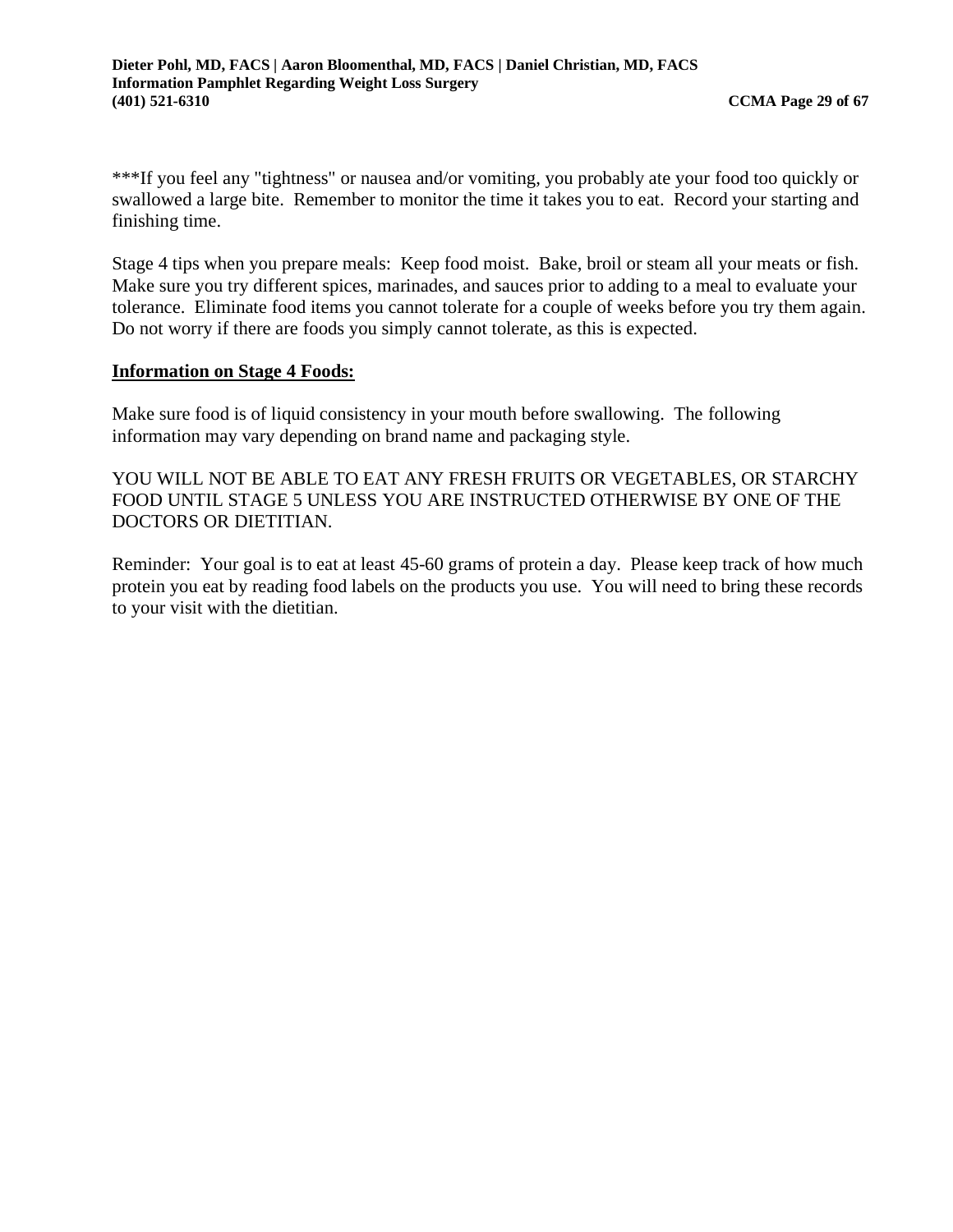***If you feel any "tightness" or nausea and/or vomiting, you probably ate your food too quickly or swallowed a large bite. Remember to monitor the time it takes you to eat. Record your starting and finishing time.

Stage 4 tips when you prepare meals: Keep food moist. Bake, broil or steam all your meats or fish. Make sure you try different spices, marinades, and sauces prior to adding to a meal to evaluate your tolerance. Eliminate food items you cannot tolerate for a couple of weeks before you try them again. Do not worry if there are foods you simply cannot tolerate, as this is expected.

**Information on Stage 4 Foods:**

Make sure food is of liquid consistency in your mouth before swallowing. The following information may vary depending on brand name and packaging style.

YOU WILL NOT BE ABLE TO EAT ANY FRESH FRUITS OR VEGETABLES, OR STARCHY FOOD UNTIL STAGE 5 UNLESS YOU ARE INSTRUCTED OTHERWISE BY ONE OF THE DOCTORS OR DIETITIAN.

Reminder: Your goal is to eat at least 45-60 grams of protein a day. Please keep track of how much protein you eat by reading food labels on the products you use. You will need to bring these records to your visit with the dietitian.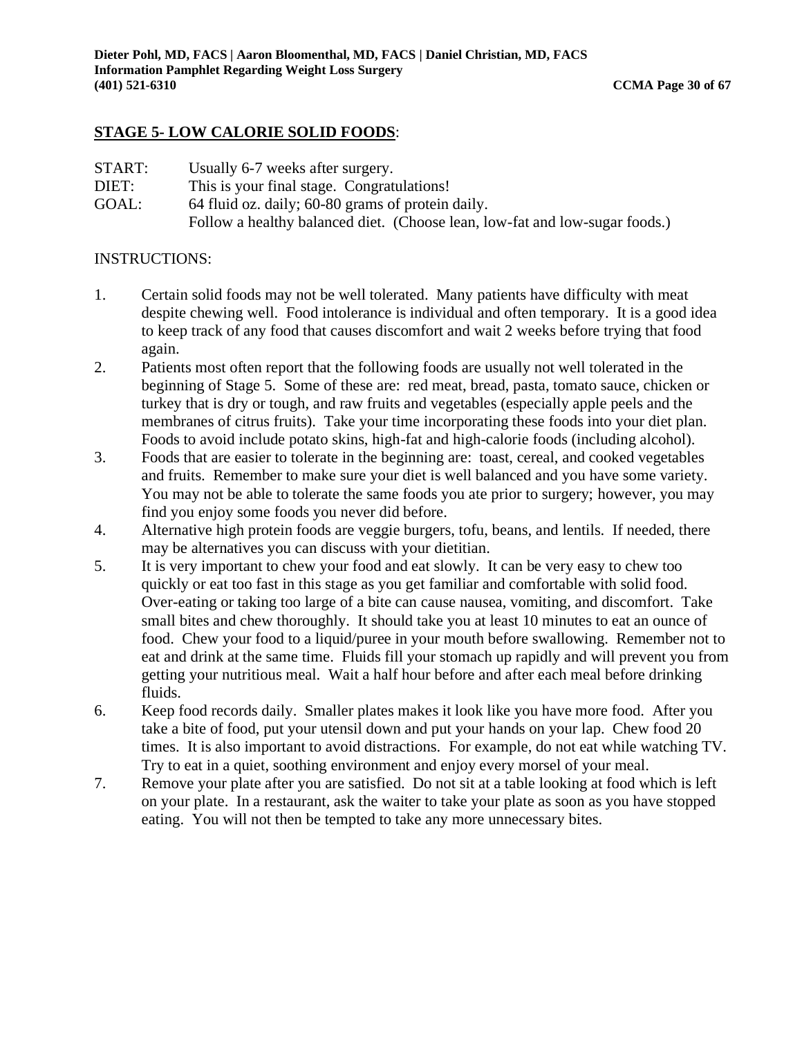## STAGE 5- LOW CALORIE SOLID FOODS:

START: Usually 6-7 weeks after surgery.
DIET: This is your final stage. Congratulations!
GOAL: 64 fluid oz. daily; 60-80 grams of protein daily.
Follow a healthy balanced diet. (Choose lean, low-fat and low-sugar foods.)

INSTRUCTIONS:

1. Certain solid foods may not be well tolerated. Many patients have difficulty with meat despite chewing well. Food intolerance is individual and often temporary. It is a good idea to keep track of any food that causes discomfort and wait 2 weeks before trying that food again.
2. Patients most often report that the following foods are usually not well tolerated in the beginning of Stage 5. Some of these are: red meat, bread, pasta, tomato sauce, chicken or turkey that is dry or tough, and raw fruits and vegetables (especially apple peels and the membranes of citrus fruits). Take your time incorporating these foods into your diet plan. Foods to avoid include potato skins, high-fat and high-calorie foods (including alcohol).
3. Foods that are easier to tolerate in the beginning are: toast, cereal, and cooked vegetables and fruits. Remember to make sure your diet is well balanced and you have some variety. You may not be able to tolerate the same foods you ate prior to surgery; however, you may find you enjoy some foods you never did before.
4. Alternative high protein foods are veggie burgers, tofu, beans, and lentils. If needed, there may be alternatives you can discuss with your dietitian.
5. It is very important to chew your food and eat slowly. It can be very easy to chew too quickly or eat too fast in this stage as you get familiar and comfortable with solid food. Over-eating or taking too large of a bite can cause nausea, vomiting, and discomfort. Take small bites and chew thoroughly. It should take you at least 10 minutes to eat an ounce of food. Chew your food to a liquid/puree in your mouth before swallowing. Remember not to eat and drink at the same time. Fluids fill your stomach up rapidly and will prevent you from getting your nutritious meal. Wait a half hour before and after each meal before drinking fluids.
6. Keep food records daily. Smaller plates makes it look like you have more food. After you take a bite of food, put your utensil down and put your hands on your lap. Chew food 20 times. It is also important to avoid distractions. For example, do not eat while watching TV. Try to eat in a quiet, soothing environment and enjoy every morsel of your meal.
7. Remove your plate after you are satisfied. Do not sit at a table looking at food which is left on your plate. In a restaurant, ask the waiter to take your plate as soon as you have stopped eating. You will not then be tempted to take any more unnecessary bites.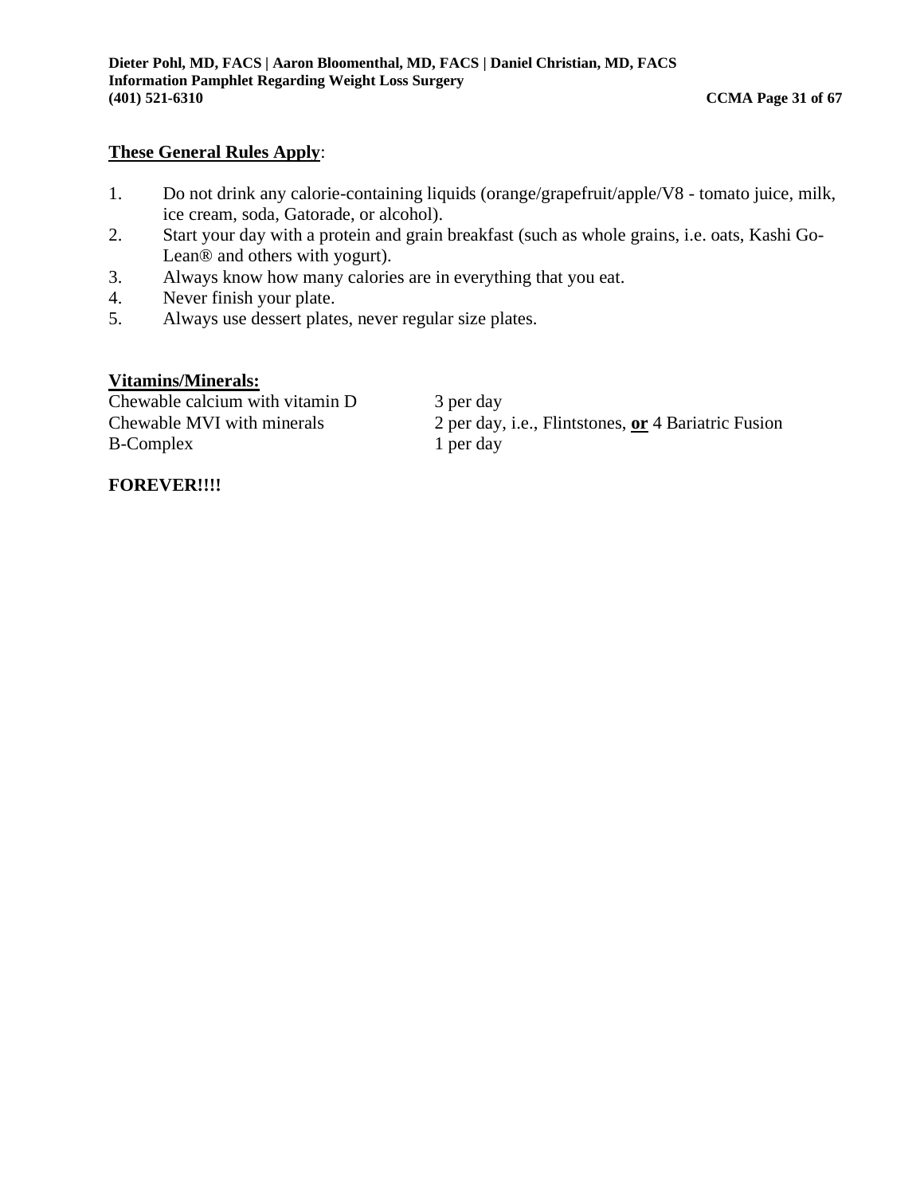**These General Rules Apply**:

1. Do not drink any calorie-containing liquids (orange/grapefruit/apple/V8 - tomato juice, milk, ice cream, soda, Gatorade, or alcohol).
2. Start your day with a protein and grain breakfast (such as whole grains, i.e. oats, Kashi Go-Lean® and others with yogurt).
3. Always know how many calories are in everything that you eat.
4. Never finish your plate.
5. Always use dessert plates, never regular size plates.

**Vitamins/Minerals:**

| | |
|---|---|
| Chewable calcium with vitamin D | 3 per day |
| Chewable MVI with minerals | 2 per day, i.e., Flintstones, **or** 4 Bariatric Fusion |
| B-Complex | 1 per day |

**FOREVER!!!!**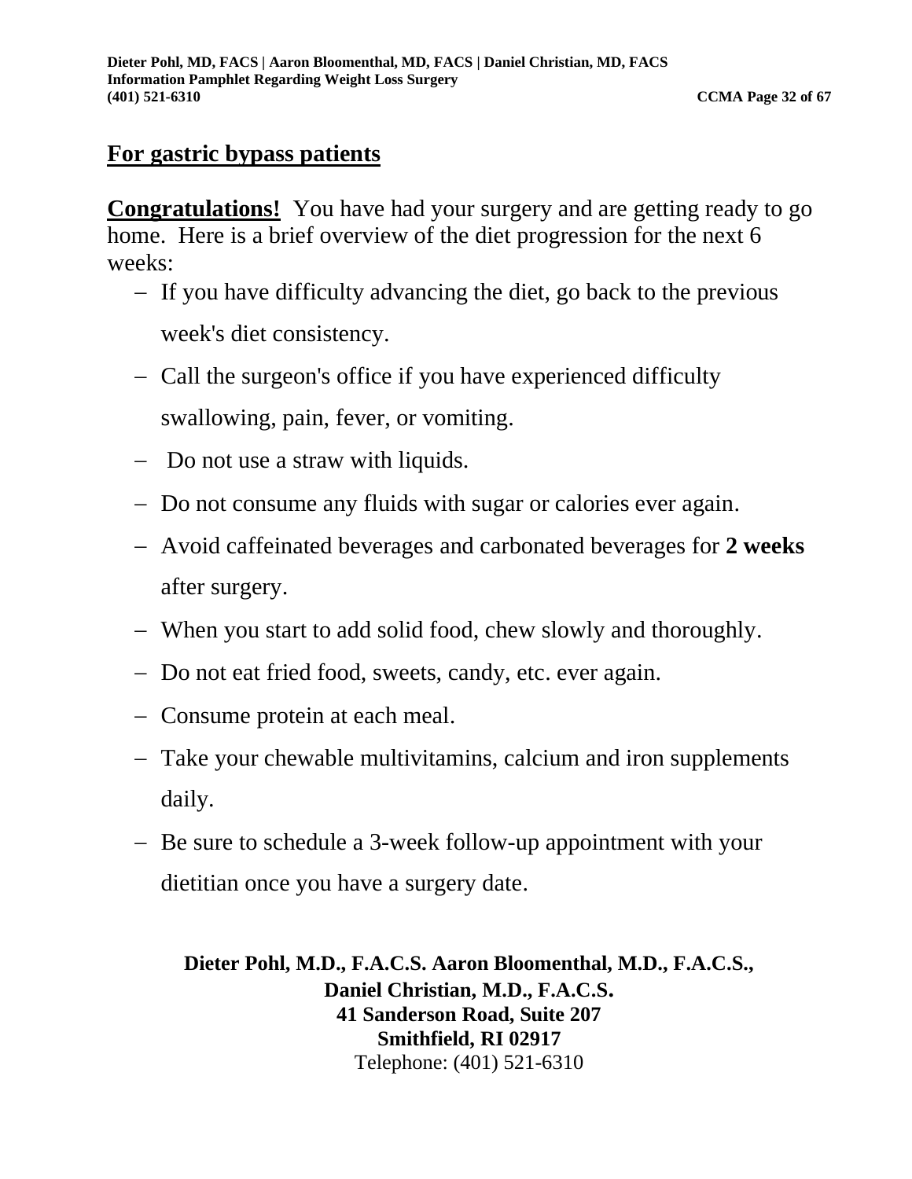## For gastric bypass patients

**Congratulations!** You have had your surgery and are getting ready to go home. Here is a brief overview of the diet progression for the next 6 weeks:

- If you have difficulty advancing the diet, go back to the previous week's diet consistency.
- Call the surgeon's office if you have experienced difficulty swallowing, pain, fever, or vomiting.
- Do not use a straw with liquids.
- Do not consume any fluids with sugar or calories ever again.
- Avoid caffeinated beverages and carbonated beverages for **2 weeks** after surgery.
- When you start to add solid food, chew slowly and thoroughly.
- Do not eat fried food, sweets, candy, etc. ever again.
- Consume protein at each meal.
- Take your chewable multivitamins, calcium and iron supplements daily.
- Be sure to schedule a 3-week follow-up appointment with your dietitian once you have a surgery date.

**Dieter Pohl, M.D., F.A.C.S. Aaron Bloomenthal, M.D., F.A.C.S.,**
**Daniel Christian, M.D., F.A.C.S.**
**41 Sanderson Road, Suite 207**
**Smithfield, RI 02917**
Telephone: (401) 521-6310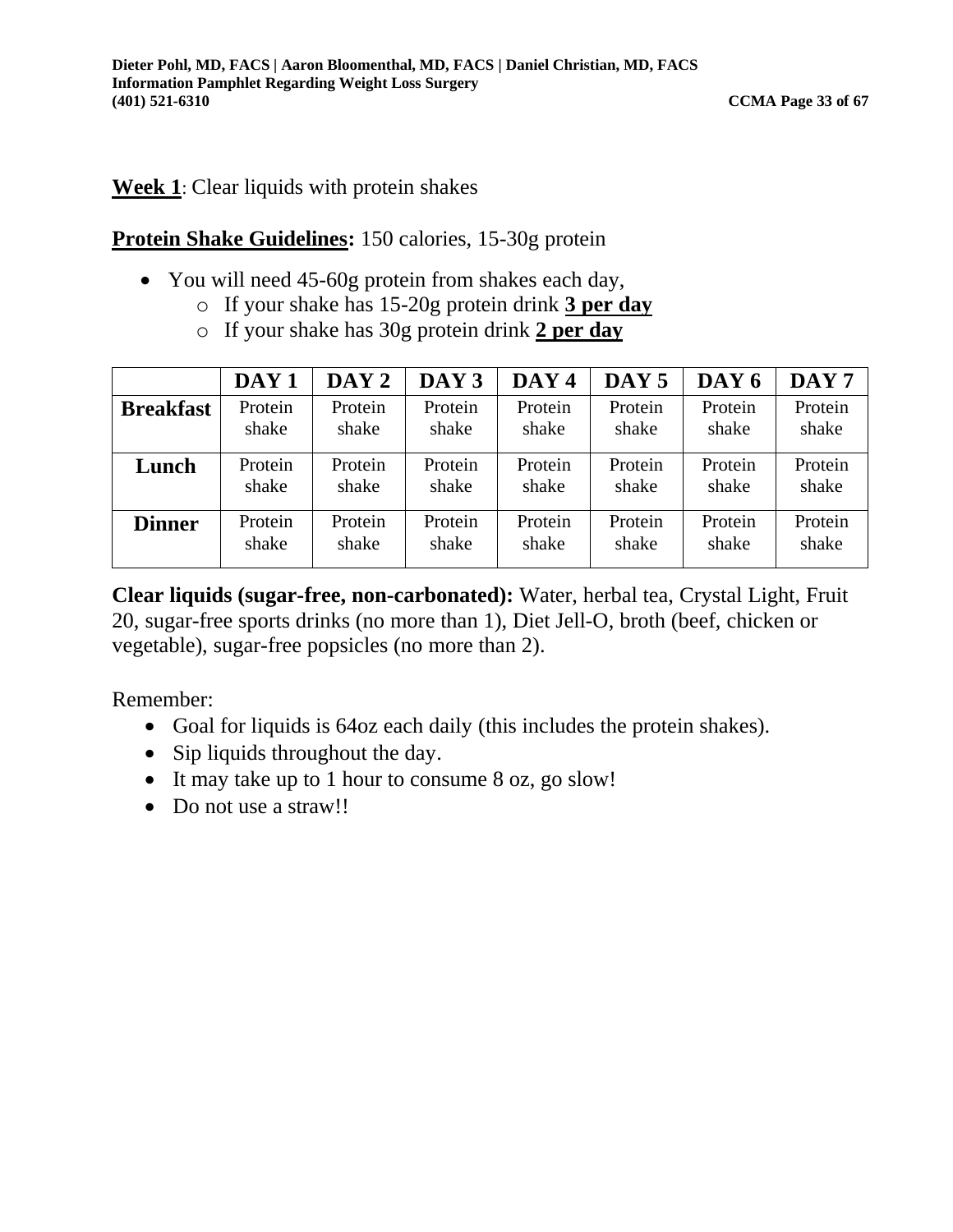**Week 1**: Clear liquids with protein shakes

**Protein Shake Guidelines:** 150 calories, 15-30g protein

- You will need 45-60g protein from shakes each day,
  - If your shake has 15-20g protein drink **3 per day**
  - If your shake has 30g protein drink **2 per day**

| | DAY 1 | DAY 2 | DAY 3 | DAY 4 | DAY 5 | DAY 6 | DAY 7 |
|---|---|---|---|---|---|---|---|
| **Breakfast** | Protein shake | Protein shake | Protein shake | Protein shake | Protein shake | Protein shake | Protein shake |
| **Lunch** | Protein shake | Protein shake | Protein shake | Protein shake | Protein shake | Protein shake | Protein shake |
| **Dinner** | Protein shake | Protein shake | Protein shake | Protein shake | Protein shake | Protein shake | Protein shake |

**Clear liquids (sugar-free, non-carbonated):** Water, herbal tea, Crystal Light, Fruit 20, sugar-free sports drinks (no more than 1), Diet Jell-O, broth (beef, chicken or vegetable), sugar-free popsicles (no more than 2).

Remember:

- Goal for liquids is 64oz each daily (this includes the protein shakes).
- Sip liquids throughout the day.
- It may take up to 1 hour to consume 8 oz, go slow!
- Do not use a straw!!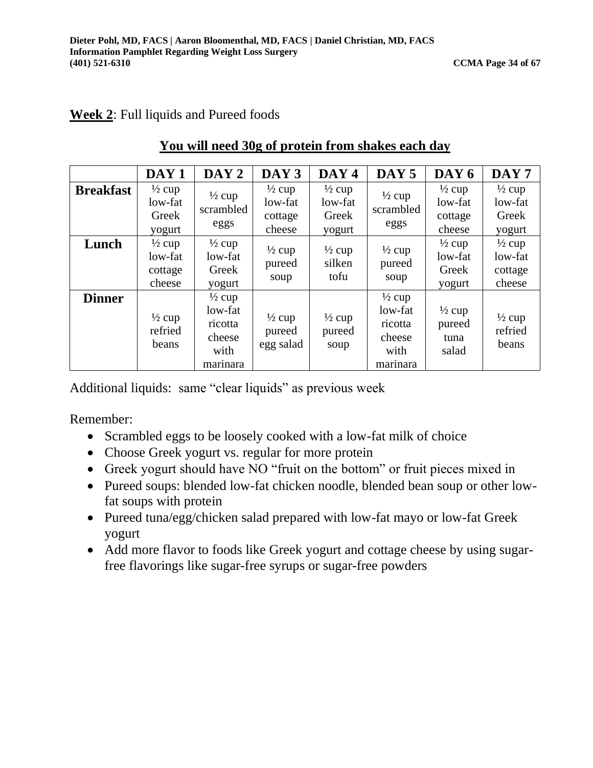**Week 2**: Full liquids and Pureed foods

## You will need 30g of protein from shakes each day

| | DAY 1 | DAY 2 | DAY 3 | DAY 4 | DAY 5 | DAY 6 | DAY 7 |
|---|---|---|---|---|---|---|---|
| **Breakfast** | ½ cup low-fat Greek yogurt | ½ cup scrambled eggs | ½ cup low-fat cottage cheese | ½ cup low-fat Greek yogurt | ½ cup scrambled eggs | ½ cup low-fat cottage cheese | ½ cup low-fat Greek yogurt |
| **Lunch** | ½ cup low-fat cottage cheese | ½ cup low-fat Greek yogurt | ½ cup pureed soup | ½ cup silken tofu | ½ cup pureed soup | ½ cup low-fat Greek yogurt | ½ cup low-fat cottage cheese |
| **Dinner** | ½ cup refried beans | ½ cup low-fat ricotta cheese with marinara | ½ cup pureed egg salad | ½ cup pureed soup | ½ cup low-fat ricotta cheese with marinara | ½ cup pureed tuna salad | ½ cup refried beans |

Additional liquids: same "clear liquids" as previous week

Remember:

- Scrambled eggs to be loosely cooked with a low-fat milk of choice
- Choose Greek yogurt vs. regular for more protein
- Greek yogurt should have NO "fruit on the bottom" or fruit pieces mixed in
- Pureed soups: blended low-fat chicken noodle, blended bean soup or other low-fat soups with protein
- Pureed tuna/egg/chicken salad prepared with low-fat mayo or low-fat Greek yogurt
- Add more flavor to foods like Greek yogurt and cottage cheese by using sugar-free flavorings like sugar-free syrups or sugar-free powders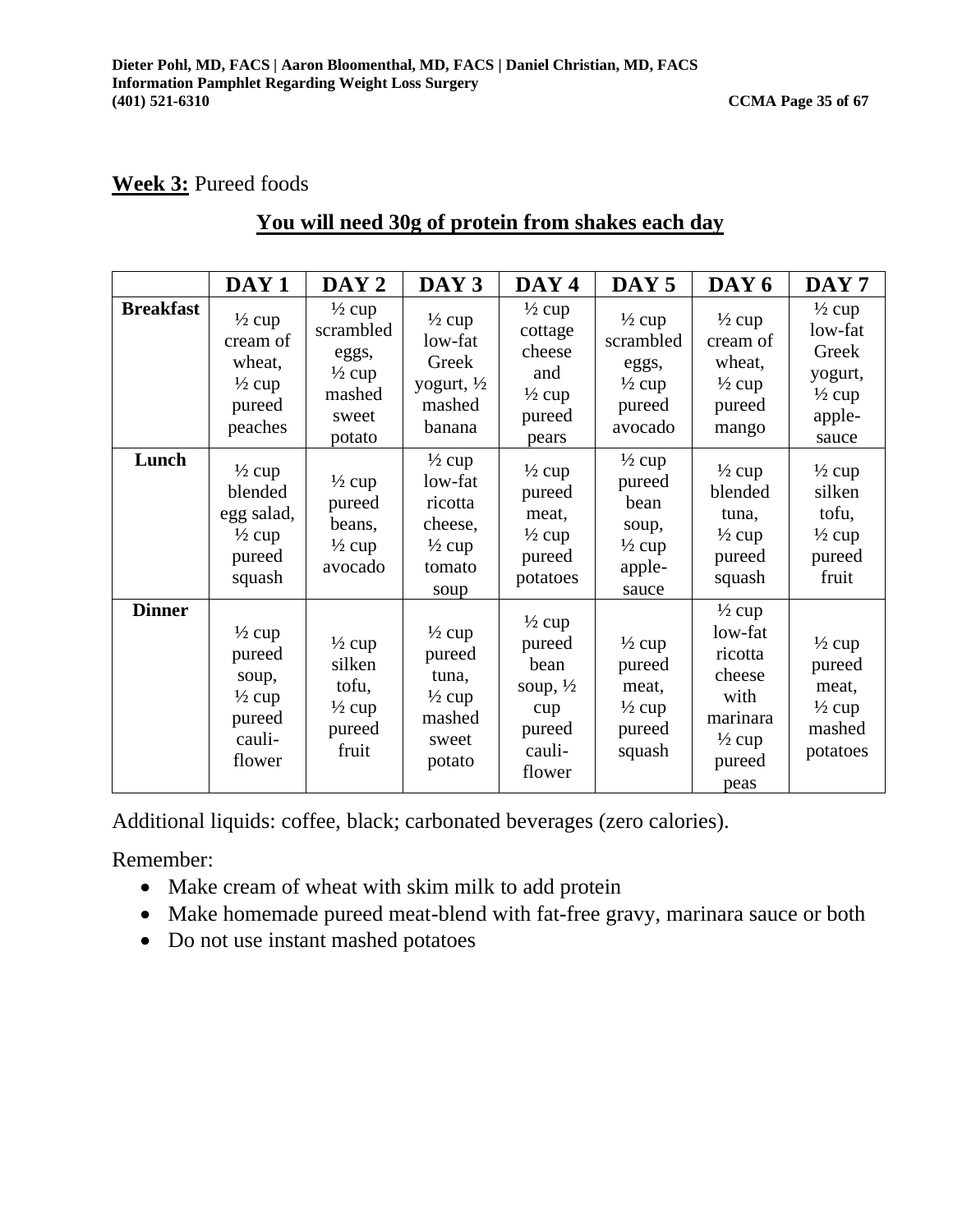**Week 3:** Pureed foods

**You will need 30g of protein from shakes each day**

| | DAY 1 | DAY 2 | DAY 3 | DAY 4 | DAY 5 | DAY 6 | DAY 7 |
|---|---|---|---|---|---|---|---|
| **Breakfast** | ½ cup cream of wheat, ½ cup pureed peaches | ½ cup scrambled eggs, ½ cup mashed sweet potato | ½ cup low-fat Greek yogurt, ½ mashed banana | ½ cup cottage cheese and ½ cup pureed pears | ½ cup scrambled eggs, ½ cup pureed avocado | ½ cup cream of wheat, ½ cup pureed mango | ½ cup low-fat Greek yogurt, ½ cup apple-sauce |
| **Lunch** | ½ cup blended egg salad, ½ cup pureed squash | ½ cup pureed beans, ½ cup avocado | ½ cup low-fat ricotta cheese, ½ cup tomato soup | ½ cup pureed meat, ½ cup pureed potatoes | ½ cup pureed bean soup, ½ cup apple-sauce | ½ cup blended tuna, ½ cup pureed squash | ½ cup silken tofu, ½ cup pureed fruit |
| **Dinner** | ½ cup pureed soup, ½ cup pureed cauli-flower | ½ cup silken tofu, ½ cup pureed fruit | ½ cup pureed tuna, ½ cup mashed sweet potato | ½ cup pureed bean soup, ½ cup pureed cauli-flower | ½ cup pureed meat, ½ cup pureed squash | ½ cup low-fat ricotta cheese with marinara ½ cup pureed peas | ½ cup pureed meat, ½ cup mashed potatoes |

Additional liquids: coffee, black; carbonated beverages (zero calories).

Remember:

- Make cream of wheat with skim milk to add protein
- Make homemade pureed meat-blend with fat-free gravy, marinara sauce or both
- Do not use instant mashed potatoes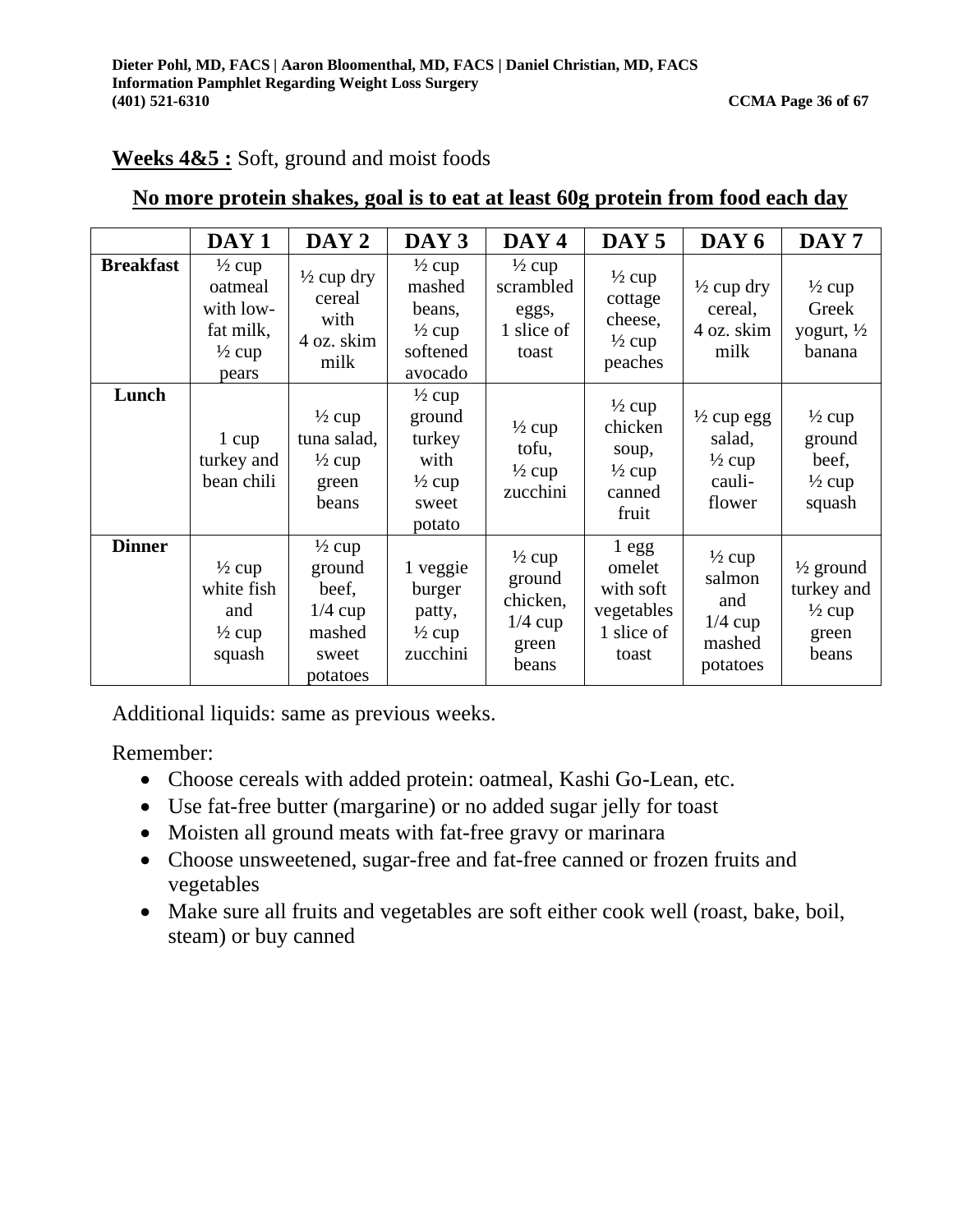**Weeks 4&5 :** Soft, ground and moist foods

**No more protein shakes, goal is to eat at least 60g protein from food each day**

| | DAY 1 | DAY 2 | DAY 3 | DAY 4 | DAY 5 | DAY 6 | DAY 7 |
|---|---|---|---|---|---|---|---|
| **Breakfast** | ½ cup oatmeal with low-fat milk, ½ cup pears | ½ cup dry cereal with 4 oz. skim milk | ½ cup mashed beans, ½ cup softened avocado | ½ cup scrambled eggs, 1 slice of toast | ½ cup cottage cheese, ½ cup peaches | ½ cup dry cereal, 4 oz. skim milk | ½ cup Greek yogurt, ½ banana |
| **Lunch** | 1 cup turkey and bean chili | ½ cup tuna salad, ½ cup green beans | ½ cup ground turkey with ½ cup sweet potato | ½ cup tofu, ½ cup zucchini | ½ cup chicken soup, ½ cup canned fruit | ½ cup egg salad, ½ cup cauli-flower | ½ cup ground beef, ½ cup squash |
| **Dinner** | ½ cup white fish and ½ cup squash | ½ cup ground beef, 1/4 cup mashed sweet potatoes | 1 veggie burger patty, ½ cup zucchini | ½ cup ground chicken, 1/4 cup green beans | 1 egg omelet with soft vegetables 1 slice of toast | ½ cup salmon and 1/4 cup mashed potatoes | ½ ground turkey and ½ cup green beans |

Additional liquids: same as previous weeks.

Remember:

- Choose cereals with added protein: oatmeal, Kashi Go-Lean, etc.
- Use fat-free butter (margarine) or no added sugar jelly for toast
- Moisten all ground meats with fat-free gravy or marinara
- Choose unsweetened, sugar-free and fat-free canned or frozen fruits and vegetables
- Make sure all fruits and vegetables are soft either cook well (roast, bake, boil, steam) or buy canned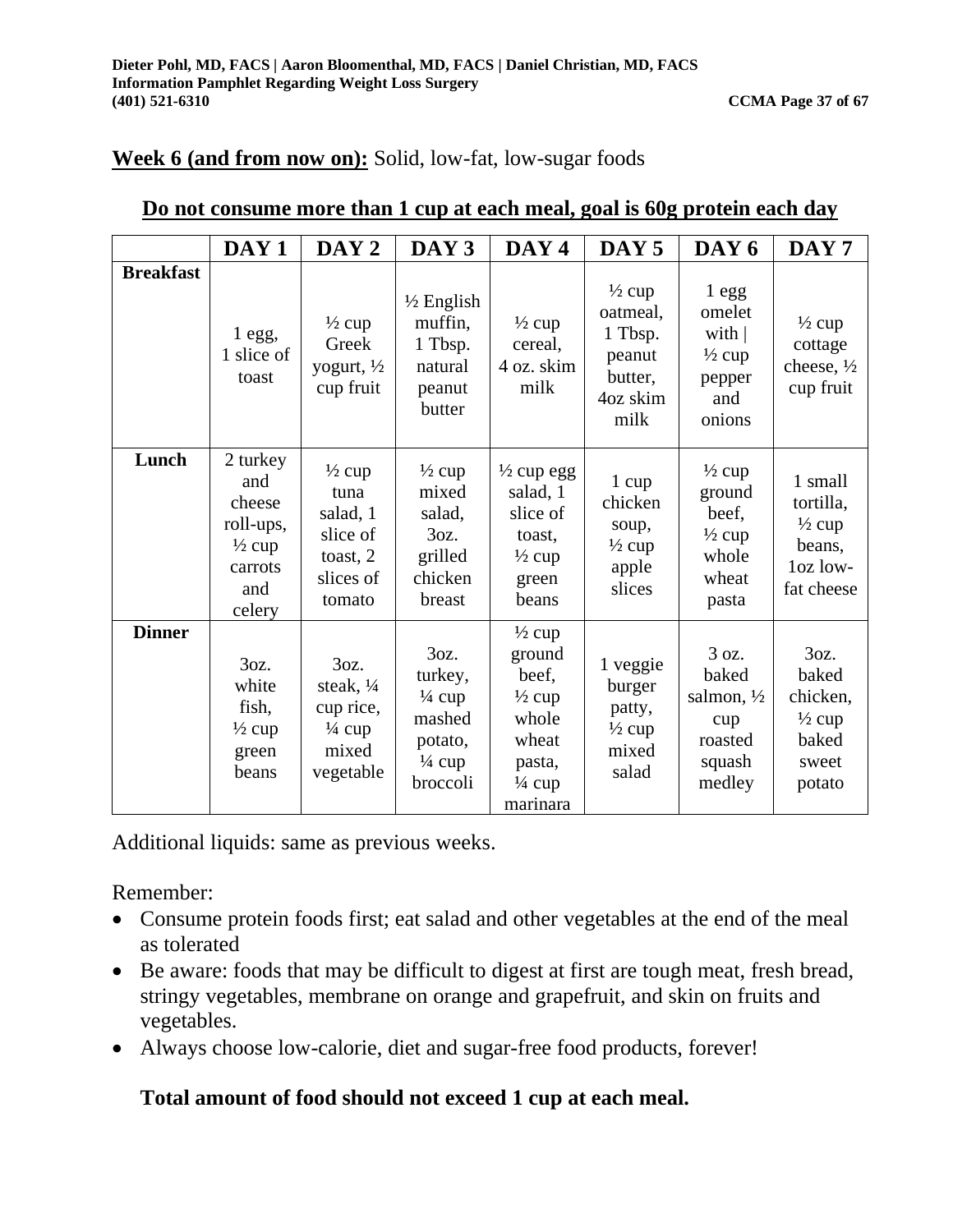**Week 6 (and from now on):** Solid, low-fat, low-sugar foods

**Do not consume more than 1 cup at each meal, goal is 60g protein each day**

| | DAY 1 | DAY 2 | DAY 3 | DAY 4 | DAY 5 | DAY 6 | DAY 7 |
|---|---|---|---|---|---|---|---|
| **Breakfast** | 1 egg, 1 slice of toast | ½ cup Greek yogurt, ½ cup fruit | ½ English muffin, 1 Tbsp. natural peanut butter | ½ cup cereal, 4 oz. skim milk | ½ cup oatmeal, 1 Tbsp. peanut butter, 4oz skim milk | 1 egg omelet with \| ½ cup pepper and onions | ½ cup cottage cheese, ½ cup fruit |
| **Lunch** | 2 turkey and cheese roll-ups, ½ cup carrots and celery | ½ cup tuna salad, 1 slice of toast, 2 slices of tomato | ½ cup mixed salad, 3oz. grilled chicken breast | ½ cup egg salad, 1 slice of toast, ½ cup green beans | 1 cup chicken soup, ½ cup apple slices | ½ cup ground beef, ½ cup whole wheat pasta | 1 small tortilla, ½ cup beans, 1oz low-fat cheese |
| **Dinner** | 3oz. white fish, ½ cup green beans | 3oz. steak, ¼ cup rice, ¼ cup mixed vegetable | 3oz. turkey, ¼ cup mashed potato, ¼ cup broccoli | ½ cup ground beef, ½ cup whole wheat pasta, ¼ cup marinara | 1 veggie burger patty, ½ cup mixed salad | 3 oz. baked salmon, ½ cup roasted squash medley | 3oz. baked chicken, ½ cup baked sweet potato |

Additional liquids: same as previous weeks.

Remember:

- Consume protein foods first; eat salad and other vegetables at the end of the meal as tolerated
- Be aware: foods that may be difficult to digest at first are tough meat, fresh bread, stringy vegetables, membrane on orange and grapefruit, and skin on fruits and vegetables.
- Always choose low-calorie, diet and sugar-free food products, forever!

**Total amount of food should not exceed 1 cup at each meal.**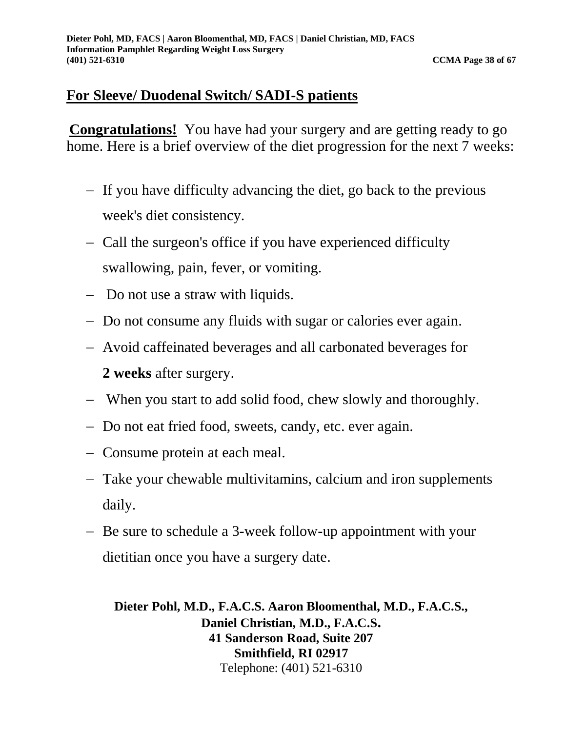## For Sleeve/ Duodenal Switch/ SADI-S patients

**Congratulations!** You have had your surgery and are getting ready to go home. Here is a brief overview of the diet progression for the next 7 weeks:

- If you have difficulty advancing the diet, go back to the previous week's diet consistency.
- Call the surgeon's office if you have experienced difficulty swallowing, pain, fever, or vomiting.
- Do not use a straw with liquids.
- Do not consume any fluids with sugar or calories ever again.
- Avoid caffeinated beverages and all carbonated beverages for **2 weeks** after surgery.
- When you start to add solid food, chew slowly and thoroughly.
- Do not eat fried food, sweets, candy, etc. ever again.
- Consume protein at each meal.
- Take your chewable multivitamins, calcium and iron supplements daily.
- Be sure to schedule a 3-week follow-up appointment with your dietitian once you have a surgery date.

**Dieter Pohl, M.D., F.A.C.S. Aaron Bloomenthal, M.D., F.A.C.S.,**
**Daniel Christian, M.D., F.A.C.S.**
**41 Sanderson Road, Suite 207**
**Smithfield, RI 02917**
Telephone: (401) 521-6310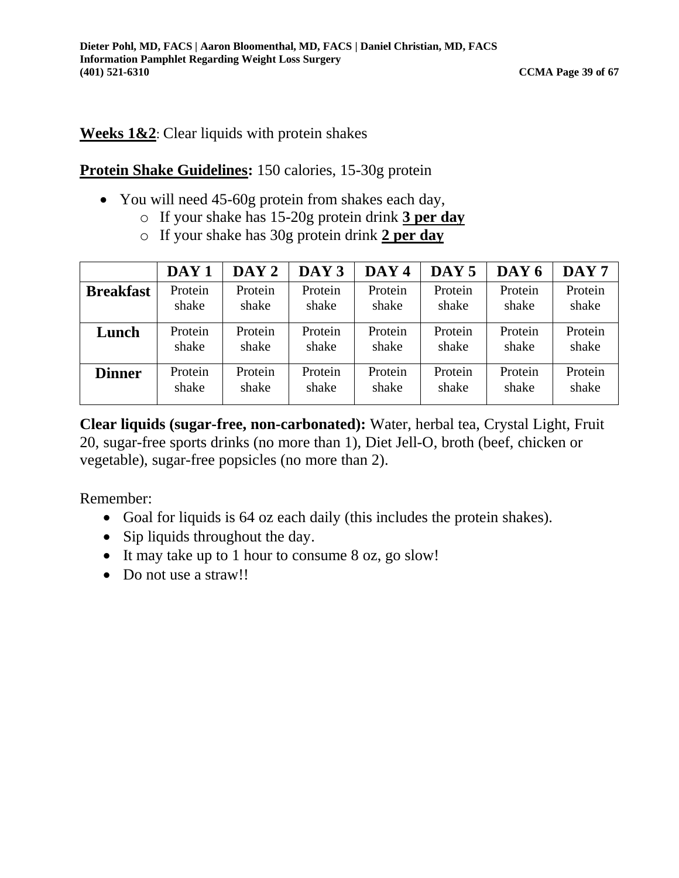**Weeks 1&2**: Clear liquids with protein shakes

**Protein Shake Guidelines:** 150 calories, 15-30g protein

- You will need 45-60g protein from shakes each day,
  - If your shake has 15-20g protein drink **3 per day**
  - If your shake has 30g protein drink **2 per day**

| | DAY 1 | DAY 2 | DAY 3 | DAY 4 | DAY 5 | DAY 6 | DAY 7 |
|---|---|---|---|---|---|---|---|
| **Breakfast** | Protein shake | Protein shake | Protein shake | Protein shake | Protein shake | Protein shake | Protein shake |
| **Lunch** | Protein shake | Protein shake | Protein shake | Protein shake | Protein shake | Protein shake | Protein shake |
| **Dinner** | Protein shake | Protein shake | Protein shake | Protein shake | Protein shake | Protein shake | Protein shake |

**Clear liquids (sugar-free, non-carbonated):** Water, herbal tea, Crystal Light, Fruit 20, sugar-free sports drinks (no more than 1), Diet Jell-O, broth (beef, chicken or vegetable), sugar-free popsicles (no more than 2).

Remember:

- Goal for liquids is 64 oz each daily (this includes the protein shakes).
- Sip liquids throughout the day.
- It may take up to 1 hour to consume 8 oz, go slow!
- Do not use a straw!!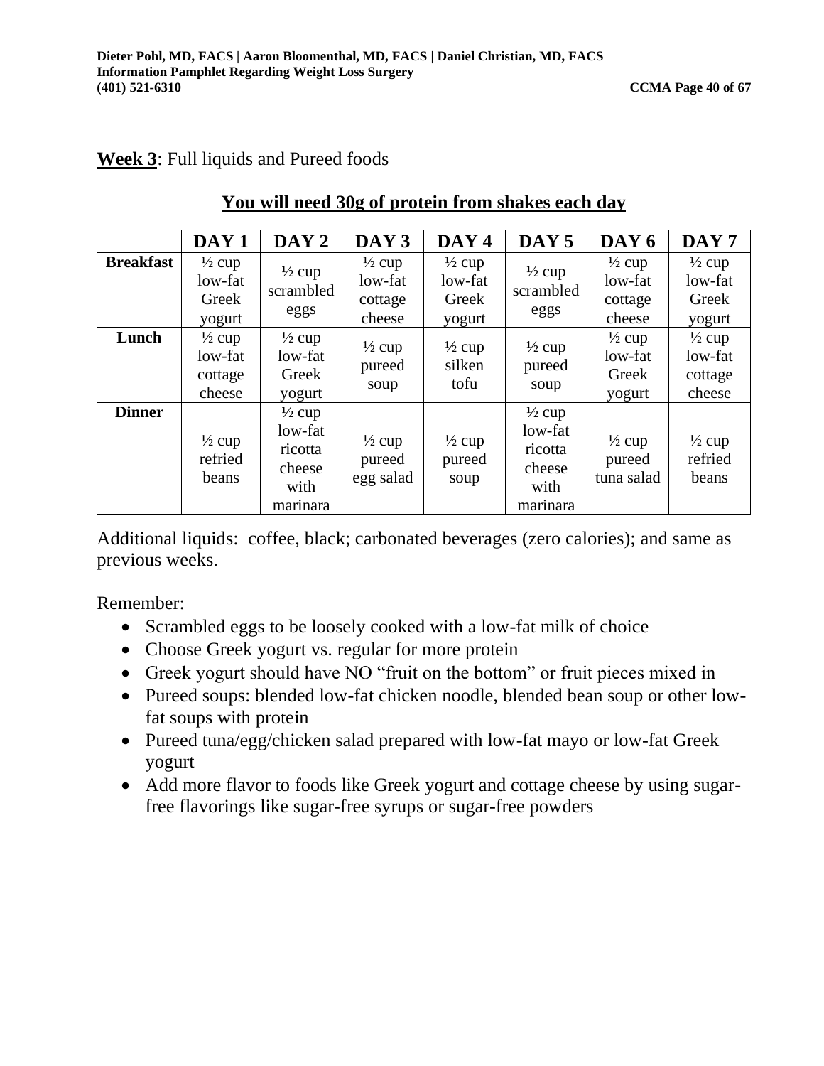**Week 3**: Full liquids and Pureed foods

**You will need 30g of protein from shakes each day**

| | DAY 1 | DAY 2 | DAY 3 | DAY 4 | DAY 5 | DAY 6 | DAY 7 |
|---|---|---|---|---|---|---|---|
| **Breakfast** | ½ cup low-fat Greek yogurt | ½ cup scrambled eggs | ½ cup low-fat cottage cheese | ½ cup low-fat Greek yogurt | ½ cup scrambled eggs | ½ cup low-fat cottage cheese | ½ cup low-fat Greek yogurt |
| **Lunch** | ½ cup low-fat cottage cheese | ½ cup low-fat Greek yogurt | ½ cup pureed soup | ½ cup silken tofu | ½ cup pureed soup | ½ cup low-fat Greek yogurt | ½ cup low-fat cottage cheese |
| **Dinner** | ½ cup refried beans | ½ cup low-fat ricotta cheese with marinara | ½ cup pureed egg salad | ½ cup pureed soup | ½ cup low-fat ricotta cheese with marinara | ½ cup pureed tuna salad | ½ cup refried beans |

Additional liquids: coffee, black; carbonated beverages (zero calories); and same as previous weeks.

Remember:

- Scrambled eggs to be loosely cooked with a low-fat milk of choice
- Choose Greek yogurt vs. regular for more protein
- Greek yogurt should have NO "fruit on the bottom" or fruit pieces mixed in
- Pureed soups: blended low-fat chicken noodle, blended bean soup or other low-fat soups with protein
- Pureed tuna/egg/chicken salad prepared with low-fat mayo or low-fat Greek yogurt
- Add more flavor to foods like Greek yogurt and cottage cheese by using sugar-free flavorings like sugar-free syrups or sugar-free powders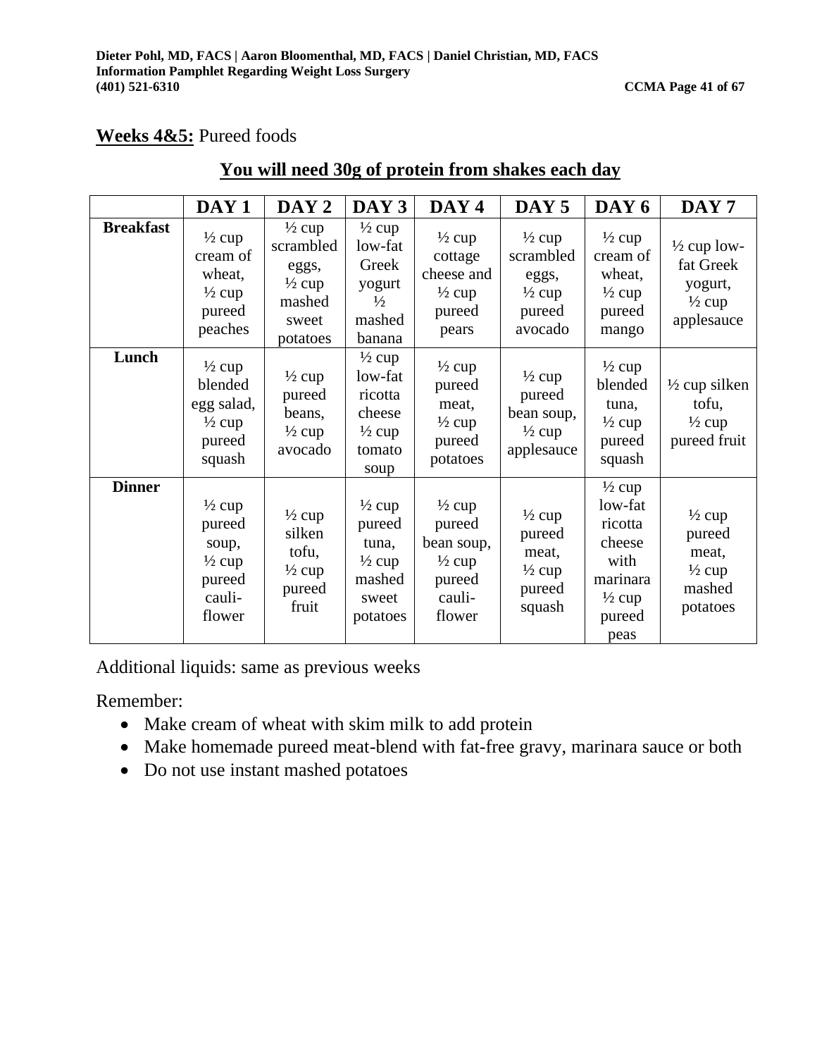**Weeks 4&5:** Pureed foods

## You will need 30g of protein from shakes each day

| | DAY 1 | DAY 2 | DAY 3 | DAY 4 | DAY 5 | DAY 6 | DAY 7 |
|---|---|---|---|---|---|---|---|
| **Breakfast** | ½ cup cream of wheat, ½ cup pureed peaches | ½ cup scrambled eggs, ½ cup mashed sweet potatoes | ½ cup low-fat Greek yogurt ½ mashed banana | ½ cup cottage cheese and ½ cup pureed pears | ½ cup scrambled eggs, ½ cup pureed avocado | ½ cup cream of wheat, ½ cup pureed mango | ½ cup low-fat Greek yogurt, ½ cup applesauce |
| **Lunch** | ½ cup blended egg salad, ½ cup pureed squash | ½ cup pureed beans, ½ cup avocado | ½ cup low-fat ricotta cheese ½ cup tomato soup | ½ cup pureed meat, ½ cup pureed potatoes | ½ cup pureed bean soup, ½ cup applesauce | ½ cup blended tuna, ½ cup pureed squash | ½ cup silken tofu, ½ cup pureed fruit |
| **Dinner** | ½ cup pureed soup, ½ cup pureed cauli-flower | ½ cup silken tofu, ½ cup pureed fruit | ½ cup pureed tuna, ½ cup mashed sweet potatoes | ½ cup pureed bean soup, ½ cup pureed cauli-flower | ½ cup pureed meat, ½ cup pureed squash | ½ cup low-fat ricotta cheese with marinara ½ cup pureed peas | ½ cup pureed meat, ½ cup mashed potatoes |

Additional liquids: same as previous weeks

Remember:

- Make cream of wheat with skim milk to add protein
- Make homemade pureed meat-blend with fat-free gravy, marinara sauce or both
- Do not use instant mashed potatoes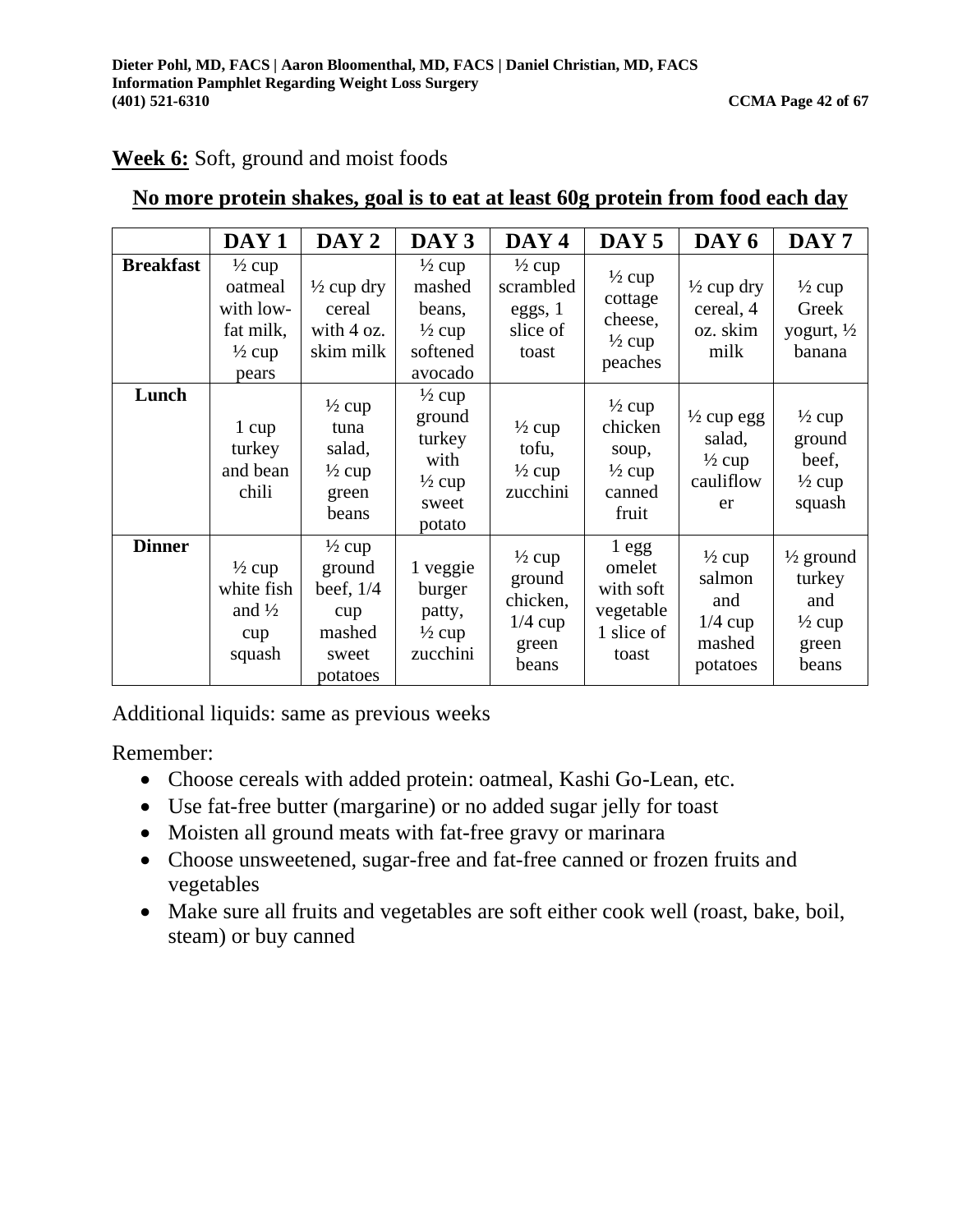**Week 6:** Soft, ground and moist foods

**No more protein shakes, goal is to eat at least 60g protein from food each day**

| | DAY 1 | DAY 2 | DAY 3 | DAY 4 | DAY 5 | DAY 6 | DAY 7 |
|---|---|---|---|---|---|---|---|
| **Breakfast** | ½ cup oatmeal with low-fat milk, ½ cup pears | ½ cup dry cereal with 4 oz. skim milk | ½ cup mashed beans, ½ cup softened avocado | ½ cup scrambled eggs, 1 slice of toast | ½ cup cottage cheese, ½ cup peaches | ½ cup dry cereal, 4 oz. skim milk | ½ cup Greek yogurt, ½ banana |
| **Lunch** | 1 cup turkey and bean chili | ½ cup tuna salad, ½ cup green beans | ½ cup ground turkey with ½ cup sweet potato | ½ cup tofu, ½ cup zucchini | ½ cup chicken soup, ½ cup canned fruit | ½ cup egg salad, ½ cup cauliflower | ½ cup ground beef, ½ cup squash |
| **Dinner** | ½ cup white fish and ½ cup squash | ½ cup ground beef, 1/4 cup mashed sweet potatoes | 1 veggie burger patty, ½ cup zucchini | ½ cup ground chicken, 1/4 cup green beans | 1 egg omelet with soft vegetable 1 slice of toast | ½ cup salmon and 1/4 cup mashed potatoes | ½ ground turkey and ½ cup green beans |

Additional liquids: same as previous weeks

Remember:

- Choose cereals with added protein: oatmeal, Kashi Go-Lean, etc.
- Use fat-free butter (margarine) or no added sugar jelly for toast
- Moisten all ground meats with fat-free gravy or marinara
- Choose unsweetened, sugar-free and fat-free canned or frozen fruits and vegetables
- Make sure all fruits and vegetables are soft either cook well (roast, bake, boil, steam) or buy canned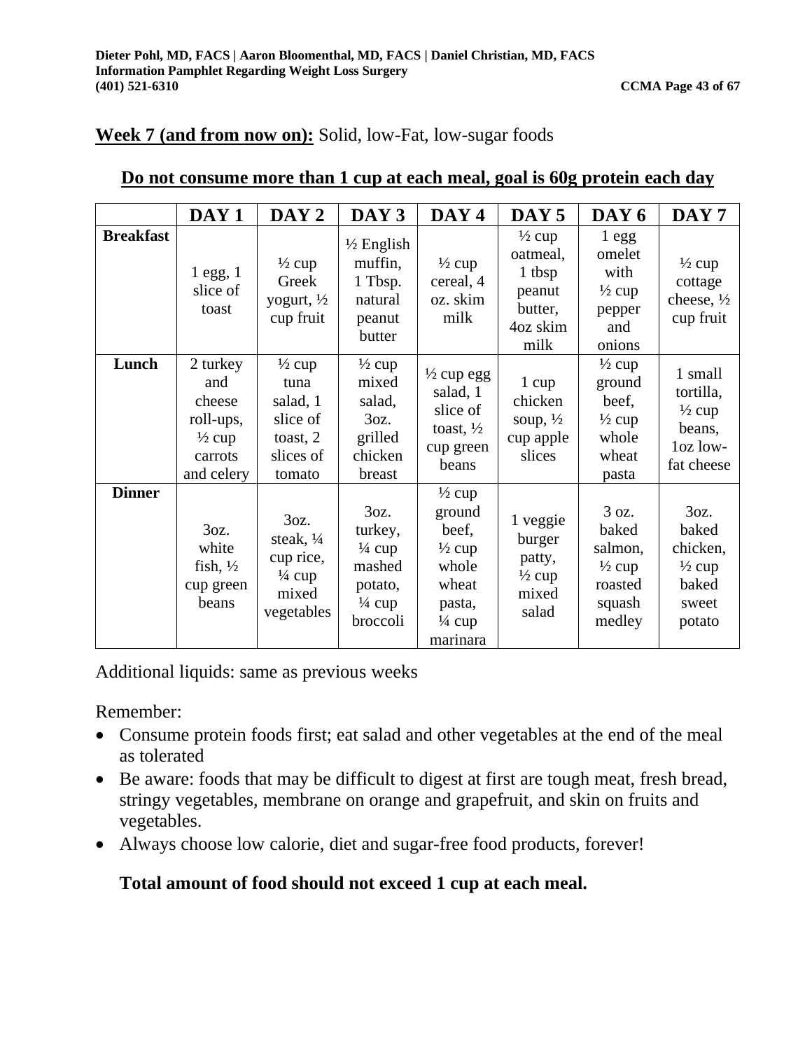**Week 7 (and from now on):** Solid, low-Fat, low-sugar foods

**Do not consume more than 1 cup at each meal, goal is 60g protein each day**

| | DAY 1 | DAY 2 | DAY 3 | DAY 4 | DAY 5 | DAY 6 | DAY 7 |
|---|---|---|---|---|---|---|---|
| **Breakfast** | 1 egg, 1 slice of toast | ½ cup Greek yogurt, ½ cup fruit | ½ English muffin, 1 Tbsp. natural peanut butter | ½ cup cereal, 4 oz. skim milk | ½ cup oatmeal, 1 tbsp peanut butter, 4oz skim milk | 1 egg omelet with ½ cup pepper and onions | ½ cup cottage cheese, ½ cup fruit |
| **Lunch** | 2 turkey and cheese roll-ups, ½ cup carrots and celery | ½ cup tuna salad, 1 slice of toast, 2 slices of tomato | ½ cup mixed salad, 3oz. grilled chicken breast | ½ cup egg salad, 1 slice of toast, ½ cup green beans | 1 cup chicken soup, ½ cup apple slices | ½ cup ground beef, ½ cup whole wheat pasta | 1 small tortilla, ½ cup beans, 1oz low-fat cheese |
| **Dinner** | 3oz. white fish, ½ cup green beans | 3oz. steak, ¼ cup rice, ¼ cup mixed vegetables | 3oz. turkey, ¼ cup mashed potato, ¼ cup broccoli | ½ cup ground beef, ½ cup whole wheat pasta, ¼ cup marinara | 1 veggie burger patty, ½ cup mixed salad | 3 oz. baked salmon, ½ cup roasted squash medley | 3oz. baked chicken, ½ cup baked sweet potato |

Additional liquids: same as previous weeks

Remember:

- Consume protein foods first; eat salad and other vegetables at the end of the meal as tolerated
- Be aware: foods that may be difficult to digest at first are tough meat, fresh bread, stringy vegetables, membrane on orange and grapefruit, and skin on fruits and vegetables.
- Always choose low calorie, diet and sugar-free food products, forever!

**Total amount of food should not exceed 1 cup at each meal.**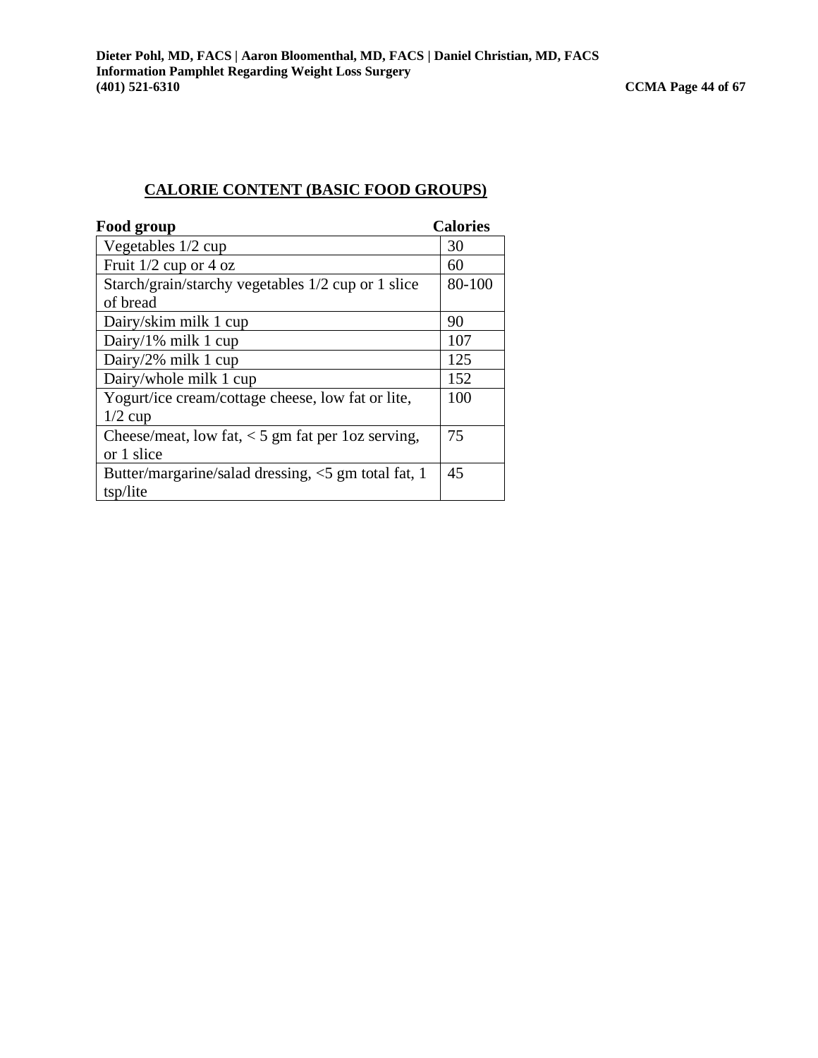## CALORIE CONTENT (BASIC FOOD GROUPS)

| Food group | Calories |
|---|---|
| Vegetables 1/2 cup | 30 |
| Fruit 1/2 cup or 4 oz | 60 |
| Starch/grain/starchy vegetables 1/2 cup or 1 slice of bread | 80-100 |
| Dairy/skim milk 1 cup | 90 |
| Dairy/1% milk 1 cup | 107 |
| Dairy/2% milk 1 cup | 125 |
| Dairy/whole milk 1 cup | 152 |
| Yogurt/ice cream/cottage cheese, low fat or lite, 1/2 cup | 100 |
| Cheese/meat, low fat, < 5 gm fat per 1oz serving, or 1 slice | 75 |
| Butter/margarine/salad dressing, <5 gm total fat, 1 tsp/lite | 45 |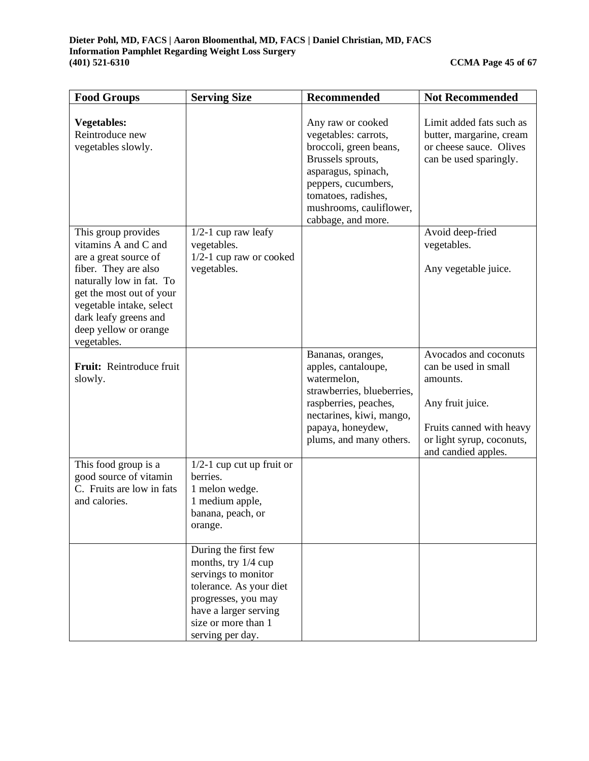| Food Groups | Serving Size | Recommended | Not Recommended |
|---|---|---|---|
| **Vegetables:** Reintroduce new vegetables slowly. | | Any raw or cooked vegetables: carrots, broccoli, green beans, Brussels sprouts, asparagus, spinach, peppers, cucumbers, tomatoes, radishes, mushrooms, cauliflower, cabbage, and more. | Limit added fats such as butter, margarine, cream or cheese sauce. Olives can be used sparingly. |
| This group provides vitamins A and C and are a great source of fiber. They are also naturally low in fat. To get the most out of your vegetable intake, select dark leafy greens and deep yellow or orange vegetables. | 1/2-1 cup raw leafy vegetables.<br>1/2-1 cup raw or cooked vegetables. | | Avoid deep-fried vegetables.<br><br>Any vegetable juice. |
| **Fruit:** Reintroduce fruit slowly. | | Bananas, oranges, apples, cantaloupe, watermelon, strawberries, blueberries, raspberries, peaches, nectarines, kiwi, mango, papaya, honeydew, plums, and many others. | Avocados and coconuts can be used in small amounts.<br><br>Any fruit juice.<br><br>Fruits canned with heavy or light syrup, coconuts, and candied apples. |
| This food group is a good source of vitamin C. Fruits are low in fats and calories. | 1/2-1 cup cut up fruit or berries.<br>1 melon wedge.<br>1 medium apple, banana, peach, or orange. | | |
| | During the first few months, try 1/4 cup servings to monitor tolerance. As your diet progresses, you may have a larger serving size or more than 1 serving per day. | | |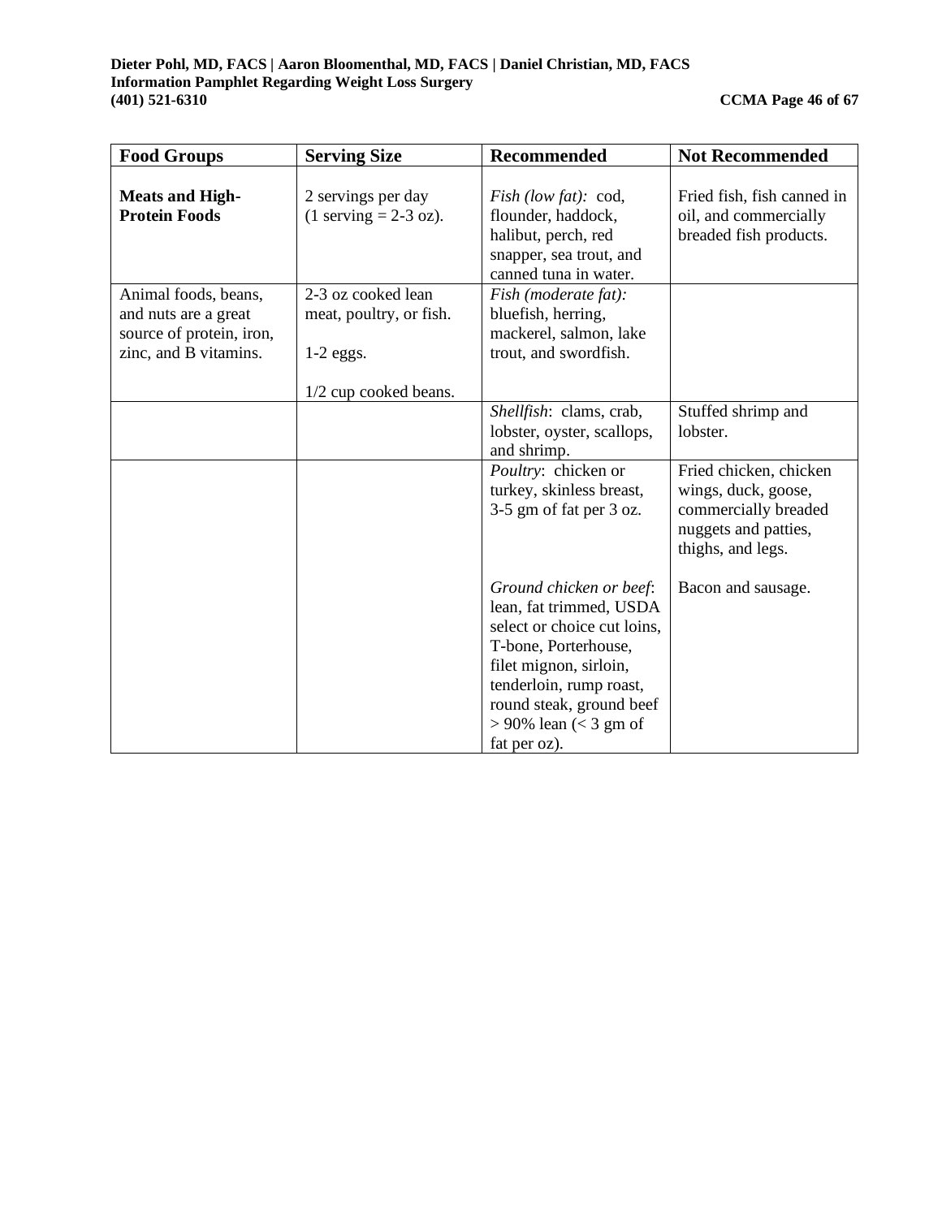| Food Groups | Serving Size | Recommended | Not Recommended |
|---|---|---|---|
| **Meats and High-Protein Foods** | 2 servings per day (1 serving = 2-3 oz). | *Fish (low fat):* cod, flounder, haddock, halibut, perch, red snapper, sea trout, and canned tuna in water. | Fried fish, fish canned in oil, and commercially breaded fish products. |
| Animal foods, beans, and nuts are a great source of protein, iron, zinc, and B vitamins. | 2-3 oz cooked lean meat, poultry, or fish.<br><br>1-2 eggs.<br><br>1/2 cup cooked beans. | *Fish (moderate fat):* bluefish, herring, mackerel, salmon, lake trout, and swordfish. | |
| | | *Shellfish*: clams, crab, lobster, oyster, scallops, and shrimp. | Stuffed shrimp and lobster. |
| | | *Poultry*: chicken or turkey, skinless breast, 3-5 gm of fat per 3 oz.<br><br>*Ground chicken or beef*: lean, fat trimmed, USDA select or choice cut loins, T-bone, Porterhouse, filet mignon, sirloin, tenderloin, rump roast, round steak, ground beef > 90% lean (< 3 gm of fat per oz). | Fried chicken, chicken wings, duck, goose, commercially breaded nuggets and patties, thighs, and legs.<br><br>Bacon and sausage. |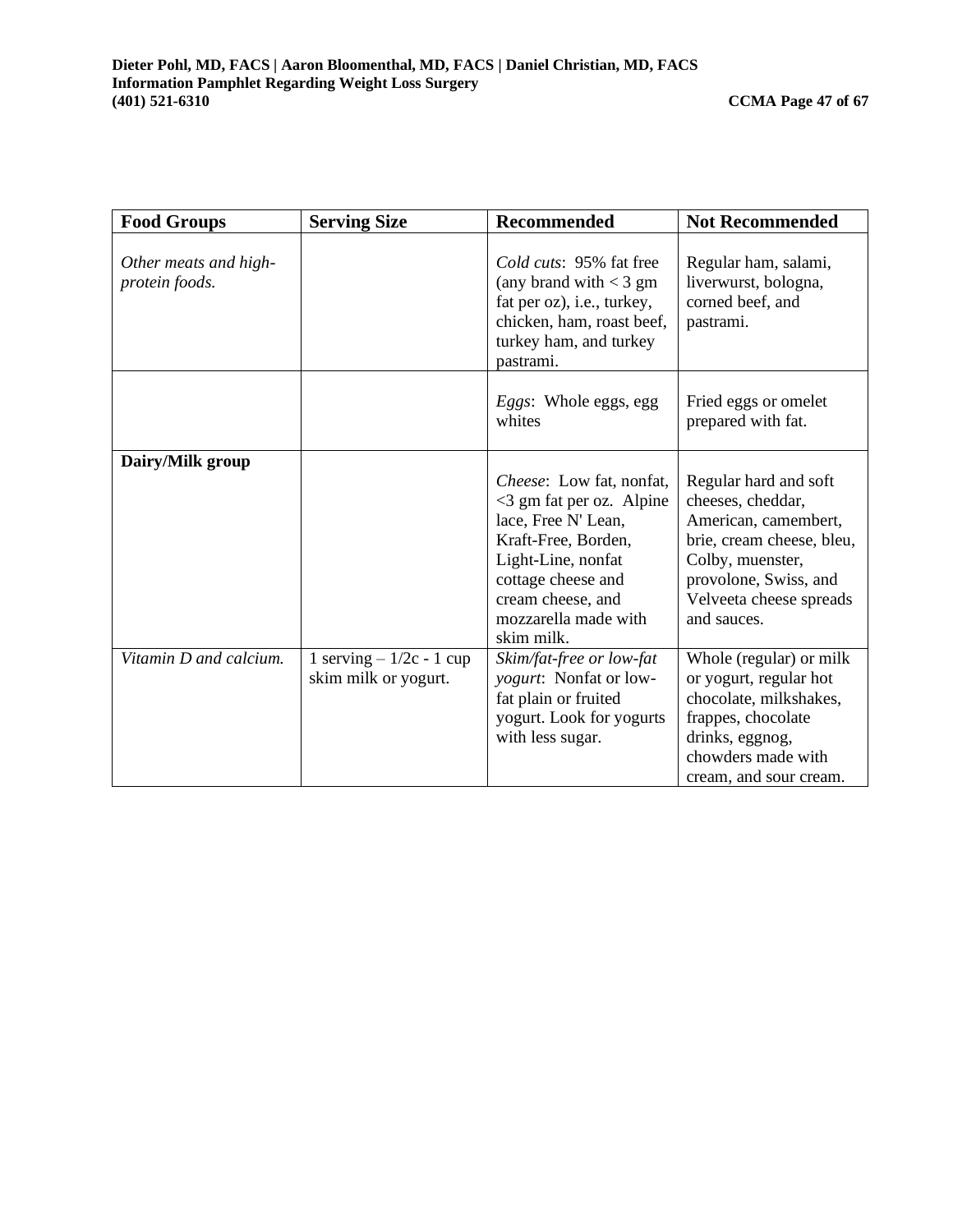| **Food Groups** | **Serving Size** | **Recommended** | **Not Recommended** |
|---|---|---|---|
| *Other meats and high-protein foods.* | | *Cold cuts*: 95% fat free (any brand with < 3 gm fat per oz), i.e., turkey, chicken, ham, roast beef, turkey ham, and turkey pastrami. | Regular ham, salami, liverwurst, bologna, corned beef, and pastrami. |
| | | *Eggs*: Whole eggs, egg whites | Fried eggs or omelet prepared with fat. |
| **Dairy/Milk group** | | *Cheese*: Low fat, nonfat, <3 gm fat per oz. Alpine lace, Free N' Lean, Kraft-Free, Borden, Light-Line, nonfat cottage cheese and cream cheese, and mozzarella made with skim milk. | Regular hard and soft cheeses, cheddar, American, camembert, brie, cream cheese, bleu, Colby, muenster, provolone, Swiss, and Velveeta cheese spreads and sauces. |
| *Vitamin D and calcium.* | 1 serving – 1/2c - 1 cup skim milk or yogurt. | *Skim/fat-free or low-fat yogurt*: Nonfat or low-fat plain or fruited yogurt. Look for yogurts with less sugar. | Whole (regular) or milk or yogurt, regular hot chocolate, milkshakes, frappes, chocolate drinks, eggnog, chowders made with cream, and sour cream. |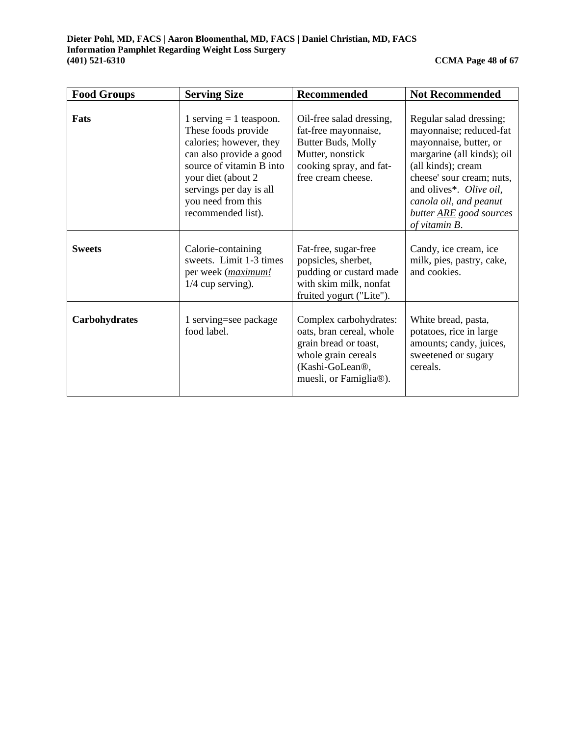| Food Groups | Serving Size | Recommended | Not Recommended |
|---|---|---|---|
| **Fats** | 1 serving = 1 teaspoon. These foods provide calories; however, they can also provide a good source of vitamin B into your diet (about 2 servings per day is all you need from this recommended list). | Oil-free salad dressing, fat-free mayonnaise, Butter Buds, Molly Mutter, nonstick cooking spray, and fat-free cream cheese. | Regular salad dressing; mayonnaise; reduced-fat mayonnaise, butter, or margarine (all kinds); oil (all kinds); cream cheese' sour cream; nuts, and olives*. *Olive oil, canola oil, and peanut butter ARE good sources of vitamin B.* |
| **Sweets** | Calorie-containing sweets. Limit 1-3 times per week (*maximum!* 1/4 cup serving). | Fat-free, sugar-free popsicles, sherbet, pudding or custard made with skim milk, nonfat fruited yogurt ("Lite"). | Candy, ice cream, ice milk, pies, pastry, cake, and cookies. |
| **Carbohydrates** | 1 serving=see package food label. | Complex carbohydrates: oats, bran cereal, whole grain bread or toast, whole grain cereals (Kashi-GoLean®, muesli, or Famiglia®). | White bread, pasta, potatoes, rice in large amounts; candy, juices, sweetened or sugary cereals. |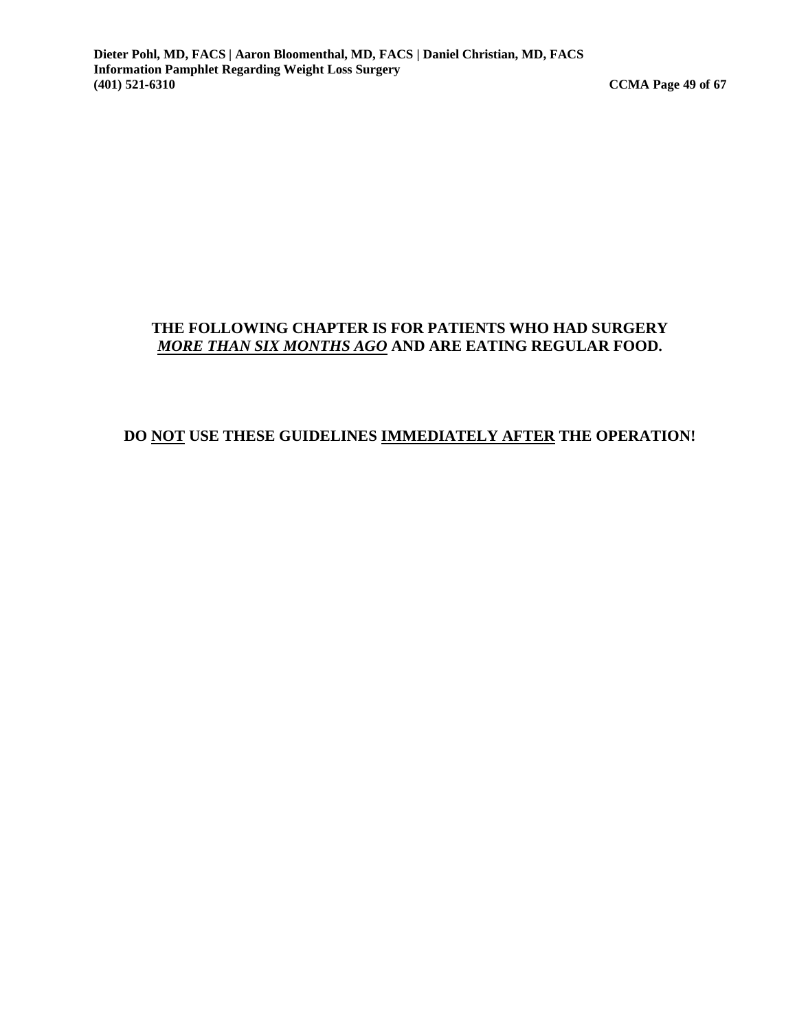**THE FOLLOWING CHAPTER IS FOR PATIENTS WHO HAD SURGERY *MORE THAN SIX MONTHS AGO* AND ARE EATING REGULAR FOOD.**

**DO NOT USE THESE GUIDELINES IMMEDIATELY AFTER THE OPERATION!**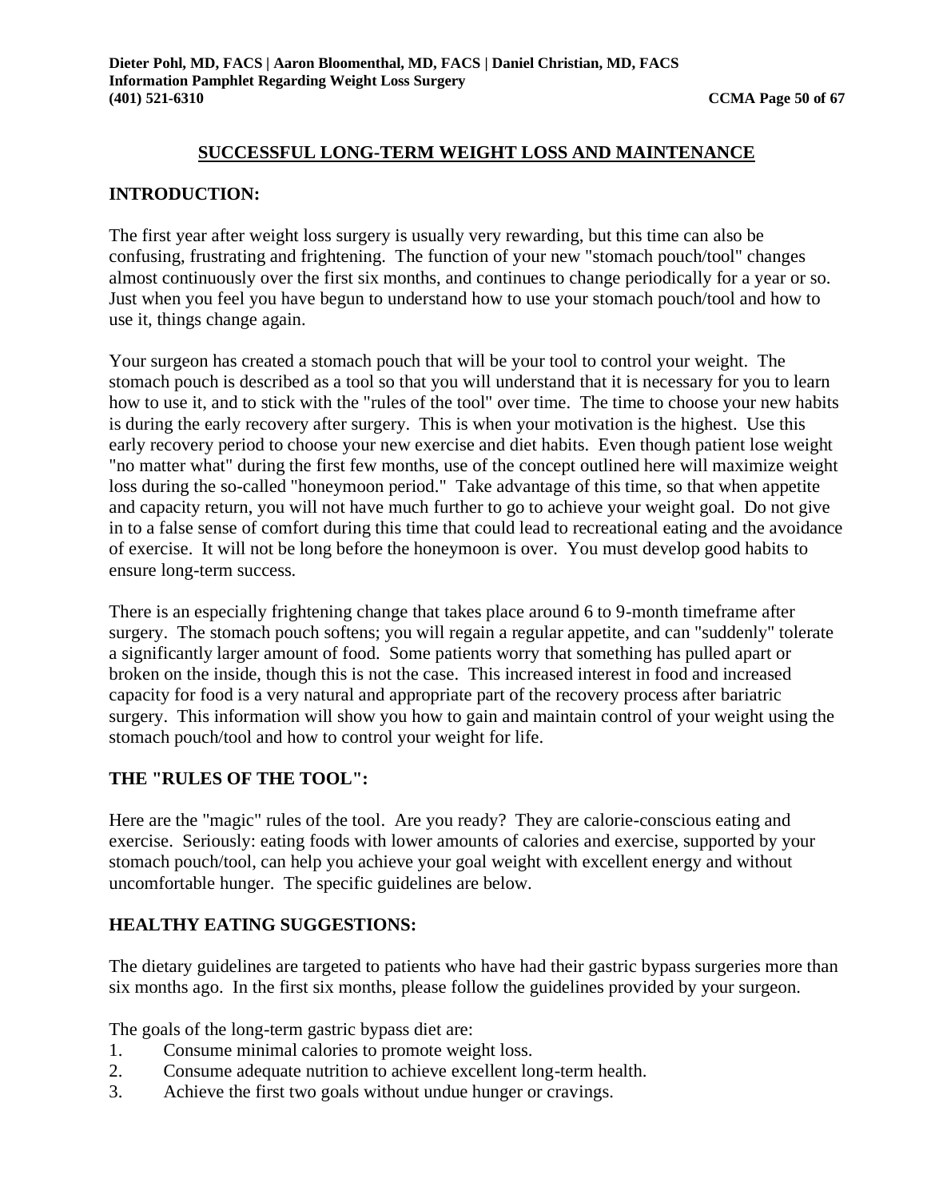## SUCCESSFUL LONG-TERM WEIGHT LOSS AND MAINTENANCE

### INTRODUCTION:

The first year after weight loss surgery is usually very rewarding, but this time can also be confusing, frustrating and frightening. The function of your new "stomach pouch/tool" changes almost continuously over the first six months, and continues to change periodically for a year or so. Just when you feel you have begun to understand how to use your stomach pouch/tool and how to use it, things change again.

Your surgeon has created a stomach pouch that will be your tool to control your weight. The stomach pouch is described as a tool so that you will understand that it is necessary for you to learn how to use it, and to stick with the "rules of the tool" over time. The time to choose your new habits is during the early recovery after surgery. This is when your motivation is the highest. Use this early recovery period to choose your new exercise and diet habits. Even though patient lose weight "no matter what" during the first few months, use of the concept outlined here will maximize weight loss during the so-called "honeymoon period." Take advantage of this time, so that when appetite and capacity return, you will not have much further to go to achieve your weight goal. Do not give in to a false sense of comfort during this time that could lead to recreational eating and the avoidance of exercise. It will not be long before the honeymoon is over. You must develop good habits to ensure long-term success.

There is an especially frightening change that takes place around 6 to 9-month timeframe after surgery. The stomach pouch softens; you will regain a regular appetite, and can "suddenly" tolerate a significantly larger amount of food. Some patients worry that something has pulled apart or broken on the inside, though this is not the case. This increased interest in food and increased capacity for food is a very natural and appropriate part of the recovery process after bariatric surgery. This information will show you how to gain and maintain control of your weight using the stomach pouch/tool and how to control your weight for life.

### THE "RULES OF THE TOOL":

Here are the "magic" rules of the tool. Are you ready? They are calorie-conscious eating and exercise. Seriously: eating foods with lower amounts of calories and exercise, supported by your stomach pouch/tool, can help you achieve your goal weight with excellent energy and without uncomfortable hunger. The specific guidelines are below.

### HEALTHY EATING SUGGESTIONS:

The dietary guidelines are targeted to patients who have had their gastric bypass surgeries more than six months ago. In the first six months, please follow the guidelines provided by your surgeon.

The goals of the long-term gastric bypass diet are:

1. Consume minimal calories to promote weight loss.
2. Consume adequate nutrition to achieve excellent long-term health.
3. Achieve the first two goals without undue hunger or cravings.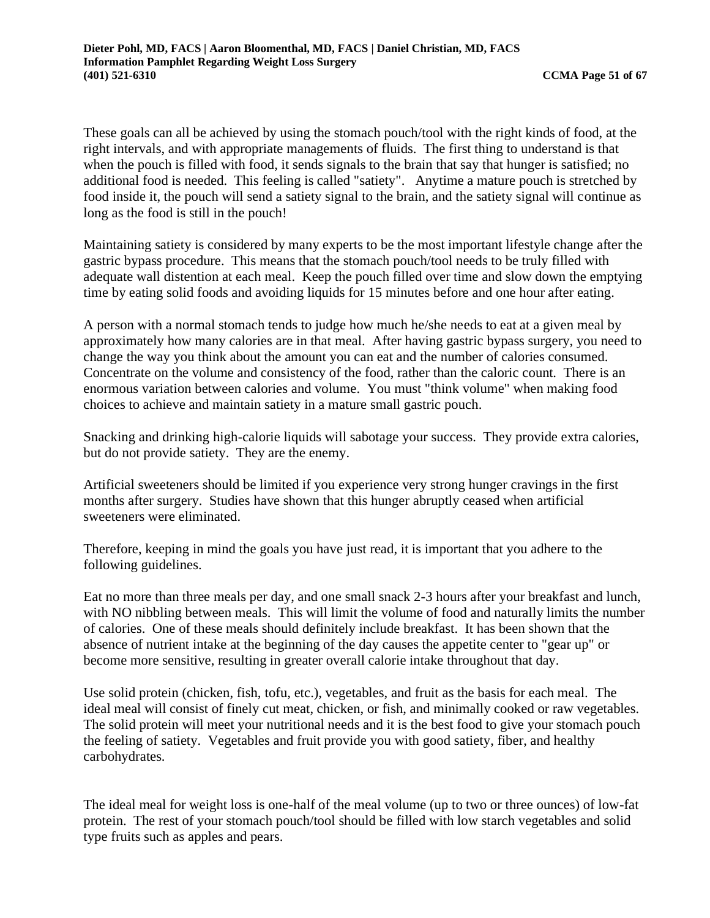These goals can all be achieved by using the stomach pouch/tool with the right kinds of food, at the right intervals, and with appropriate managements of fluids. The first thing to understand is that when the pouch is filled with food, it sends signals to the brain that say that hunger is satisfied; no additional food is needed. This feeling is called "satiety". Anytime a mature pouch is stretched by food inside it, the pouch will send a satiety signal to the brain, and the satiety signal will continue as long as the food is still in the pouch!

Maintaining satiety is considered by many experts to be the most important lifestyle change after the gastric bypass procedure. This means that the stomach pouch/tool needs to be truly filled with adequate wall distention at each meal. Keep the pouch filled over time and slow down the emptying time by eating solid foods and avoiding liquids for 15 minutes before and one hour after eating.

A person with a normal stomach tends to judge how much he/she needs to eat at a given meal by approximately how many calories are in that meal. After having gastric bypass surgery, you need to change the way you think about the amount you can eat and the number of calories consumed. Concentrate on the volume and consistency of the food, rather than the caloric count. There is an enormous variation between calories and volume. You must "think volume" when making food choices to achieve and maintain satiety in a mature small gastric pouch.

Snacking and drinking high-calorie liquids will sabotage your success. They provide extra calories, but do not provide satiety. They are the enemy.

Artificial sweeteners should be limited if you experience very strong hunger cravings in the first months after surgery. Studies have shown that this hunger abruptly ceased when artificial sweeteners were eliminated.

Therefore, keeping in mind the goals you have just read, it is important that you adhere to the following guidelines.

Eat no more than three meals per day, and one small snack 2-3 hours after your breakfast and lunch, with NO nibbling between meals. This will limit the volume of food and naturally limits the number of calories. One of these meals should definitely include breakfast. It has been shown that the absence of nutrient intake at the beginning of the day causes the appetite center to "gear up" or become more sensitive, resulting in greater overall calorie intake throughout that day.

Use solid protein (chicken, fish, tofu, etc.), vegetables, and fruit as the basis for each meal. The ideal meal will consist of finely cut meat, chicken, or fish, and minimally cooked or raw vegetables. The solid protein will meet your nutritional needs and it is the best food to give your stomach pouch the feeling of satiety. Vegetables and fruit provide you with good satiety, fiber, and healthy carbohydrates.

The ideal meal for weight loss is one-half of the meal volume (up to two or three ounces) of low-fat protein. The rest of your stomach pouch/tool should be filled with low starch vegetables and solid type fruits such as apples and pears.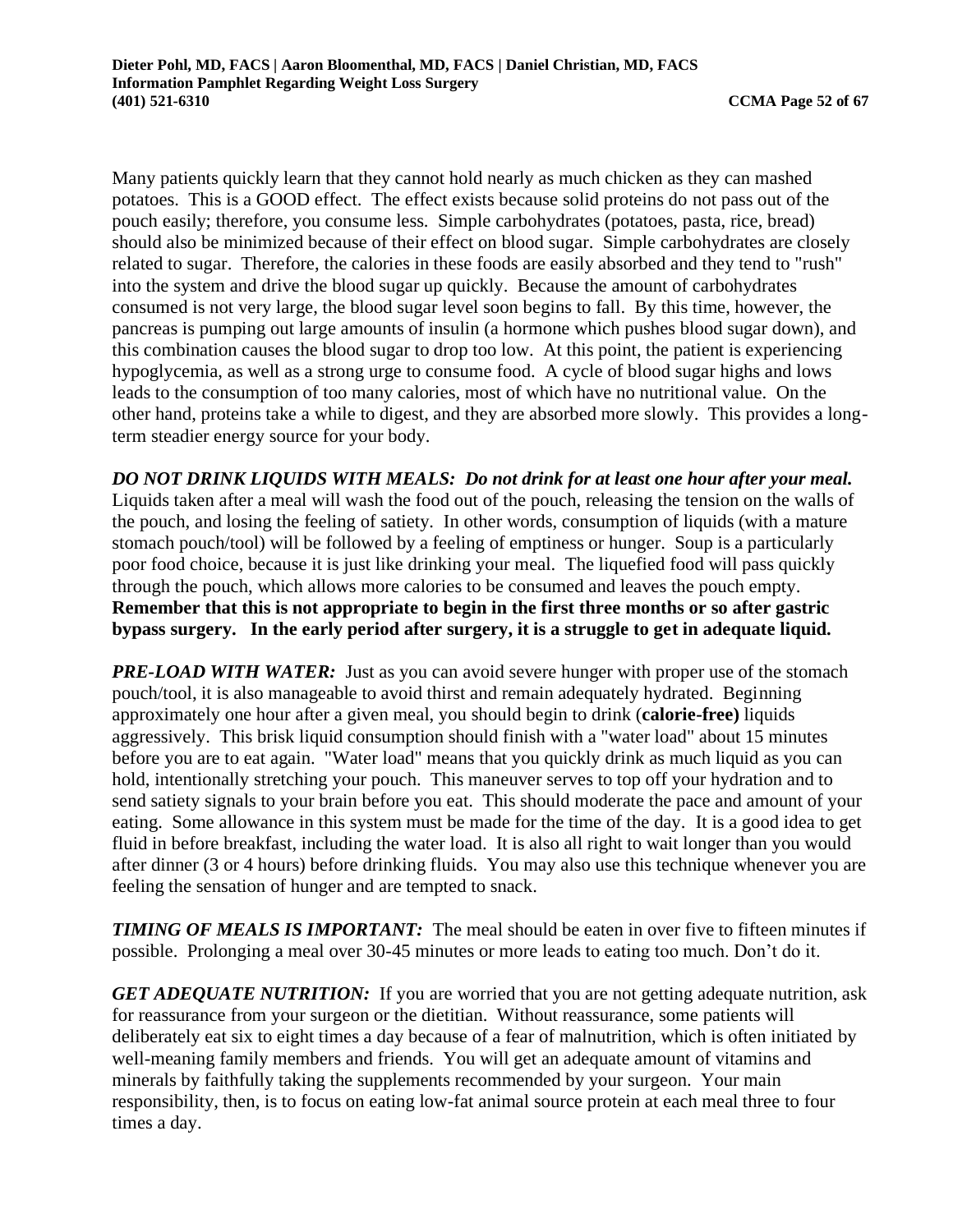Many patients quickly learn that they cannot hold nearly as much chicken as they can mashed potatoes. This is a GOOD effect. The effect exists because solid proteins do not pass out of the pouch easily; therefore, you consume less. Simple carbohydrates (potatoes, pasta, rice, bread) should also be minimized because of their effect on blood sugar. Simple carbohydrates are closely related to sugar. Therefore, the calories in these foods are easily absorbed and they tend to "rush" into the system and drive the blood sugar up quickly. Because the amount of carbohydrates consumed is not very large, the blood sugar level soon begins to fall. By this time, however, the pancreas is pumping out large amounts of insulin (a hormone which pushes blood sugar down), and this combination causes the blood sugar to drop too low. At this point, the patient is experiencing hypoglycemia, as well as a strong urge to consume food. A cycle of blood sugar highs and lows leads to the consumption of too many calories, most of which have no nutritional value. On the other hand, proteins take a while to digest, and they are absorbed more slowly. This provides a long-term steadier energy source for your body.

***DO NOT DRINK LIQUIDS WITH MEALS: Do not drink for at least one hour after your meal.*** Liquids taken after a meal will wash the food out of the pouch, releasing the tension on the walls of the pouch, and losing the feeling of satiety. In other words, consumption of liquids (with a mature stomach pouch/tool) will be followed by a feeling of emptiness or hunger. Soup is a particularly poor food choice, because it is just like drinking your meal. The liquefied food will pass quickly through the pouch, which allows more calories to be consumed and leaves the pouch empty. **Remember that this is not appropriate to begin in the first three months or so after gastric bypass surgery. In the early period after surgery, it is a struggle to get in adequate liquid.**

***PRE-LOAD WITH WATER:*** Just as you can avoid severe hunger with proper use of the stomach pouch/tool, it is also manageable to avoid thirst and remain adequately hydrated. Beginning approximately one hour after a given meal, you should begin to drink (**calorie-free)** liquids aggressively. This brisk liquid consumption should finish with a "water load" about 15 minutes before you are to eat again. "Water load" means that you quickly drink as much liquid as you can hold, intentionally stretching your pouch. This maneuver serves to top off your hydration and to send satiety signals to your brain before you eat. This should moderate the pace and amount of your eating. Some allowance in this system must be made for the time of the day. It is a good idea to get fluid in before breakfast, including the water load. It is also all right to wait longer than you would after dinner (3 or 4 hours) before drinking fluids. You may also use this technique whenever you are feeling the sensation of hunger and are tempted to snack.

***TIMING OF MEALS IS IMPORTANT:*** The meal should be eaten in over five to fifteen minutes if possible. Prolonging a meal over 30-45 minutes or more leads to eating too much. Don't do it.

***GET ADEQUATE NUTRITION:*** If you are worried that you are not getting adequate nutrition, ask for reassurance from your surgeon or the dietitian. Without reassurance, some patients will deliberately eat six to eight times a day because of a fear of malnutrition, which is often initiated by well-meaning family members and friends. You will get an adequate amount of vitamins and minerals by faithfully taking the supplements recommended by your surgeon. Your main responsibility, then, is to focus on eating low-fat animal source protein at each meal three to four times a day.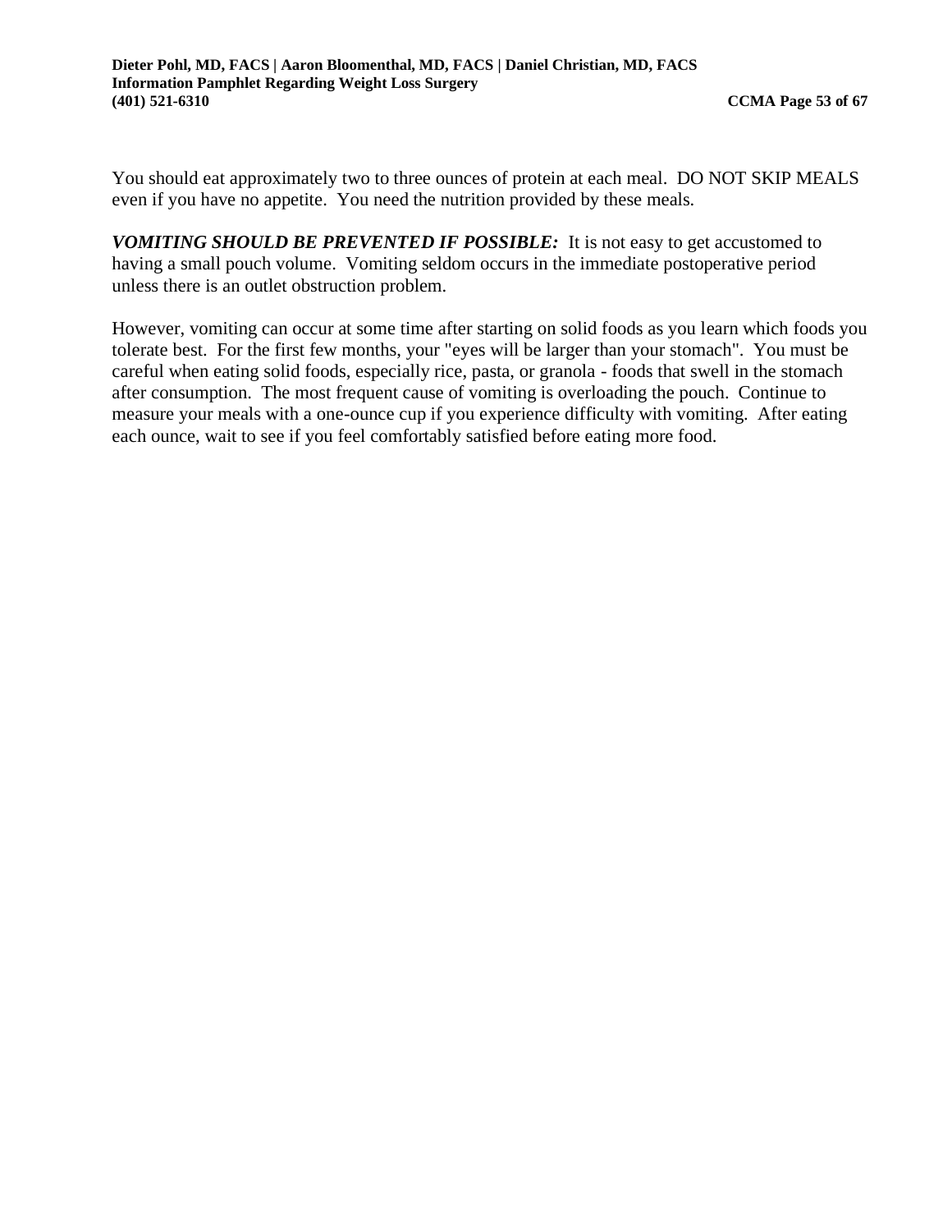You should eat approximately two to three ounces of protein at each meal. DO NOT SKIP MEALS even if you have no appetite. You need the nutrition provided by these meals.

***VOMITING SHOULD BE PREVENTED IF POSSIBLE:*** It is not easy to get accustomed to having a small pouch volume. Vomiting seldom occurs in the immediate postoperative period unless there is an outlet obstruction problem.

However, vomiting can occur at some time after starting on solid foods as you learn which foods you tolerate best. For the first few months, your "eyes will be larger than your stomach". You must be careful when eating solid foods, especially rice, pasta, or granola - foods that swell in the stomach after consumption. The most frequent cause of vomiting is overloading the pouch. Continue to measure your meals with a one-ounce cup if you experience difficulty with vomiting. After eating each ounce, wait to see if you feel comfortably satisfied before eating more food.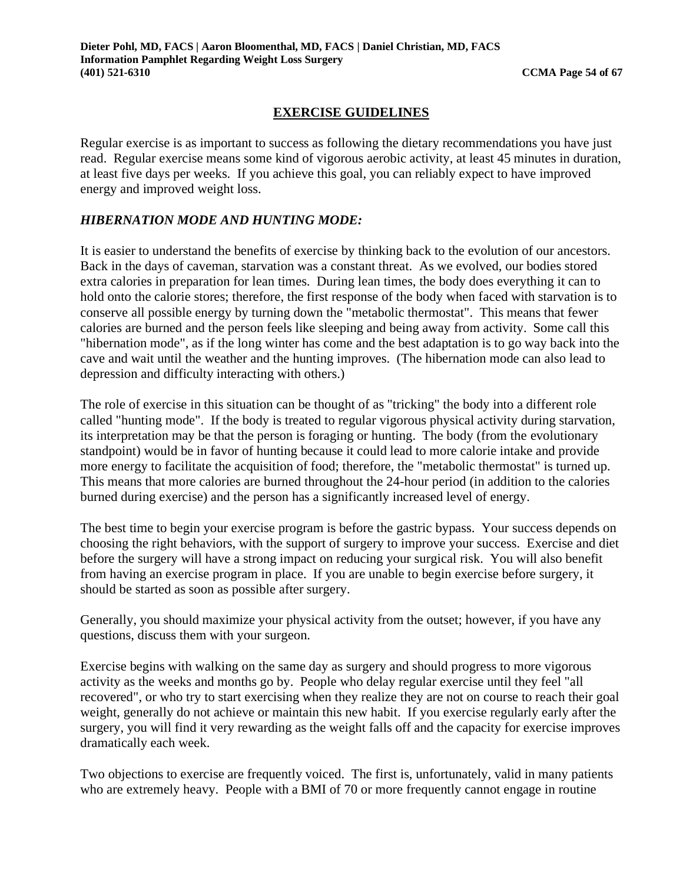## EXERCISE GUIDELINES

Regular exercise is as important to success as following the dietary recommendations you have just read. Regular exercise means some kind of vigorous aerobic activity, at least 45 minutes in duration, at least five days per weeks. If you achieve this goal, you can reliably expect to have improved energy and improved weight loss.

### *HIBERNATION MODE AND HUNTING MODE:*

It is easier to understand the benefits of exercise by thinking back to the evolution of our ancestors. Back in the days of caveman, starvation was a constant threat. As we evolved, our bodies stored extra calories in preparation for lean times. During lean times, the body does everything it can to hold onto the calorie stores; therefore, the first response of the body when faced with starvation is to conserve all possible energy by turning down the "metabolic thermostat". This means that fewer calories are burned and the person feels like sleeping and being away from activity. Some call this "hibernation mode", as if the long winter has come and the best adaptation is to go way back into the cave and wait until the weather and the hunting improves. (The hibernation mode can also lead to depression and difficulty interacting with others.)

The role of exercise in this situation can be thought of as "tricking" the body into a different role called "hunting mode". If the body is treated to regular vigorous physical activity during starvation, its interpretation may be that the person is foraging or hunting. The body (from the evolutionary standpoint) would be in favor of hunting because it could lead to more calorie intake and provide more energy to facilitate the acquisition of food; therefore, the "metabolic thermostat" is turned up. This means that more calories are burned throughout the 24-hour period (in addition to the calories burned during exercise) and the person has a significantly increased level of energy.

The best time to begin your exercise program is before the gastric bypass. Your success depends on choosing the right behaviors, with the support of surgery to improve your success. Exercise and diet before the surgery will have a strong impact on reducing your surgical risk. You will also benefit from having an exercise program in place. If you are unable to begin exercise before surgery, it should be started as soon as possible after surgery.

Generally, you should maximize your physical activity from the outset; however, if you have any questions, discuss them with your surgeon.

Exercise begins with walking on the same day as surgery and should progress to more vigorous activity as the weeks and months go by. People who delay regular exercise until they feel "all recovered", or who try to start exercising when they realize they are not on course to reach their goal weight, generally do not achieve or maintain this new habit. If you exercise regularly early after the surgery, you will find it very rewarding as the weight falls off and the capacity for exercise improves dramatically each week.

Two objections to exercise are frequently voiced. The first is, unfortunately, valid in many patients who are extremely heavy. People with a BMI of 70 or more frequently cannot engage in routine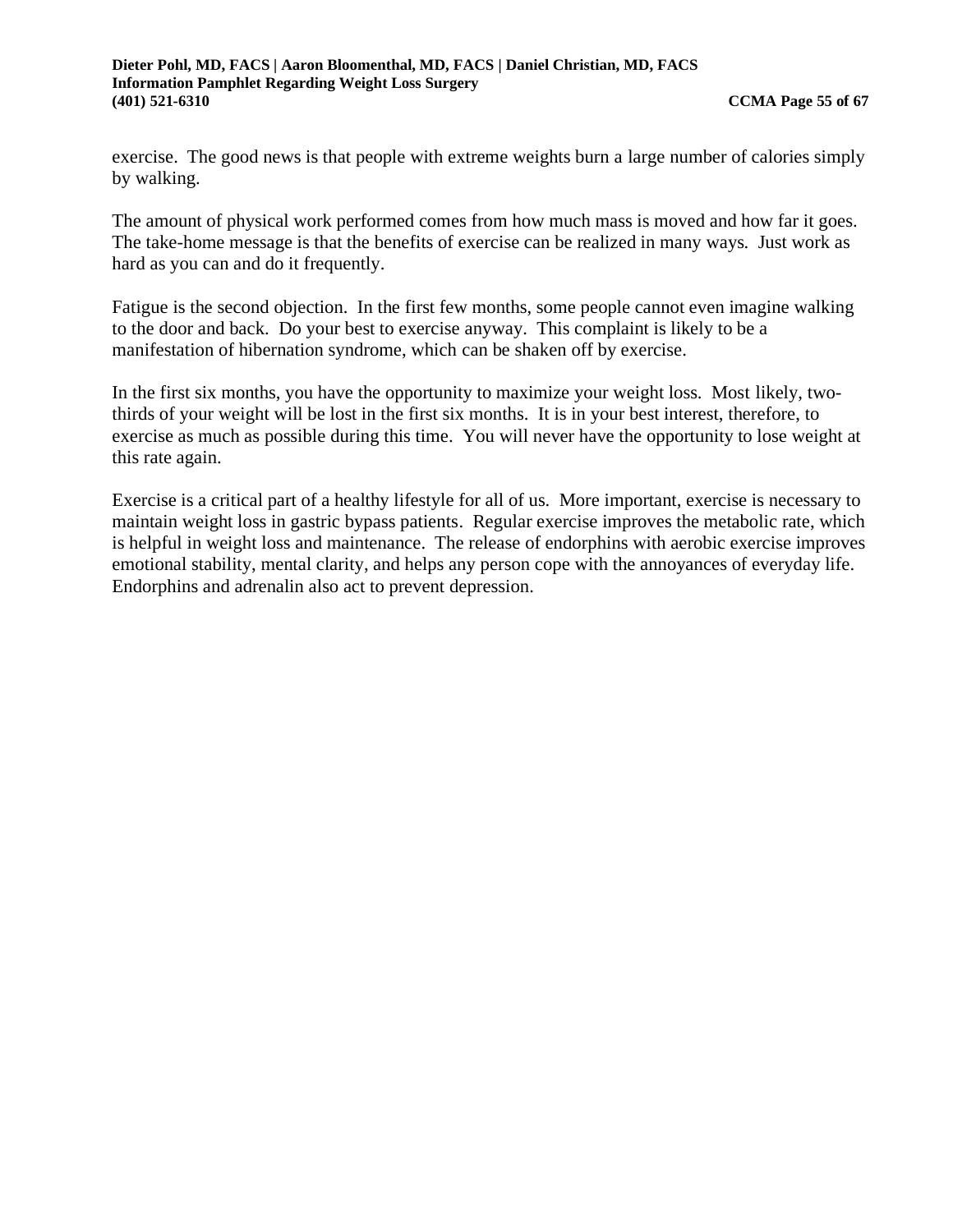exercise. The good news is that people with extreme weights burn a large number of calories simply by walking.

The amount of physical work performed comes from how much mass is moved and how far it goes. The take-home message is that the benefits of exercise can be realized in many ways. Just work as hard as you can and do it frequently.

Fatigue is the second objection. In the first few months, some people cannot even imagine walking to the door and back. Do your best to exercise anyway. This complaint is likely to be a manifestation of hibernation syndrome, which can be shaken off by exercise.

In the first six months, you have the opportunity to maximize your weight loss. Most likely, two-thirds of your weight will be lost in the first six months. It is in your best interest, therefore, to exercise as much as possible during this time. You will never have the opportunity to lose weight at this rate again.

Exercise is a critical part of a healthy lifestyle for all of us. More important, exercise is necessary to maintain weight loss in gastric bypass patients. Regular exercise improves the metabolic rate, which is helpful in weight loss and maintenance. The release of endorphins with aerobic exercise improves emotional stability, mental clarity, and helps any person cope with the annoyances of everyday life. Endorphins and adrenalin also act to prevent depression.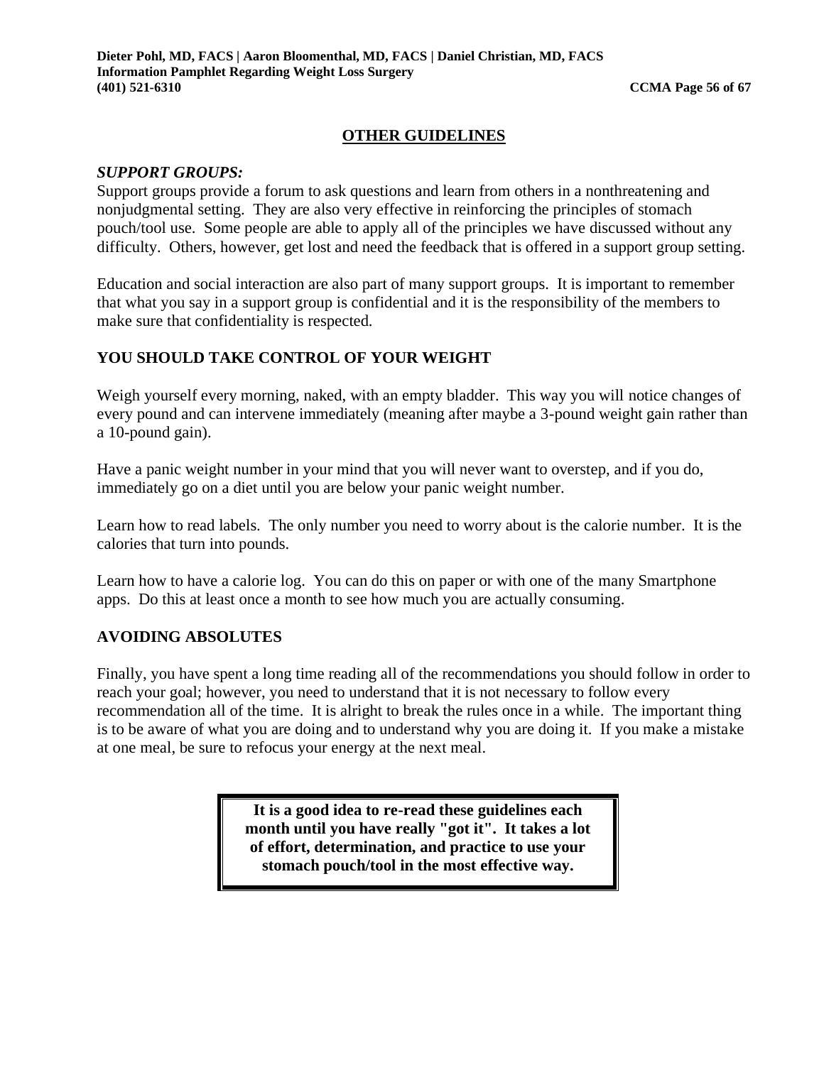## OTHER GUIDELINES

***SUPPORT GROUPS:***

Support groups provide a forum to ask questions and learn from others in a nonthreatening and nonjudgmental setting. They are also very effective in reinforcing the principles of stomach pouch/tool use. Some people are able to apply all of the principles we have discussed without any difficulty. Others, however, get lost and need the feedback that is offered in a support group setting.

Education and social interaction are also part of many support groups. It is important to remember that what you say in a support group is confidential and it is the responsibility of the members to make sure that confidentiality is respected.

### YOU SHOULD TAKE CONTROL OF YOUR WEIGHT

Weigh yourself every morning, naked, with an empty bladder. This way you will notice changes of every pound and can intervene immediately (meaning after maybe a 3-pound weight gain rather than a 10-pound gain).

Have a panic weight number in your mind that you will never want to overstep, and if you do, immediately go on a diet until you are below your panic weight number.

Learn how to read labels. The only number you need to worry about is the calorie number. It is the calories that turn into pounds.

Learn how to have a calorie log. You can do this on paper or with one of the many Smartphone apps. Do this at least once a month to see how much you are actually consuming.

### AVOIDING ABSOLUTES

Finally, you have spent a long time reading all of the recommendations you should follow in order to reach your goal; however, you need to understand that it is not necessary to follow every recommendation all of the time. It is alright to break the rules once in a while. The important thing is to be aware of what you are doing and to understand why you are doing it. If you make a mistake at one meal, be sure to refocus your energy at the next meal.

**It is a good idea to re-read these guidelines each month until you have really "got it". It takes a lot of effort, determination, and practice to use your stomach pouch/tool in the most effective way.**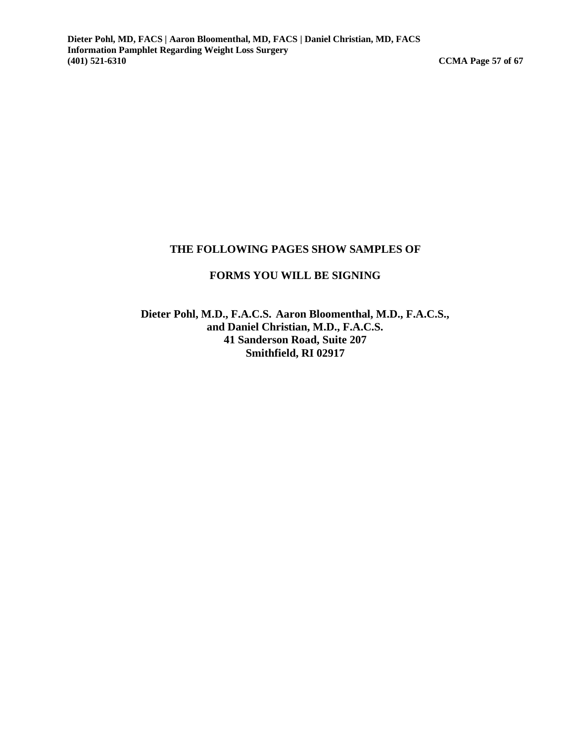## THE FOLLOWING PAGES SHOW SAMPLES OF

## FORMS YOU WILL BE SIGNING

**Dieter Pohl, M.D., F.A.C.S. Aaron Bloomenthal, M.D., F.A.C.S., and Daniel Christian, M.D., F.A.C.S.**
**41 Sanderson Road, Suite 207**
**Smithfield, RI 02917**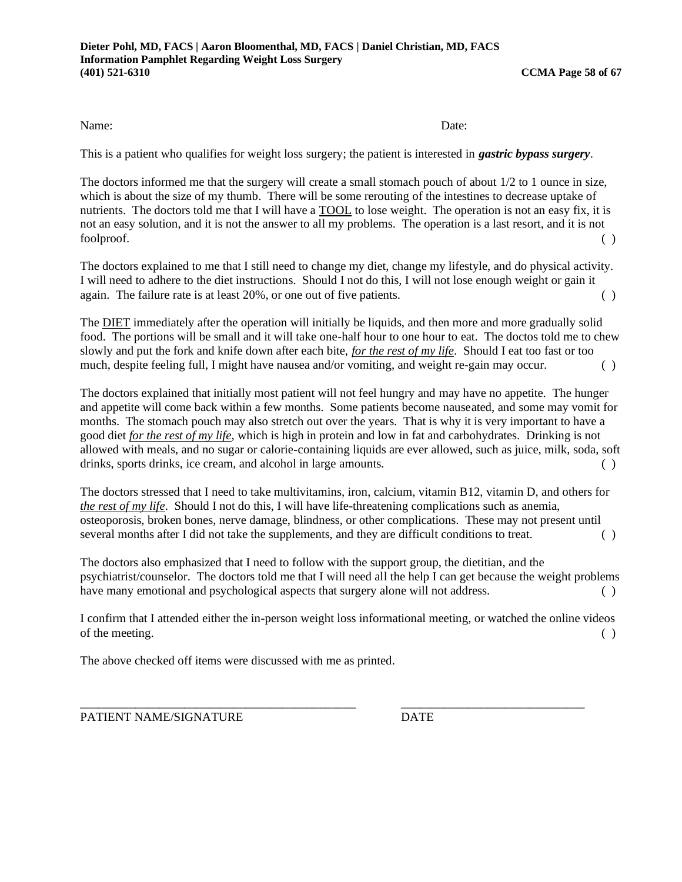Name: Date:

This is a patient who qualifies for weight loss surgery; the patient is interested in ***gastric bypass surgery***.

The doctors informed me that the surgery will create a small stomach pouch of about 1/2 to 1 ounce in size, which is about the size of my thumb. There will be some rerouting of the intestines to decrease uptake of nutrients. The doctors told me that I will have a <u>TOOL</u> to lose weight. The operation is not an easy fix, it is not an easy solution, and it is not the answer to all my problems. The operation is a last resort, and it is not foolproof. ( )

The doctors explained to me that I still need to change my diet, change my lifestyle, and do physical activity. I will need to adhere to the diet instructions. Should I not do this, I will not lose enough weight or gain it again. The failure rate is at least 20%, or one out of five patients. ( )

The <u>DIET</u> immediately after the operation will initially be liquids, and then more and more gradually solid food. The portions will be small and it will take one-half hour to one hour to eat. The doctos told me to chew slowly and put the fork and knife down after each bite, <u>*for the rest of my life*</u>. Should I eat too fast or too much, despite feeling full, I might have nausea and/or vomiting, and weight re-gain may occur. ( )

The doctors explained that initially most patient will not feel hungry and may have no appetite. The hunger and appetite will come back within a few months. Some patients become nauseated, and some may vomit for months. The stomach pouch may also stretch out over the years. That is why it is very important to have a good diet <u>*for the rest of my life*</u>, which is high in protein and low in fat and carbohydrates. Drinking is not allowed with meals, and no sugar or calorie-containing liquids are ever allowed, such as juice, milk, soda, soft drinks, sports drinks, ice cream, and alcohol in large amounts. ( )

The doctors stressed that I need to take multivitamins, iron, calcium, vitamin B12, vitamin D, and others for <u>*the rest of my life*</u>. Should I not do this, I will have life-threatening complications such as anemia, osteoporosis, broken bones, nerve damage, blindness, or other complications. These may not present until several months after I did not take the supplements, and they are difficult conditions to treat. ( )

The doctors also emphasized that I need to follow with the support group, the dietitian, and the psychiatrist/counselor. The doctors told me that I will need all the help I can get because the weight problems have many emotional and psychological aspects that surgery alone will not address. ( )

I confirm that I attended either the in-person weight loss informational meeting, or watched the online videos of the meeting. ( )

The above checked off items were discussed with me as printed.

_______________________________________________ _______________________________

PATIENT NAME/SIGNATURE DATE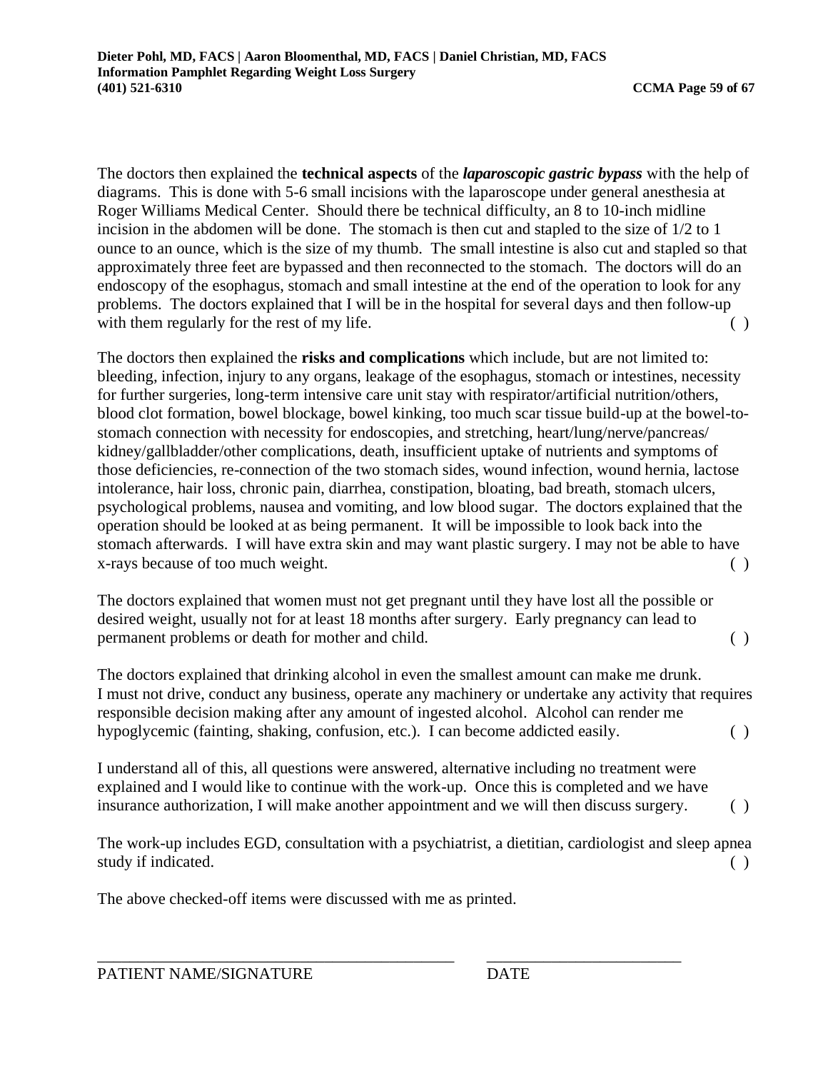The doctors then explained the **technical aspects** of the ***laparoscopic gastric bypass*** with the help of diagrams. This is done with 5-6 small incisions with the laparoscope under general anesthesia at Roger Williams Medical Center. Should there be technical difficulty, an 8 to 10-inch midline incision in the abdomen will be done. The stomach is then cut and stapled to the size of 1/2 to 1 ounce to an ounce, which is the size of my thumb. The small intestine is also cut and stapled so that approximately three feet are bypassed and then reconnected to the stomach. The doctors will do an endoscopy of the esophagus, stomach and small intestine at the end of the operation to look for any problems. The doctors explained that I will be in the hospital for several days and then follow-up with them regularly for the rest of my life. ( )

The doctors then explained the **risks and complications** which include, but are not limited to: bleeding, infection, injury to any organs, leakage of the esophagus, stomach or intestines, necessity for further surgeries, long-term intensive care unit stay with respirator/artificial nutrition/others, blood clot formation, bowel blockage, bowel kinking, too much scar tissue build-up at the bowel-to-stomach connection with necessity for endoscopies, and stretching, heart/lung/nerve/pancreas/ kidney/gallbladder/other complications, death, insufficient uptake of nutrients and symptoms of those deficiencies, re-connection of the two stomach sides, wound infection, wound hernia, lactose intolerance, hair loss, chronic pain, diarrhea, constipation, bloating, bad breath, stomach ulcers, psychological problems, nausea and vomiting, and low blood sugar. The doctors explained that the operation should be looked at as being permanent. It will be impossible to look back into the stomach afterwards. I will have extra skin and may want plastic surgery. I may not be able to have x-rays because of too much weight. ( )

The doctors explained that women must not get pregnant until they have lost all the possible or desired weight, usually not for at least 18 months after surgery. Early pregnancy can lead to permanent problems or death for mother and child. ( )

The doctors explained that drinking alcohol in even the smallest amount can make me drunk. I must not drive, conduct any business, operate any machinery or undertake any activity that requires responsible decision making after any amount of ingested alcohol. Alcohol can render me hypoglycemic (fainting, shaking, confusion, etc.). I can become addicted easily. ( )

I understand all of this, all questions were answered, alternative including no treatment were explained and I would like to continue with the work-up. Once this is completed and we have insurance authorization, I will make another appointment and we will then discuss surgery. ( )

The work-up includes EGD, consultation with a psychiatrist, a dietitian, cardiologist and sleep apnea study if indicated. ( )

The above checked-off items were discussed with me as printed.

_____________________________________________ ________________________

PATIENT NAME/SIGNATURE DATE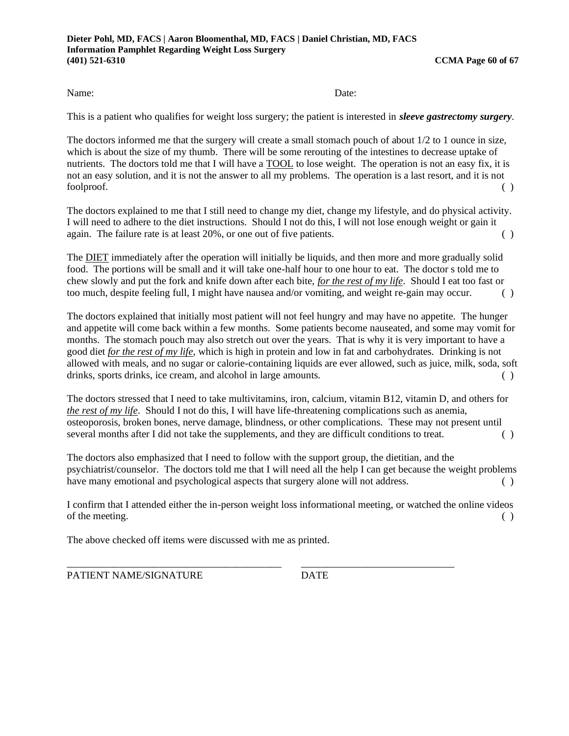Name: Date:

This is a patient who qualifies for weight loss surgery; the patient is interested in ***sleeve gastrectomy surgery***.

The doctors informed me that the surgery will create a small stomach pouch of about 1/2 to 1 ounce in size, which is about the size of my thumb. There will be some rerouting of the intestines to decrease uptake of nutrients. The doctors told me that I will have a <u>TOOL</u> to lose weight. The operation is not an easy fix, it is not an easy solution, and it is not the answer to all my problems. The operation is a last resort, and it is not foolproof. ( )

The doctors explained to me that I still need to change my diet, change my lifestyle, and do physical activity. I will need to adhere to the diet instructions. Should I not do this, I will not lose enough weight or gain it again. The failure rate is at least 20%, or one out of five patients. ( )

The <u>DIET</u> immediately after the operation will initially be liquids, and then more and more gradually solid food. The portions will be small and it will take one-half hour to one hour to eat. The doctor s told me to chew slowly and put the fork and knife down after each bite, <u>*for the rest of my life*</u>. Should I eat too fast or too much, despite feeling full, I might have nausea and/or vomiting, and weight re-gain may occur. ( )

The doctors explained that initially most patient will not feel hungry and may have no appetite. The hunger and appetite will come back within a few months. Some patients become nauseated, and some may vomit for months. The stomach pouch may also stretch out over the years. That is why it is very important to have a good diet <u>*for the rest of my life*</u>, which is high in protein and low in fat and carbohydrates. Drinking is not allowed with meals, and no sugar or calorie-containing liquids are ever allowed, such as juice, milk, soda, soft drinks, sports drinks, ice cream, and alcohol in large amounts. ( )

The doctors stressed that I need to take multivitamins, iron, calcium, vitamin B12, vitamin D, and others for <u>*the rest of my life*</u>. Should I not do this, I will have life-threatening complications such as anemia, osteoporosis, broken bones, nerve damage, blindness, or other complications. These may not present until several months after I did not take the supplements, and they are difficult conditions to treat. ( )

The doctors also emphasized that I need to follow with the support group, the dietitian, and the psychiatrist/counselor. The doctors told me that I will need all the help I can get because the weight problems have many emotional and psychological aspects that surgery alone will not address. ( )

I confirm that I attended either the in-person weight loss informational meeting, or watched the online videos of the meeting. ( )

The above checked off items were discussed with me as printed.

\_\_\_\_\_\_\_\_\_\_\_\_\_\_\_\_\_\_\_\_\_\_\_\_\_\_\_\_\_\_\_\_\_\_\_\_\_\_\_\_\_ \_\_\_\_\_\_\_\_\_\_\_\_\_\_\_\_\_\_\_\_\_\_\_\_\_\_\_\_\_\_
PATIENT NAME/SIGNATURE DATE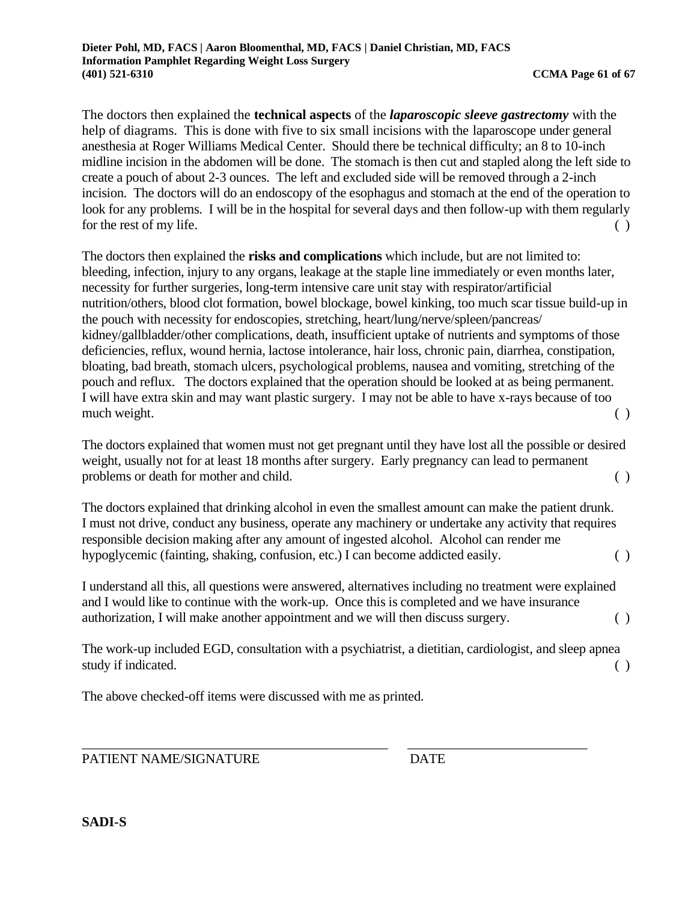The doctors then explained the **technical aspects** of the ***laparoscopic sleeve gastrectomy*** with the help of diagrams. This is done with five to six small incisions with the laparoscope under general anesthesia at Roger Williams Medical Center. Should there be technical difficulty; an 8 to 10-inch midline incision in the abdomen will be done. The stomach is then cut and stapled along the left side to create a pouch of about 2-3 ounces. The left and excluded side will be removed through a 2-inch incision. The doctors will do an endoscopy of the esophagus and stomach at the end of the operation to look for any problems. I will be in the hospital for several days and then follow-up with them regularly for the rest of my life. ( )

The doctors then explained the **risks and complications** which include, but are not limited to: bleeding, infection, injury to any organs, leakage at the staple line immediately or even months later, necessity for further surgeries, long-term intensive care unit stay with respirator/artificial nutrition/others, blood clot formation, bowel blockage, bowel kinking, too much scar tissue build-up in the pouch with necessity for endoscopies, stretching, heart/lung/nerve/spleen/pancreas/ kidney/gallbladder/other complications, death, insufficient uptake of nutrients and symptoms of those deficiencies, reflux, wound hernia, lactose intolerance, hair loss, chronic pain, diarrhea, constipation, bloating, bad breath, stomach ulcers, psychological problems, nausea and vomiting, stretching of the pouch and reflux. The doctors explained that the operation should be looked at as being permanent. I will have extra skin and may want plastic surgery. I may not be able to have x-rays because of too much weight. ( )

The doctors explained that women must not get pregnant until they have lost all the possible or desired weight, usually not for at least 18 months after surgery. Early pregnancy can lead to permanent problems or death for mother and child. ( )

The doctors explained that drinking alcohol in even the smallest amount can make the patient drunk. I must not drive, conduct any business, operate any machinery or undertake any activity that requires responsible decision making after any amount of ingested alcohol. Alcohol can render me hypoglycemic (fainting, shaking, confusion, etc.) I can become addicted easily. ( )

I understand all this, all questions were answered, alternatives including no treatment were explained and I would like to continue with the work-up. Once this is completed and we have insurance authorization, I will make another appointment and we will then discuss surgery. ( )

The work-up included EGD, consultation with a psychiatrist, a dietitian, cardiologist, and sleep apnea study if indicated. ( )

The above checked-off items were discussed with me as printed.

_______________________________________________ ___________________________

PATIENT NAME/SIGNATURE DATE

**SADI-S**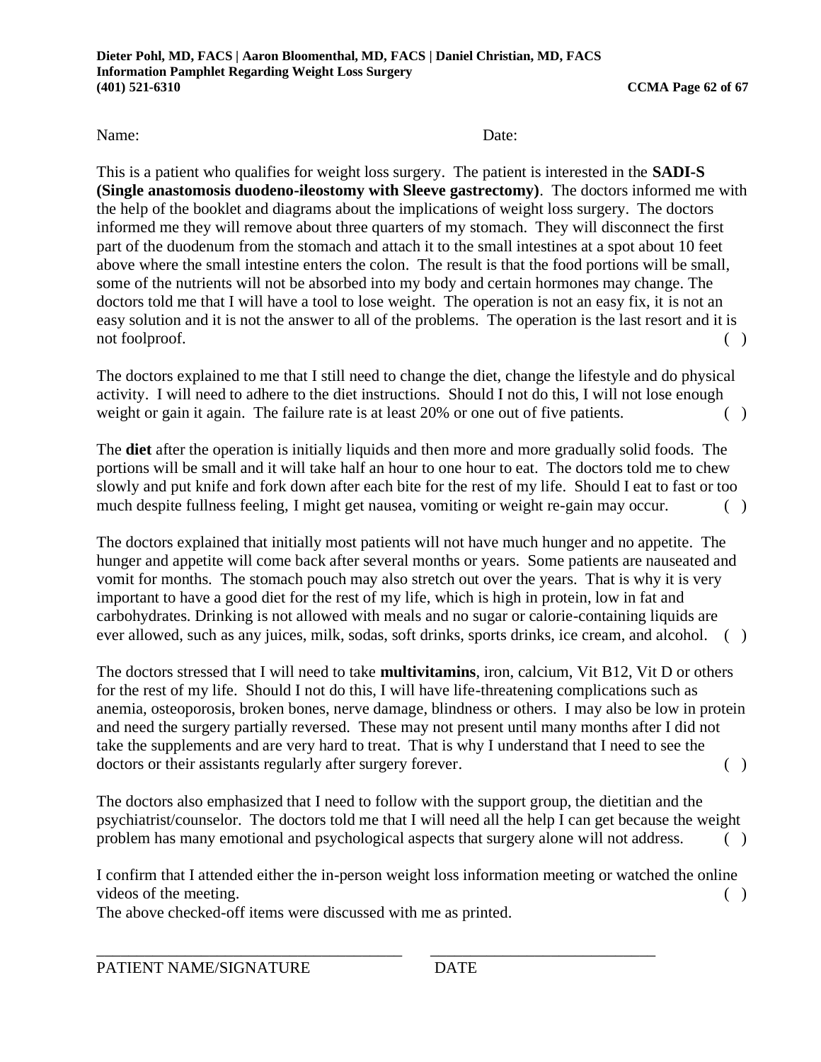Name: Date:

This is a patient who qualifies for weight loss surgery. The patient is interested in the **SADI-S (Single anastomosis duodeno-ileostomy with Sleeve gastrectomy)**. The doctors informed me with the help of the booklet and diagrams about the implications of weight loss surgery. The doctors informed me they will remove about three quarters of my stomach. They will disconnect the first part of the duodenum from the stomach and attach it to the small intestines at a spot about 10 feet above where the small intestine enters the colon. The result is that the food portions will be small, some of the nutrients will not be absorbed into my body and certain hormones may change. The doctors told me that I will have a tool to lose weight. The operation is not an easy fix, it is not an easy solution and it is not the answer to all of the problems. The operation is the last resort and it is not foolproof. ( )

The doctors explained to me that I still need to change the diet, change the lifestyle and do physical activity. I will need to adhere to the diet instructions. Should I not do this, I will not lose enough weight or gain it again. The failure rate is at least 20% or one out of five patients. ( )

The **diet** after the operation is initially liquids and then more and more gradually solid foods. The portions will be small and it will take half an hour to one hour to eat. The doctors told me to chew slowly and put knife and fork down after each bite for the rest of my life. Should I eat to fast or too much despite fullness feeling, I might get nausea, vomiting or weight re-gain may occur. ( )

The doctors explained that initially most patients will not have much hunger and no appetite. The hunger and appetite will come back after several months or years. Some patients are nauseated and vomit for months. The stomach pouch may also stretch out over the years. That is why it is very important to have a good diet for the rest of my life, which is high in protein, low in fat and carbohydrates. Drinking is not allowed with meals and no sugar or calorie-containing liquids are ever allowed, such as any juices, milk, sodas, soft drinks, sports drinks, ice cream, and alcohol. ( )

The doctors stressed that I will need to take **multivitamins**, iron, calcium, Vit B12, Vit D or others for the rest of my life. Should I not do this, I will have life-threatening complications such as anemia, osteoporosis, broken bones, nerve damage, blindness or others. I may also be low in protein and need the surgery partially reversed. These may not present until many months after I did not take the supplements and are very hard to treat. That is why I understand that I need to see the doctors or their assistants regularly after surgery forever. ( )

The doctors also emphasized that I need to follow with the support group, the dietitian and the psychiatrist/counselor. The doctors told me that I will need all the help I can get because the weight problem has many emotional and psychological aspects that surgery alone will not address. ( )

I confirm that I attended either the in-person weight loss information meeting or watched the online videos of the meeting. ( )

The above checked-off items were discussed with me as printed.

\_\_\_\_\_\_\_\_\_\_\_\_\_\_\_\_\_\_\_\_\_\_\_\_\_\_\_\_\_\_\_\_\_\_\_\_\_\_\_ \_\_\_\_\_\_\_\_\_\_\_\_\_\_\_\_\_\_\_\_\_\_\_\_\_\_\_\_\_\_

PATIENT NAME/SIGNATURE DATE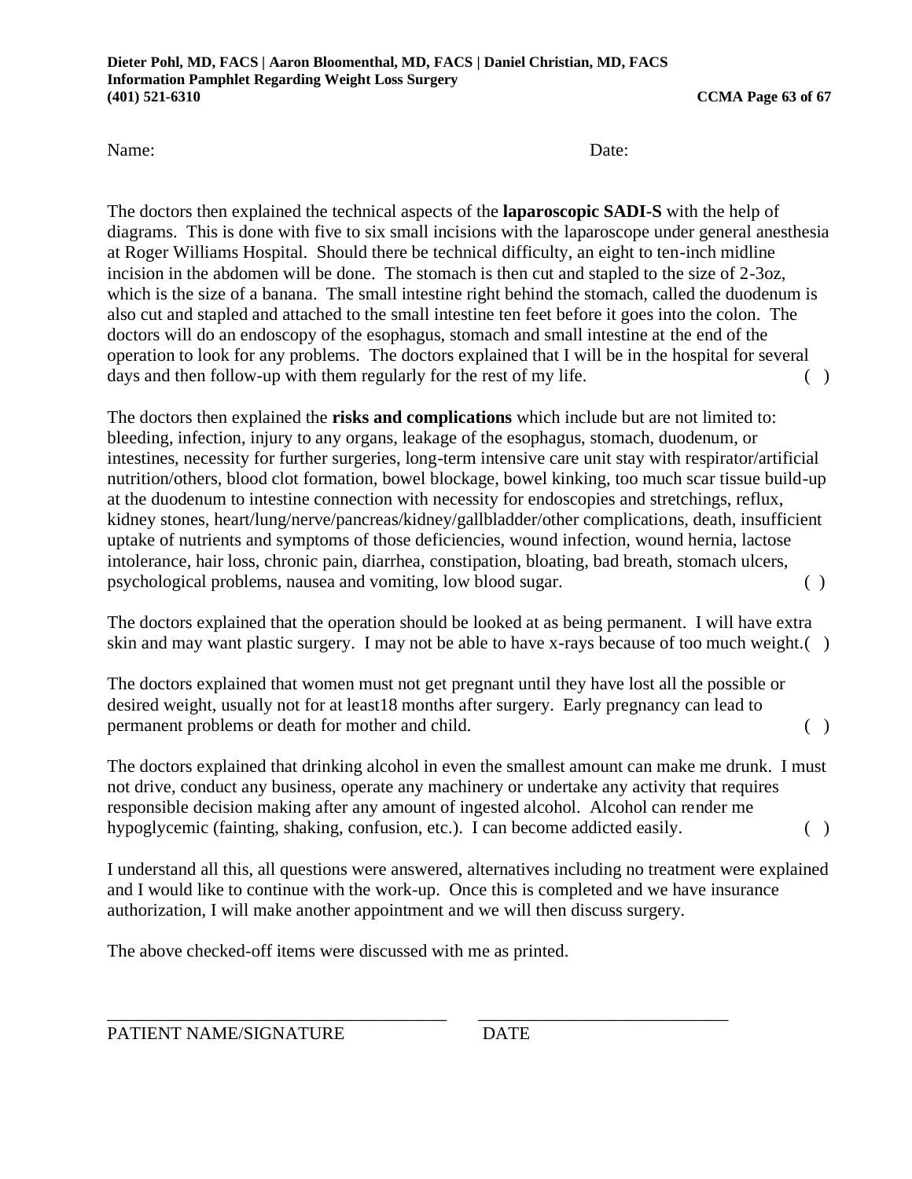Name: Date:

The doctors then explained the technical aspects of the **laparoscopic SADI-S** with the help of diagrams. This is done with five to six small incisions with the laparoscope under general anesthesia at Roger Williams Hospital. Should there be technical difficulty, an eight to ten-inch midline incision in the abdomen will be done. The stomach is then cut and stapled to the size of 2-3oz, which is the size of a banana. The small intestine right behind the stomach, called the duodenum is also cut and stapled and attached to the small intestine ten feet before it goes into the colon. The doctors will do an endoscopy of the esophagus, stomach and small intestine at the end of the operation to look for any problems. The doctors explained that I will be in the hospital for several days and then follow-up with them regularly for the rest of my life. ( )

The doctors then explained the **risks and complications** which include but are not limited to: bleeding, infection, injury to any organs, leakage of the esophagus, stomach, duodenum, or intestines, necessity for further surgeries, long-term intensive care unit stay with respirator/artificial nutrition/others, blood clot formation, bowel blockage, bowel kinking, too much scar tissue build-up at the duodenum to intestine connection with necessity for endoscopies and stretchings, reflux, kidney stones, heart/lung/nerve/pancreas/kidney/gallbladder/other complications, death, insufficient uptake of nutrients and symptoms of those deficiencies, wound infection, wound hernia, lactose intolerance, hair loss, chronic pain, diarrhea, constipation, bloating, bad breath, stomach ulcers, psychological problems, nausea and vomiting, low blood sugar. ( )

The doctors explained that the operation should be looked at as being permanent. I will have extra skin and may want plastic surgery. I may not be able to have x-rays because of too much weight.( )

The doctors explained that women must not get pregnant until they have lost all the possible or desired weight, usually not for at least18 months after surgery. Early pregnancy can lead to permanent problems or death for mother and child. ( )

The doctors explained that drinking alcohol in even the smallest amount can make me drunk. I must not drive, conduct any business, operate any machinery or undertake any activity that requires responsible decision making after any amount of ingested alcohol. Alcohol can render me hypoglycemic (fainting, shaking, confusion, etc.). I can become addicted easily. ( )

I understand all this, all questions were answered, alternatives including no treatment were explained and I would like to continue with the work-up. Once this is completed and we have insurance authorization, I will make another appointment and we will then discuss surgery.

The above checked-off items were discussed with me as printed.

\_\_\_\_\_\_\_\_\_\_\_\_\_\_\_\_\_\_\_\_\_\_\_\_\_\_\_\_\_\_\_\_\_\_\_\_\_\_ \_\_\_\_\_\_\_\_\_\_\_\_\_\_\_\_\_\_\_\_\_\_\_\_\_\_\_\_

PATIENT NAME/SIGNATURE DATE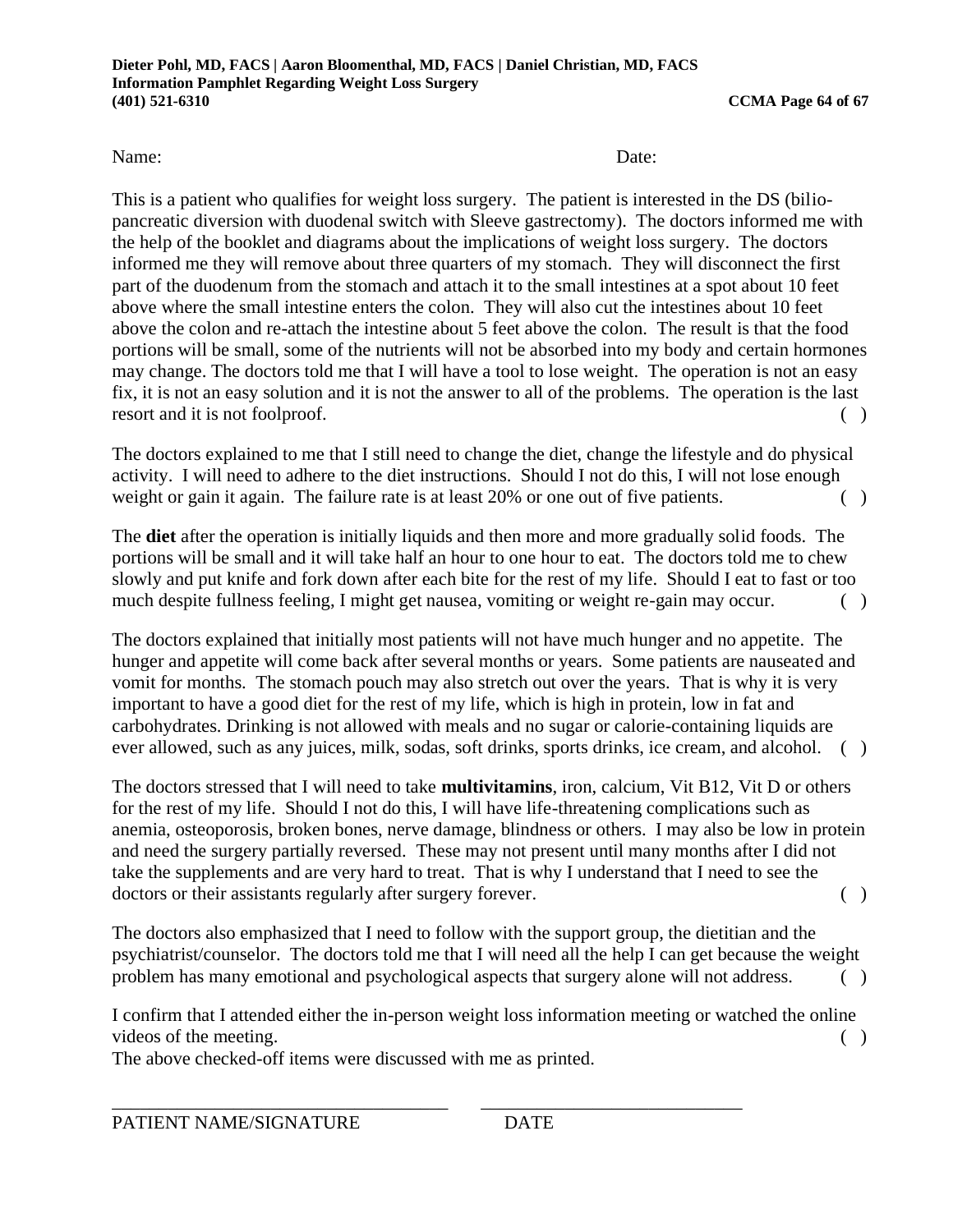Name: Date:

This is a patient who qualifies for weight loss surgery. The patient is interested in the DS (bilio-pancreatic diversion with duodenal switch with Sleeve gastrectomy). The doctors informed me with the help of the booklet and diagrams about the implications of weight loss surgery. The doctors informed me they will remove about three quarters of my stomach. They will disconnect the first part of the duodenum from the stomach and attach it to the small intestines at a spot about 10 feet above where the small intestine enters the colon. They will also cut the intestines about 10 feet above the colon and re-attach the intestine about 5 feet above the colon. The result is that the food portions will be small, some of the nutrients will not be absorbed into my body and certain hormones may change. The doctors told me that I will have a tool to lose weight. The operation is not an easy fix, it is not an easy solution and it is not the answer to all of the problems. The operation is the last resort and it is not foolproof. ( )

The doctors explained to me that I still need to change the diet, change the lifestyle and do physical activity. I will need to adhere to the diet instructions. Should I not do this, I will not lose enough weight or gain it again. The failure rate is at least 20% or one out of five patients. ( )

The **diet** after the operation is initially liquids and then more and more gradually solid foods. The portions will be small and it will take half an hour to one hour to eat. The doctors told me to chew slowly and put knife and fork down after each bite for the rest of my life. Should I eat to fast or too much despite fullness feeling, I might get nausea, vomiting or weight re-gain may occur. ( )

The doctors explained that initially most patients will not have much hunger and no appetite. The hunger and appetite will come back after several months or years. Some patients are nauseated and vomit for months. The stomach pouch may also stretch out over the years. That is why it is very important to have a good diet for the rest of my life, which is high in protein, low in fat and carbohydrates. Drinking is not allowed with meals and no sugar or calorie-containing liquids are ever allowed, such as any juices, milk, sodas, soft drinks, sports drinks, ice cream, and alcohol. ( )

The doctors stressed that I will need to take **multivitamins**, iron, calcium, Vit B12, Vit D or others for the rest of my life. Should I not do this, I will have life-threatening complications such as anemia, osteoporosis, broken bones, nerve damage, blindness or others. I may also be low in protein and need the surgery partially reversed. These may not present until many months after I did not take the supplements and are very hard to treat. That is why I understand that I need to see the doctors or their assistants regularly after surgery forever. ( )

The doctors also emphasized that I need to follow with the support group, the dietitian and the psychiatrist/counselor. The doctors told me that I will need all the help I can get because the weight problem has many emotional and psychological aspects that surgery alone will not address. ( )

I confirm that I attended either the in-person weight loss information meeting or watched the online videos of the meeting. ( )

The above checked-off items were discussed with me as printed.

\_\_\_\_\_\_\_\_\_\_\_\_\_\_\_\_\_\_\_\_\_\_\_\_\_\_\_\_\_\_\_\_ \_\_\_\_\_\_\_\_\_\_\_\_\_\_\_\_\_\_\_\_\_\_\_\_\_\_\_\_

PATIENT NAME/SIGNATURE DATE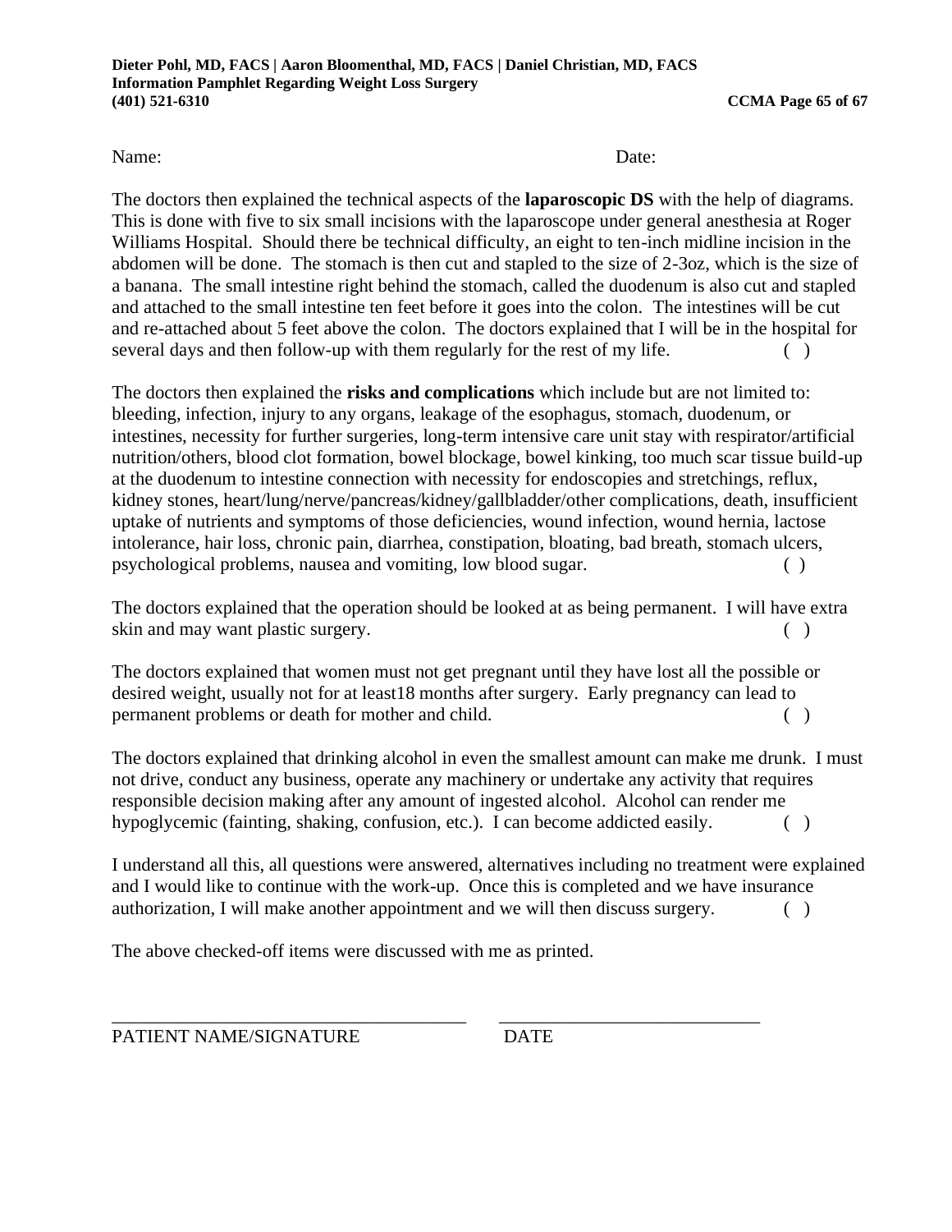Name: Date:

The doctors then explained the technical aspects of the **laparoscopic DS** with the help of diagrams. This is done with five to six small incisions with the laparoscope under general anesthesia at Roger Williams Hospital. Should there be technical difficulty, an eight to ten-inch midline incision in the abdomen will be done. The stomach is then cut and stapled to the size of 2-3oz, which is the size of a banana. The small intestine right behind the stomach, called the duodenum is also cut and stapled and attached to the small intestine ten feet before it goes into the colon. The intestines will be cut and re-attached about 5 feet above the colon. The doctors explained that I will be in the hospital for several days and then follow-up with them regularly for the rest of my life. ( )

The doctors then explained the **risks and complications** which include but are not limited to: bleeding, infection, injury to any organs, leakage of the esophagus, stomach, duodenum, or intestines, necessity for further surgeries, long-term intensive care unit stay with respirator/artificial nutrition/others, blood clot formation, bowel blockage, bowel kinking, too much scar tissue build-up at the duodenum to intestine connection with necessity for endoscopies and stretchings, reflux, kidney stones, heart/lung/nerve/pancreas/kidney/gallbladder/other complications, death, insufficient uptake of nutrients and symptoms of those deficiencies, wound infection, wound hernia, lactose intolerance, hair loss, chronic pain, diarrhea, constipation, bloating, bad breath, stomach ulcers, psychological problems, nausea and vomiting, low blood sugar. ( )

The doctors explained that the operation should be looked at as being permanent. I will have extra skin and may want plastic surgery. ( )

The doctors explained that women must not get pregnant until they have lost all the possible or desired weight, usually not for at least18 months after surgery. Early pregnancy can lead to permanent problems or death for mother and child. ( )

The doctors explained that drinking alcohol in even the smallest amount can make me drunk. I must not drive, conduct any business, operate any machinery or undertake any activity that requires responsible decision making after any amount of ingested alcohol. Alcohol can render me hypoglycemic (fainting, shaking, confusion, etc.). I can become addicted easily. ( )

I understand all this, all questions were answered, alternatives including no treatment were explained and I would like to continue with the work-up. Once this is completed and we have insurance authorization, I will make another appointment and we will then discuss surgery. ( )

The above checked-off items were discussed with me as printed.

\_\_\_\_\_\_\_\_\_\_\_\_\_\_\_\_\_\_\_\_\_\_\_\_\_\_\_\_\_\_\_\_\_\_\_\_ \_\_\_\_\_\_\_\_\_\_\_\_\_\_\_\_\_\_\_\_\_\_\_\_\_\_\_\_

PATIENT NAME/SIGNATURE DATE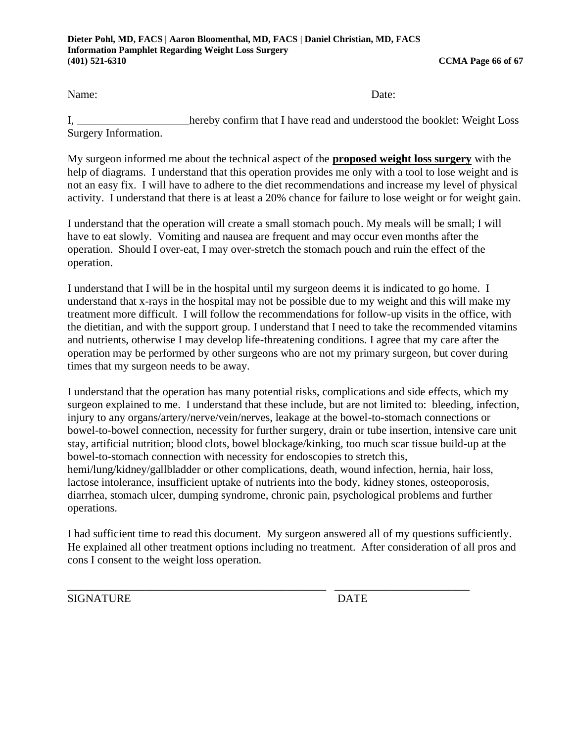Name: Date:

I, ____________________hereby confirm that I have read and understood the booklet: Weight Loss Surgery Information.

My surgeon informed me about the technical aspect of the **proposed weight loss surgery** with the help of diagrams. I understand that this operation provides me only with a tool to lose weight and is not an easy fix. I will have to adhere to the diet recommendations and increase my level of physical activity. I understand that there is at least a 20% chance for failure to lose weight or for weight gain.

I understand that the operation will create a small stomach pouch. My meals will be small; I will have to eat slowly. Vomiting and nausea are frequent and may occur even months after the operation. Should I over-eat, I may over-stretch the stomach pouch and ruin the effect of the operation.

I understand that I will be in the hospital until my surgeon deems it is indicated to go home. I understand that x-rays in the hospital may not be possible due to my weight and this will make my treatment more difficult. I will follow the recommendations for follow-up visits in the office, with the dietitian, and with the support group. I understand that I need to take the recommended vitamins and nutrients, otherwise I may develop life-threatening conditions. I agree that my care after the operation may be performed by other surgeons who are not my primary surgeon, but cover during times that my surgeon needs to be away.

I understand that the operation has many potential risks, complications and side effects, which my surgeon explained to me. I understand that these include, but are not limited to: bleeding, infection, injury to any organs/artery/nerve/vein/nerves, leakage at the bowel-to-stomach connections or bowel-to-bowel connection, necessity for further surgery, drain or tube insertion, intensive care unit stay, artificial nutrition; blood clots, bowel blockage/kinking, too much scar tissue build-up at the bowel-to-stomach connection with necessity for endoscopies to stretch this, hemi/lung/kidney/gallbladder or other complications, death, wound infection, hernia, hair loss, lactose intolerance, insufficient uptake of nutrients into the body, kidney stones, osteoporosis, diarrhea, stomach ulcer, dumping syndrome, chronic pain, psychological problems and further operations.

I had sufficient time to read this document. My surgeon answered all of my questions sufficiently. He explained all other treatment options including no treatment. After consideration of all pros and cons I consent to the weight loss operation.

_______________________________________________ ________________________

SIGNATURE DATE